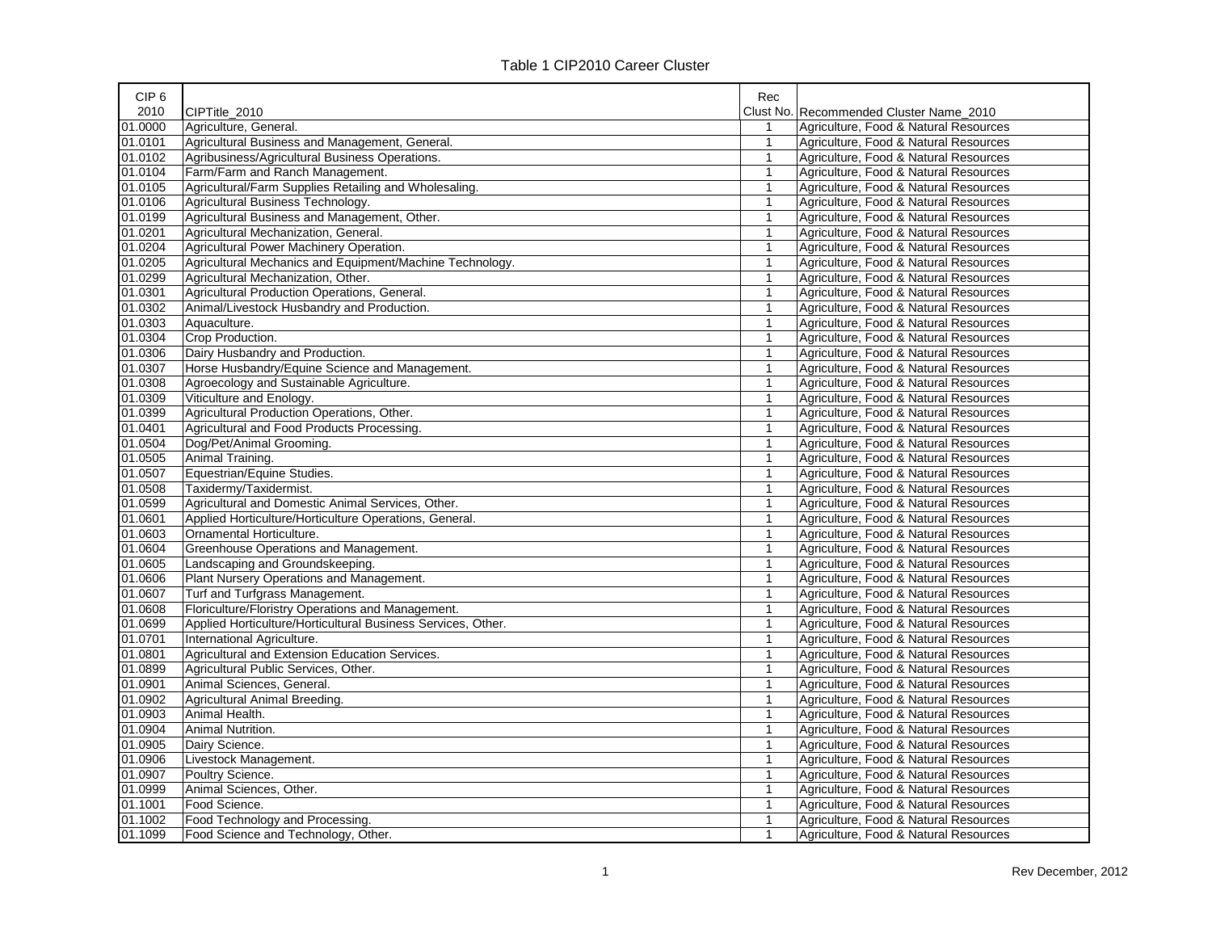# Table 1 CIP2010 Career Cluster

| CIP 6 2010 | CIPTitle_2010 | Rec Clust No. | Recommended Cluster Name_2010 |
|---|---|---|---|
| 01.0000 | Agriculture, General. | 1 | Agriculture, Food & Natural Resources |
| 01.0101 | Agricultural Business and Management, General. | 1 | Agriculture, Food & Natural Resources |
| 01.0102 | Agribusiness/Agricultural Business Operations. | 1 | Agriculture, Food & Natural Resources |
| 01.0104 | Farm/Farm and Ranch Management. | 1 | Agriculture, Food & Natural Resources |
| 01.0105 | Agricultural/Farm Supplies Retailing and Wholesaling. | 1 | Agriculture, Food & Natural Resources |
| 01.0106 | Agricultural Business Technology. | 1 | Agriculture, Food & Natural Resources |
| 01.0199 | Agricultural Business and Management, Other. | 1 | Agriculture, Food & Natural Resources |
| 01.0201 | Agricultural Mechanization, General. | 1 | Agriculture, Food & Natural Resources |
| 01.0204 | Agricultural Power Machinery Operation. | 1 | Agriculture, Food & Natural Resources |
| 01.0205 | Agricultural Mechanics and Equipment/Machine Technology. | 1 | Agriculture, Food & Natural Resources |
| 01.0299 | Agricultural Mechanization, Other. | 1 | Agriculture, Food & Natural Resources |
| 01.0301 | Agricultural Production Operations, General. | 1 | Agriculture, Food & Natural Resources |
| 01.0302 | Animal/Livestock Husbandry and Production. | 1 | Agriculture, Food & Natural Resources |
| 01.0303 | Aquaculture. | 1 | Agriculture, Food & Natural Resources |
| 01.0304 | Crop Production. | 1 | Agriculture, Food & Natural Resources |
| 01.0306 | Dairy Husbandry and Production. | 1 | Agriculture, Food & Natural Resources |
| 01.0307 | Horse Husbandry/Equine Science and Management. | 1 | Agriculture, Food & Natural Resources |
| 01.0308 | Agroecology and Sustainable Agriculture. | 1 | Agriculture, Food & Natural Resources |
| 01.0309 | Viticulture and Enology. | 1 | Agriculture, Food & Natural Resources |
| 01.0399 | Agricultural Production Operations, Other. | 1 | Agriculture, Food & Natural Resources |
| 01.0401 | Agricultural and Food Products Processing. | 1 | Agriculture, Food & Natural Resources |
| 01.0504 | Dog/Pet/Animal Grooming. | 1 | Agriculture, Food & Natural Resources |
| 01.0505 | Animal Training. | 1 | Agriculture, Food & Natural Resources |
| 01.0507 | Equestrian/Equine Studies. | 1 | Agriculture, Food & Natural Resources |
| 01.0508 | Taxidermy/Taxidermist. | 1 | Agriculture, Food & Natural Resources |
| 01.0599 | Agricultural and Domestic Animal Services, Other. | 1 | Agriculture, Food & Natural Resources |
| 01.0601 | Applied Horticulture/Horticulture Operations, General. | 1 | Agriculture, Food & Natural Resources |
| 01.0603 | Ornamental Horticulture. | 1 | Agriculture, Food & Natural Resources |
| 01.0604 | Greenhouse Operations and Management. | 1 | Agriculture, Food & Natural Resources |
| 01.0605 | Landscaping and Groundskeeping. | 1 | Agriculture, Food & Natural Resources |
| 01.0606 | Plant Nursery Operations and Management. | 1 | Agriculture, Food & Natural Resources |
| 01.0607 | Turf and Turfgrass Management. | 1 | Agriculture, Food & Natural Resources |
| 01.0608 | Floriculture/Floristry Operations and Management. | 1 | Agriculture, Food & Natural Resources |
| 01.0699 | Applied Horticulture/Horticultural Business Services, Other. | 1 | Agriculture, Food & Natural Resources |
| 01.0701 | International Agriculture. | 1 | Agriculture, Food & Natural Resources |
| 01.0801 | Agricultural and Extension Education Services. | 1 | Agriculture, Food & Natural Resources |
| 01.0899 | Agricultural Public Services, Other. | 1 | Agriculture, Food & Natural Resources |
| 01.0901 | Animal Sciences, General. | 1 | Agriculture, Food & Natural Resources |
| 01.0902 | Agricultural Animal Breeding. | 1 | Agriculture, Food & Natural Resources |
| 01.0903 | Animal Health. | 1 | Agriculture, Food & Natural Resources |
| 01.0904 | Animal Nutrition. | 1 | Agriculture, Food & Natural Resources |
| 01.0905 | Dairy Science. | 1 | Agriculture, Food & Natural Resources |
| 01.0906 | Livestock Management. | 1 | Agriculture, Food & Natural Resources |
| 01.0907 | Poultry Science. | 1 | Agriculture, Food & Natural Resources |
| 01.0999 | Animal Sciences, Other. | 1 | Agriculture, Food & Natural Resources |
| 01.1001 | Food Science. | 1 | Agriculture, Food & Natural Resources |
| 01.1002 | Food Technology and Processing. | 1 | Agriculture, Food & Natural Resources |
| 01.1099 | Food Science and Technology, Other. | 1 | Agriculture, Food & Natural Resources |

Rev December, 2012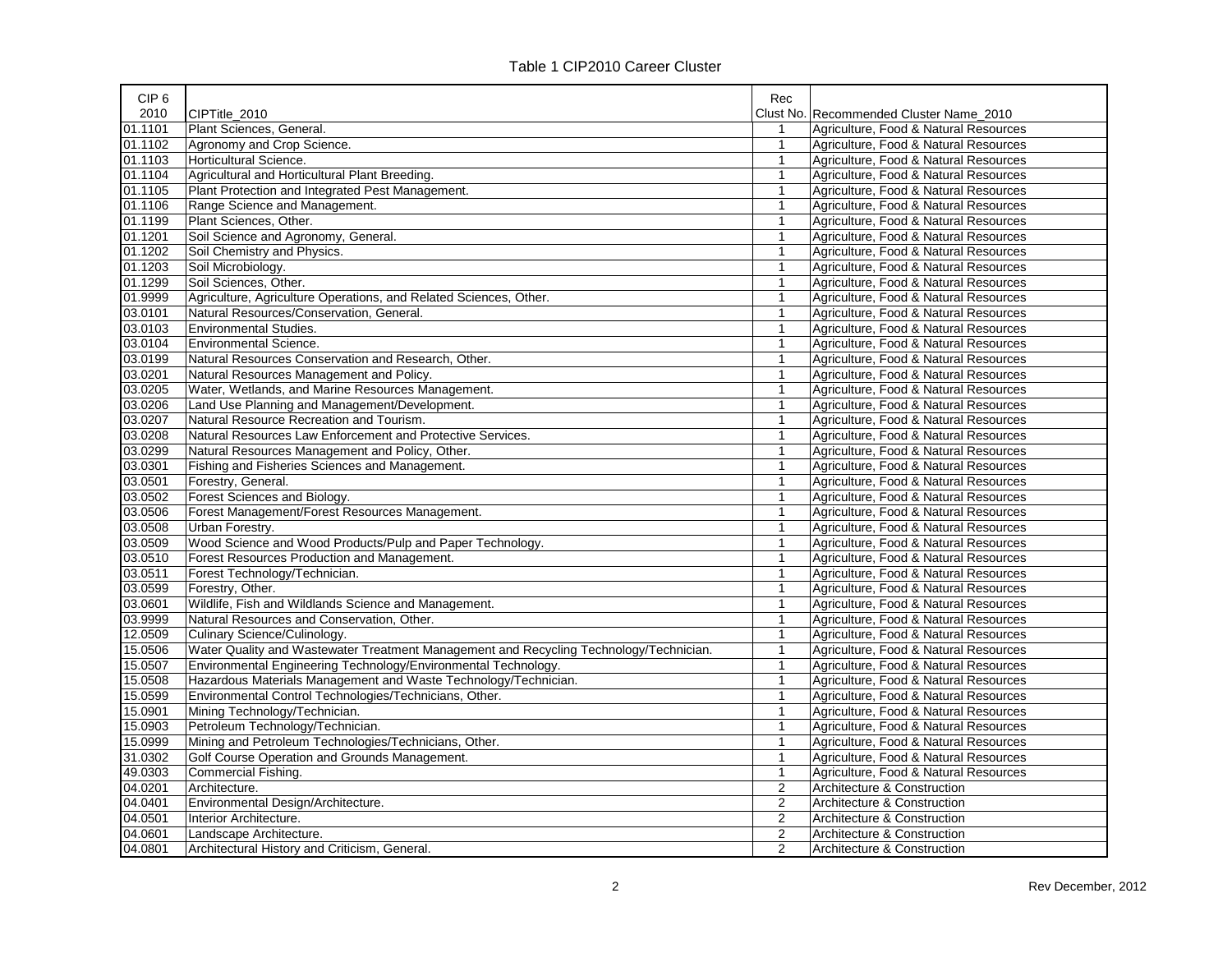Table 1 CIP2010 Career Cluster

| CIP 6 2010 | CIPTitle_2010 | Rec Clust No. | Recommended Cluster Name_2010 |
|---|---|---|---|
| 01.1101 | Plant Sciences, General. | 1 | Agriculture, Food & Natural Resources |
| 01.1102 | Agronomy and Crop Science. | 1 | Agriculture, Food & Natural Resources |
| 01.1103 | Horticultural Science. | 1 | Agriculture, Food & Natural Resources |
| 01.1104 | Agricultural and Horticultural Plant Breeding. | 1 | Agriculture, Food & Natural Resources |
| 01.1105 | Plant Protection and Integrated Pest Management. | 1 | Agriculture, Food & Natural Resources |
| 01.1106 | Range Science and Management. | 1 | Agriculture, Food & Natural Resources |
| 01.1199 | Plant Sciences, Other. | 1 | Agriculture, Food & Natural Resources |
| 01.1201 | Soil Science and Agronomy, General. | 1 | Agriculture, Food & Natural Resources |
| 01.1202 | Soil Chemistry and Physics. | 1 | Agriculture, Food & Natural Resources |
| 01.1203 | Soil Microbiology. | 1 | Agriculture, Food & Natural Resources |
| 01.1299 | Soil Sciences, Other. | 1 | Agriculture, Food & Natural Resources |
| 01.9999 | Agriculture, Agriculture Operations, and Related Sciences, Other. | 1 | Agriculture, Food & Natural Resources |
| 03.0101 | Natural Resources/Conservation, General. | 1 | Agriculture, Food & Natural Resources |
| 03.0103 | Environmental Studies. | 1 | Agriculture, Food & Natural Resources |
| 03.0104 | Environmental Science. | 1 | Agriculture, Food & Natural Resources |
| 03.0199 | Natural Resources Conservation and Research, Other. | 1 | Agriculture, Food & Natural Resources |
| 03.0201 | Natural Resources Management and Policy. | 1 | Agriculture, Food & Natural Resources |
| 03.0205 | Water, Wetlands, and Marine Resources Management. | 1 | Agriculture, Food & Natural Resources |
| 03.0206 | Land Use Planning and Management/Development. | 1 | Agriculture, Food & Natural Resources |
| 03.0207 | Natural Resource Recreation and Tourism. | 1 | Agriculture, Food & Natural Resources |
| 03.0208 | Natural Resources Law Enforcement and Protective Services. | 1 | Agriculture, Food & Natural Resources |
| 03.0299 | Natural Resources Management and Policy, Other. | 1 | Agriculture, Food & Natural Resources |
| 03.0301 | Fishing and Fisheries Sciences and Management. | 1 | Agriculture, Food & Natural Resources |
| 03.0501 | Forestry, General. | 1 | Agriculture, Food & Natural Resources |
| 03.0502 | Forest Sciences and Biology. | 1 | Agriculture, Food & Natural Resources |
| 03.0506 | Forest Management/Forest Resources Management. | 1 | Agriculture, Food & Natural Resources |
| 03.0508 | Urban Forestry. | 1 | Agriculture, Food & Natural Resources |
| 03.0509 | Wood Science and Wood Products/Pulp and Paper Technology. | 1 | Agriculture, Food & Natural Resources |
| 03.0510 | Forest Resources Production and Management. | 1 | Agriculture, Food & Natural Resources |
| 03.0511 | Forest Technology/Technician. | 1 | Agriculture, Food & Natural Resources |
| 03.0599 | Forestry, Other. | 1 | Agriculture, Food & Natural Resources |
| 03.0601 | Wildlife, Fish and Wildlands Science and Management. | 1 | Agriculture, Food & Natural Resources |
| 03.9999 | Natural Resources and Conservation, Other. | 1 | Agriculture, Food & Natural Resources |
| 12.0509 | Culinary Science/Culinology. | 1 | Agriculture, Food & Natural Resources |
| 15.0506 | Water Quality and Wastewater Treatment Management and Recycling Technology/Technician. | 1 | Agriculture, Food & Natural Resources |
| 15.0507 | Environmental Engineering Technology/Environmental Technology. | 1 | Agriculture, Food & Natural Resources |
| 15.0508 | Hazardous Materials Management and Waste Technology/Technician. | 1 | Agriculture, Food & Natural Resources |
| 15.0599 | Environmental Control Technologies/Technicians, Other. | 1 | Agriculture, Food & Natural Resources |
| 15.0901 | Mining Technology/Technician. | 1 | Agriculture, Food & Natural Resources |
| 15.0903 | Petroleum Technology/Technician. | 1 | Agriculture, Food & Natural Resources |
| 15.0999 | Mining and Petroleum Technologies/Technicians, Other. | 1 | Agriculture, Food & Natural Resources |
| 31.0302 | Golf Course Operation and Grounds Management. | 1 | Agriculture, Food & Natural Resources |
| 49.0303 | Commercial Fishing. | 1 | Agriculture, Food & Natural Resources |
| 04.0201 | Architecture. | 2 | Architecture & Construction |
| 04.0401 | Environmental Design/Architecture. | 2 | Architecture & Construction |
| 04.0501 | Interior Architecture. | 2 | Architecture & Construction |
| 04.0601 | Landscape Architecture. | 2 | Architecture & Construction |
| 04.0801 | Architectural History and Criticism, General. | 2 | Architecture & Construction |

Rev December, 2012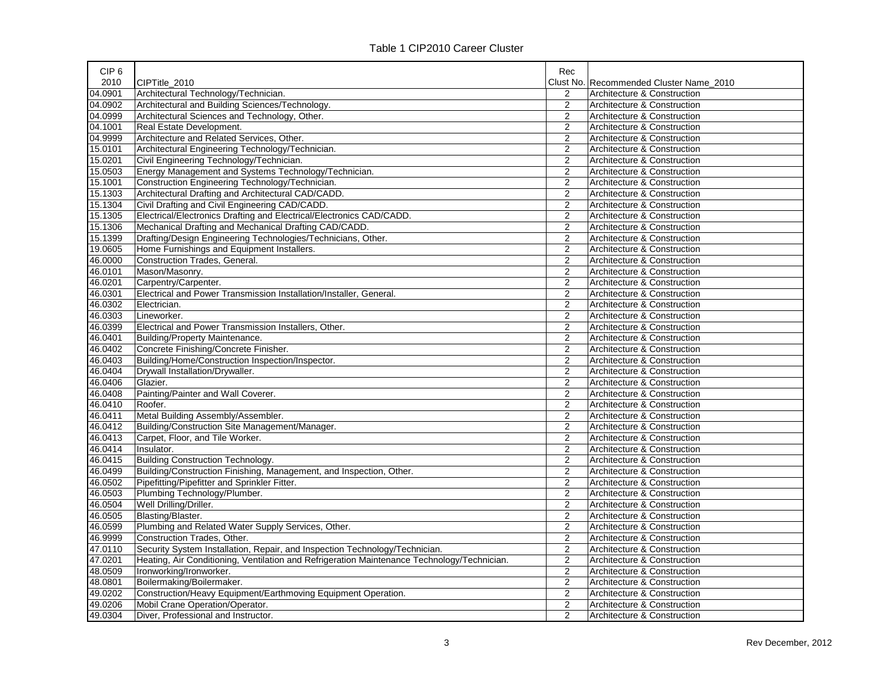Table 1 CIP2010 Career Cluster

| CIP 6 2010 | CIPTitle_2010 | Rec Clust No. | Recommended Cluster Name_2010 |
|---|---|---|---|
| 04.0901 | Architectural Technology/Technician. | 2 | Architecture & Construction |
| 04.0902 | Architectural and Building Sciences/Technology. | 2 | Architecture & Construction |
| 04.0999 | Architectural Sciences and Technology, Other. | 2 | Architecture & Construction |
| 04.1001 | Real Estate Development. | 2 | Architecture & Construction |
| 04.9999 | Architecture and Related Services, Other. | 2 | Architecture & Construction |
| 15.0101 | Architectural Engineering Technology/Technician. | 2 | Architecture & Construction |
| 15.0201 | Civil Engineering Technology/Technician. | 2 | Architecture & Construction |
| 15.0503 | Energy Management and Systems Technology/Technician. | 2 | Architecture & Construction |
| 15.1001 | Construction Engineering Technology/Technician. | 2 | Architecture & Construction |
| 15.1303 | Architectural Drafting and Architectural CAD/CADD. | 2 | Architecture & Construction |
| 15.1304 | Civil Drafting and Civil Engineering CAD/CADD. | 2 | Architecture & Construction |
| 15.1305 | Electrical/Electronics Drafting and Electrical/Electronics CAD/CADD. | 2 | Architecture & Construction |
| 15.1306 | Mechanical Drafting and Mechanical Drafting CAD/CADD. | 2 | Architecture & Construction |
| 15.1399 | Drafting/Design Engineering Technologies/Technicians, Other. | 2 | Architecture & Construction |
| 19.0605 | Home Furnishings and Equipment Installers. | 2 | Architecture & Construction |
| 46.0000 | Construction Trades, General. | 2 | Architecture & Construction |
| 46.0101 | Mason/Masonry. | 2 | Architecture & Construction |
| 46.0201 | Carpentry/Carpenter. | 2 | Architecture & Construction |
| 46.0301 | Electrical and Power Transmission Installation/Installer, General. | 2 | Architecture & Construction |
| 46.0302 | Electrician. | 2 | Architecture & Construction |
| 46.0303 | Lineworker. | 2 | Architecture & Construction |
| 46.0399 | Electrical and Power Transmission Installers, Other. | 2 | Architecture & Construction |
| 46.0401 | Building/Property Maintenance. | 2 | Architecture & Construction |
| 46.0402 | Concrete Finishing/Concrete Finisher. | 2 | Architecture & Construction |
| 46.0403 | Building/Home/Construction Inspection/Inspector. | 2 | Architecture & Construction |
| 46.0404 | Drywall Installation/Drywaller. | 2 | Architecture & Construction |
| 46.0406 | Glazier. | 2 | Architecture & Construction |
| 46.0408 | Painting/Painter and Wall Coverer. | 2 | Architecture & Construction |
| 46.0410 | Roofer. | 2 | Architecture & Construction |
| 46.0411 | Metal Building Assembly/Assembler. | 2 | Architecture & Construction |
| 46.0412 | Building/Construction Site Management/Manager. | 2 | Architecture & Construction |
| 46.0413 | Carpet, Floor, and Tile Worker. | 2 | Architecture & Construction |
| 46.0414 | Insulator. | 2 | Architecture & Construction |
| 46.0415 | Building Construction Technology. | 2 | Architecture & Construction |
| 46.0499 | Building/Construction Finishing, Management, and Inspection, Other. | 2 | Architecture & Construction |
| 46.0502 | Pipefitting/Pipefitter and Sprinkler Fitter. | 2 | Architecture & Construction |
| 46.0503 | Plumbing Technology/Plumber. | 2 | Architecture & Construction |
| 46.0504 | Well Drilling/Driller. | 2 | Architecture & Construction |
| 46.0505 | Blasting/Blaster. | 2 | Architecture & Construction |
| 46.0599 | Plumbing and Related Water Supply Services, Other. | 2 | Architecture & Construction |
| 46.9999 | Construction Trades, Other. | 2 | Architecture & Construction |
| 47.0110 | Security System Installation, Repair, and Inspection Technology/Technician. | 2 | Architecture & Construction |
| 47.0201 | Heating, Air Conditioning, Ventilation and Refrigeration Maintenance Technology/Technician. | 2 | Architecture & Construction |
| 48.0509 | Ironworking/Ironworker. | 2 | Architecture & Construction |
| 48.0801 | Boilermaking/Boilermaker. | 2 | Architecture & Construction |
| 49.0202 | Construction/Heavy Equipment/Earthmoving Equipment Operation. | 2 | Architecture & Construction |
| 49.0206 | Mobil Crane Operation/Operator. | 2 | Architecture & Construction |
| 49.0304 | Diver, Professional and Instructor. | 2 | Architecture & Construction |

Rev December, 2012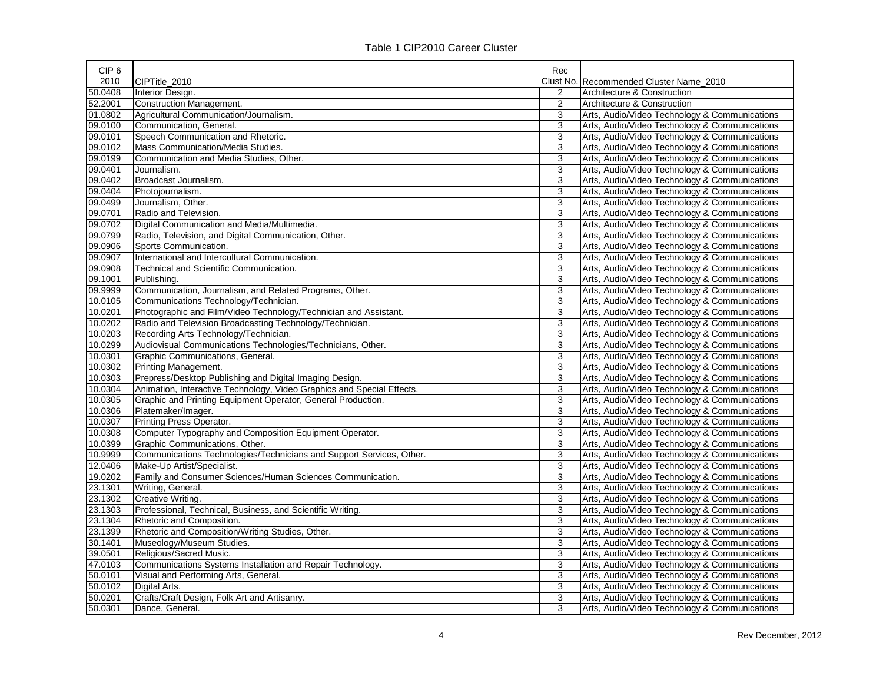Table 1 CIP2010 Career Cluster

| CIP 6 2010 | CIPTitle_2010 | Rec Clust No. | Recommended Cluster Name_2010 |
|---|---|---|---|
| 50.0408 | Interior Design. | 2 | Architecture & Construction |
| 52.2001 | Construction Management. | 2 | Architecture & Construction |
| 01.0802 | Agricultural Communication/Journalism. | 3 | Arts, Audio/Video Technology & Communications |
| 09.0100 | Communication, General. | 3 | Arts, Audio/Video Technology & Communications |
| 09.0101 | Speech Communication and Rhetoric. | 3 | Arts, Audio/Video Technology & Communications |
| 09.0102 | Mass Communication/Media Studies. | 3 | Arts, Audio/Video Technology & Communications |
| 09.0199 | Communication and Media Studies, Other. | 3 | Arts, Audio/Video Technology & Communications |
| 09.0401 | Journalism. | 3 | Arts, Audio/Video Technology & Communications |
| 09.0402 | Broadcast Journalism. | 3 | Arts, Audio/Video Technology & Communications |
| 09.0404 | Photojournalism. | 3 | Arts, Audio/Video Technology & Communications |
| 09.0499 | Journalism, Other. | 3 | Arts, Audio/Video Technology & Communications |
| 09.0701 | Radio and Television. | 3 | Arts, Audio/Video Technology & Communications |
| 09.0702 | Digital Communication and Media/Multimedia. | 3 | Arts, Audio/Video Technology & Communications |
| 09.0799 | Radio, Television, and Digital Communication, Other. | 3 | Arts, Audio/Video Technology & Communications |
| 09.0906 | Sports Communication. | 3 | Arts, Audio/Video Technology & Communications |
| 09.0907 | International and Intercultural Communication. | 3 | Arts, Audio/Video Technology & Communications |
| 09.0908 | Technical and Scientific Communication. | 3 | Arts, Audio/Video Technology & Communications |
| 09.1001 | Publishing. | 3 | Arts, Audio/Video Technology & Communications |
| 09.9999 | Communication, Journalism, and Related Programs, Other. | 3 | Arts, Audio/Video Technology & Communications |
| 10.0105 | Communications Technology/Technician. | 3 | Arts, Audio/Video Technology & Communications |
| 10.0201 | Photographic and Film/Video Technology/Technician and Assistant. | 3 | Arts, Audio/Video Technology & Communications |
| 10.0202 | Radio and Television Broadcasting Technology/Technician. | 3 | Arts, Audio/Video Technology & Communications |
| 10.0203 | Recording Arts Technology/Technician. | 3 | Arts, Audio/Video Technology & Communications |
| 10.0299 | Audiovisual Communications Technologies/Technicians, Other. | 3 | Arts, Audio/Video Technology & Communications |
| 10.0301 | Graphic Communications, General. | 3 | Arts, Audio/Video Technology & Communications |
| 10.0302 | Printing Management. | 3 | Arts, Audio/Video Technology & Communications |
| 10.0303 | Prepress/Desktop Publishing and Digital Imaging Design. | 3 | Arts, Audio/Video Technology & Communications |
| 10.0304 | Animation, Interactive Technology, Video Graphics and Special Effects. | 3 | Arts, Audio/Video Technology & Communications |
| 10.0305 | Graphic and Printing Equipment Operator, General Production. | 3 | Arts, Audio/Video Technology & Communications |
| 10.0306 | Platemaker/Imager. | 3 | Arts, Audio/Video Technology & Communications |
| 10.0307 | Printing Press Operator. | 3 | Arts, Audio/Video Technology & Communications |
| 10.0308 | Computer Typography and Composition Equipment Operator. | 3 | Arts, Audio/Video Technology & Communications |
| 10.0399 | Graphic Communications, Other. | 3 | Arts, Audio/Video Technology & Communications |
| 10.9999 | Communications Technologies/Technicians and Support Services, Other. | 3 | Arts, Audio/Video Technology & Communications |
| 12.0406 | Make-Up Artist/Specialist. | 3 | Arts, Audio/Video Technology & Communications |
| 19.0202 | Family and Consumer Sciences/Human Sciences Communication. | 3 | Arts, Audio/Video Technology & Communications |
| 23.1301 | Writing, General. | 3 | Arts, Audio/Video Technology & Communications |
| 23.1302 | Creative Writing. | 3 | Arts, Audio/Video Technology & Communications |
| 23.1303 | Professional, Technical, Business, and Scientific Writing. | 3 | Arts, Audio/Video Technology & Communications |
| 23.1304 | Rhetoric and Composition. | 3 | Arts, Audio/Video Technology & Communications |
| 23.1399 | Rhetoric and Composition/Writing Studies, Other. | 3 | Arts, Audio/Video Technology & Communications |
| 30.1401 | Museology/Museum Studies. | 3 | Arts, Audio/Video Technology & Communications |
| 39.0501 | Religious/Sacred Music. | 3 | Arts, Audio/Video Technology & Communications |
| 47.0103 | Communications Systems Installation and Repair Technology. | 3 | Arts, Audio/Video Technology & Communications |
| 50.0101 | Visual and Performing Arts, General. | 3 | Arts, Audio/Video Technology & Communications |
| 50.0102 | Digital Arts. | 3 | Arts, Audio/Video Technology & Communications |
| 50.0201 | Crafts/Craft Design, Folk Art and Artisanry. | 3 | Arts, Audio/Video Technology & Communications |
| 50.0301 | Dance, General. | 3 | Arts, Audio/Video Technology & Communications |

Rev December, 2012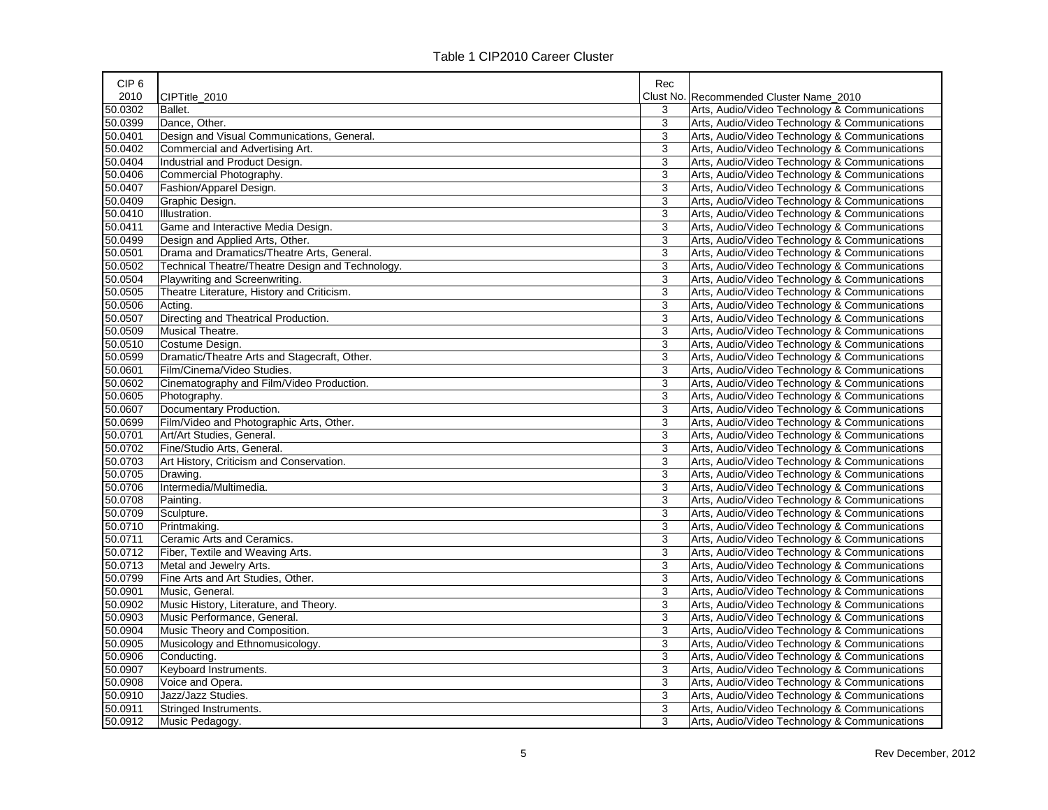Table 1 CIP2010 Career Cluster

| CIP 6 2010 | CIPTitle_2010 | Rec Clust No. | Recommended Cluster Name_2010 |
|---|---|---|---|
| 50.0302 | Ballet. | 3 | Arts, Audio/Video Technology & Communications |
| 50.0399 | Dance, Other. | 3 | Arts, Audio/Video Technology & Communications |
| 50.0401 | Design and Visual Communications, General. | 3 | Arts, Audio/Video Technology & Communications |
| 50.0402 | Commercial and Advertising Art. | 3 | Arts, Audio/Video Technology & Communications |
| 50.0404 | Industrial and Product Design. | 3 | Arts, Audio/Video Technology & Communications |
| 50.0406 | Commercial Photography. | 3 | Arts, Audio/Video Technology & Communications |
| 50.0407 | Fashion/Apparel Design. | 3 | Arts, Audio/Video Technology & Communications |
| 50.0409 | Graphic Design. | 3 | Arts, Audio/Video Technology & Communications |
| 50.0410 | Illustration. | 3 | Arts, Audio/Video Technology & Communications |
| 50.0411 | Game and Interactive Media Design. | 3 | Arts, Audio/Video Technology & Communications |
| 50.0499 | Design and Applied Arts, Other. | 3 | Arts, Audio/Video Technology & Communications |
| 50.0501 | Drama and Dramatics/Theatre Arts, General. | 3 | Arts, Audio/Video Technology & Communications |
| 50.0502 | Technical Theatre/Theatre Design and Technology. | 3 | Arts, Audio/Video Technology & Communications |
| 50.0504 | Playwriting and Screenwriting. | 3 | Arts, Audio/Video Technology & Communications |
| 50.0505 | Theatre Literature, History and Criticism. | 3 | Arts, Audio/Video Technology & Communications |
| 50.0506 | Acting. | 3 | Arts, Audio/Video Technology & Communications |
| 50.0507 | Directing and Theatrical Production. | 3 | Arts, Audio/Video Technology & Communications |
| 50.0509 | Musical Theatre. | 3 | Arts, Audio/Video Technology & Communications |
| 50.0510 | Costume Design. | 3 | Arts, Audio/Video Technology & Communications |
| 50.0599 | Dramatic/Theatre Arts and Stagecraft, Other. | 3 | Arts, Audio/Video Technology & Communications |
| 50.0601 | Film/Cinema/Video Studies. | 3 | Arts, Audio/Video Technology & Communications |
| 50.0602 | Cinematography and Film/Video Production. | 3 | Arts, Audio/Video Technology & Communications |
| 50.0605 | Photography. | 3 | Arts, Audio/Video Technology & Communications |
| 50.0607 | Documentary Production. | 3 | Arts, Audio/Video Technology & Communications |
| 50.0699 | Film/Video and Photographic Arts, Other. | 3 | Arts, Audio/Video Technology & Communications |
| 50.0701 | Art/Art Studies, General. | 3 | Arts, Audio/Video Technology & Communications |
| 50.0702 | Fine/Studio Arts, General. | 3 | Arts, Audio/Video Technology & Communications |
| 50.0703 | Art History, Criticism and Conservation. | 3 | Arts, Audio/Video Technology & Communications |
| 50.0705 | Drawing. | 3 | Arts, Audio/Video Technology & Communications |
| 50.0706 | Intermedia/Multimedia. | 3 | Arts, Audio/Video Technology & Communications |
| 50.0708 | Painting. | 3 | Arts, Audio/Video Technology & Communications |
| 50.0709 | Sculpture. | 3 | Arts, Audio/Video Technology & Communications |
| 50.0710 | Printmaking. | 3 | Arts, Audio/Video Technology & Communications |
| 50.0711 | Ceramic Arts and Ceramics. | 3 | Arts, Audio/Video Technology & Communications |
| 50.0712 | Fiber, Textile and Weaving Arts. | 3 | Arts, Audio/Video Technology & Communications |
| 50.0713 | Metal and Jewelry Arts. | 3 | Arts, Audio/Video Technology & Communications |
| 50.0799 | Fine Arts and Art Studies, Other. | 3 | Arts, Audio/Video Technology & Communications |
| 50.0901 | Music, General. | 3 | Arts, Audio/Video Technology & Communications |
| 50.0902 | Music History, Literature, and Theory. | 3 | Arts, Audio/Video Technology & Communications |
| 50.0903 | Music Performance, General. | 3 | Arts, Audio/Video Technology & Communications |
| 50.0904 | Music Theory and Composition. | 3 | Arts, Audio/Video Technology & Communications |
| 50.0905 | Musicology and Ethnomusicology. | 3 | Arts, Audio/Video Technology & Communications |
| 50.0906 | Conducting. | 3 | Arts, Audio/Video Technology & Communications |
| 50.0907 | Keyboard Instruments. | 3 | Arts, Audio/Video Technology & Communications |
| 50.0908 | Voice and Opera. | 3 | Arts, Audio/Video Technology & Communications |
| 50.0910 | Jazz/Jazz Studies. | 3 | Arts, Audio/Video Technology & Communications |
| 50.0911 | Stringed Instruments. | 3 | Arts, Audio/Video Technology & Communications |
| 50.0912 | Music Pedagogy. | 3 | Arts, Audio/Video Technology & Communications |

Rev December, 2012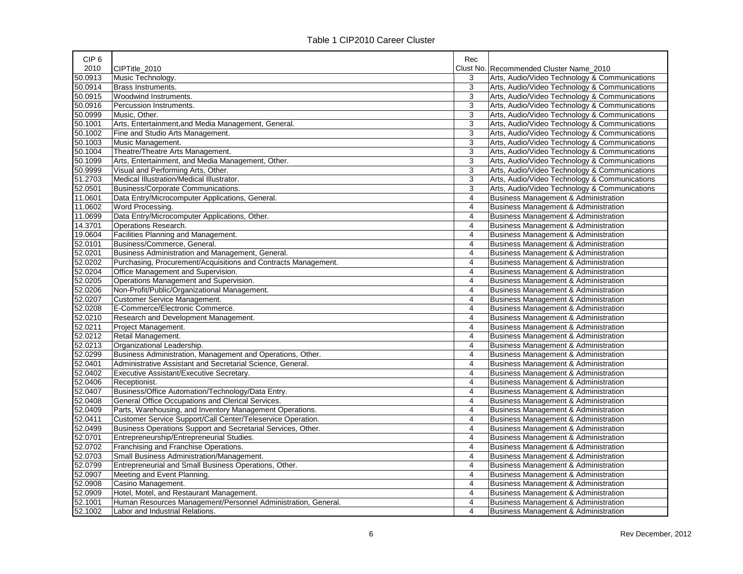Table 1 CIP2010 Career Cluster

| CIP 6 2010 | CIPTitle_2010 | Rec Clust No. | Recommended Cluster Name_2010 |
|---|---|---|---|
| 50.0913 | Music Technology. | 3 | Arts, Audio/Video Technology & Communications |
| 50.0914 | Brass Instruments. | 3 | Arts, Audio/Video Technology & Communications |
| 50.0915 | Woodwind Instruments. | 3 | Arts, Audio/Video Technology & Communications |
| 50.0916 | Percussion Instruments. | 3 | Arts, Audio/Video Technology & Communications |
| 50.0999 | Music, Other. | 3 | Arts, Audio/Video Technology & Communications |
| 50.1001 | Arts, Entertainment,and Media Management, General. | 3 | Arts, Audio/Video Technology & Communications |
| 50.1002 | Fine and Studio Arts Management. | 3 | Arts, Audio/Video Technology & Communications |
| 50.1003 | Music Management. | 3 | Arts, Audio/Video Technology & Communications |
| 50.1004 | Theatre/Theatre Arts Management. | 3 | Arts, Audio/Video Technology & Communications |
| 50.1099 | Arts, Entertainment, and Media Management, Other. | 3 | Arts, Audio/Video Technology & Communications |
| 50.9999 | Visual and Performing Arts, Other. | 3 | Arts, Audio/Video Technology & Communications |
| 51.2703 | Medical Illustration/Medical Illustrator. | 3 | Arts, Audio/Video Technology & Communications |
| 52.0501 | Business/Corporate Communications. | 3 | Arts, Audio/Video Technology & Communications |
| 11.0601 | Data Entry/Microcomputer Applications, General. | 4 | Business Management & Administration |
| 11.0602 | Word Processing. | 4 | Business Management & Administration |
| 11.0699 | Data Entry/Microcomputer Applications, Other. | 4 | Business Management & Administration |
| 14.3701 | Operations Research. | 4 | Business Management & Administration |
| 19.0604 | Facilities Planning and Management. | 4 | Business Management & Administration |
| 52.0101 | Business/Commerce, General. | 4 | Business Management & Administration |
| 52.0201 | Business Administration and Management, General. | 4 | Business Management & Administration |
| 52.0202 | Purchasing, Procurement/Acquisitions and Contracts Management. | 4 | Business Management & Administration |
| 52.0204 | Office Management and Supervision. | 4 | Business Management & Administration |
| 52.0205 | Operations Management and Supervision. | 4 | Business Management & Administration |
| 52.0206 | Non-Profit/Public/Organizational Management. | 4 | Business Management & Administration |
| 52.0207 | Customer Service Management. | 4 | Business Management & Administration |
| 52.0208 | E-Commerce/Electronic Commerce. | 4 | Business Management & Administration |
| 52.0210 | Research and Development Management. | 4 | Business Management & Administration |
| 52.0211 | Project Management. | 4 | Business Management & Administration |
| 52.0212 | Retail Management. | 4 | Business Management & Administration |
| 52.0213 | Organizational Leadership. | 4 | Business Management & Administration |
| 52.0299 | Business Administration, Management and Operations, Other. | 4 | Business Management & Administration |
| 52.0401 | Administrative Assistant and Secretarial Science, General. | 4 | Business Management & Administration |
| 52.0402 | Executive Assistant/Executive Secretary. | 4 | Business Management & Administration |
| 52.0406 | Receptionist. | 4 | Business Management & Administration |
| 52.0407 | Business/Office Automation/Technology/Data Entry. | 4 | Business Management & Administration |
| 52.0408 | General Office Occupations and Clerical Services. | 4 | Business Management & Administration |
| 52.0409 | Parts, Warehousing, and Inventory Management Operations. | 4 | Business Management & Administration |
| 52.0411 | Customer Service Support/Call Center/Teleservice Operation. | 4 | Business Management & Administration |
| 52.0499 | Business Operations Support and Secretarial Services, Other. | 4 | Business Management & Administration |
| 52.0701 | Entrepreneurship/Entrepreneurial Studies. | 4 | Business Management & Administration |
| 52.0702 | Franchising and Franchise Operations. | 4 | Business Management & Administration |
| 52.0703 | Small Business Administration/Management. | 4 | Business Management & Administration |
| 52.0799 | Entrepreneurial and Small Business Operations, Other. | 4 | Business Management & Administration |
| 52.0907 | Meeting and Event Planning. | 4 | Business Management & Administration |
| 52.0908 | Casino Management. | 4 | Business Management & Administration |
| 52.0909 | Hotel, Motel, and Restaurant Management. | 4 | Business Management & Administration |
| 52.1001 | Human Resources Management/Personnel Administration, General. | 4 | Business Management & Administration |
| 52.1002 | Labor and Industrial Relations. | 4 | Business Management & Administration |

Rev December, 2012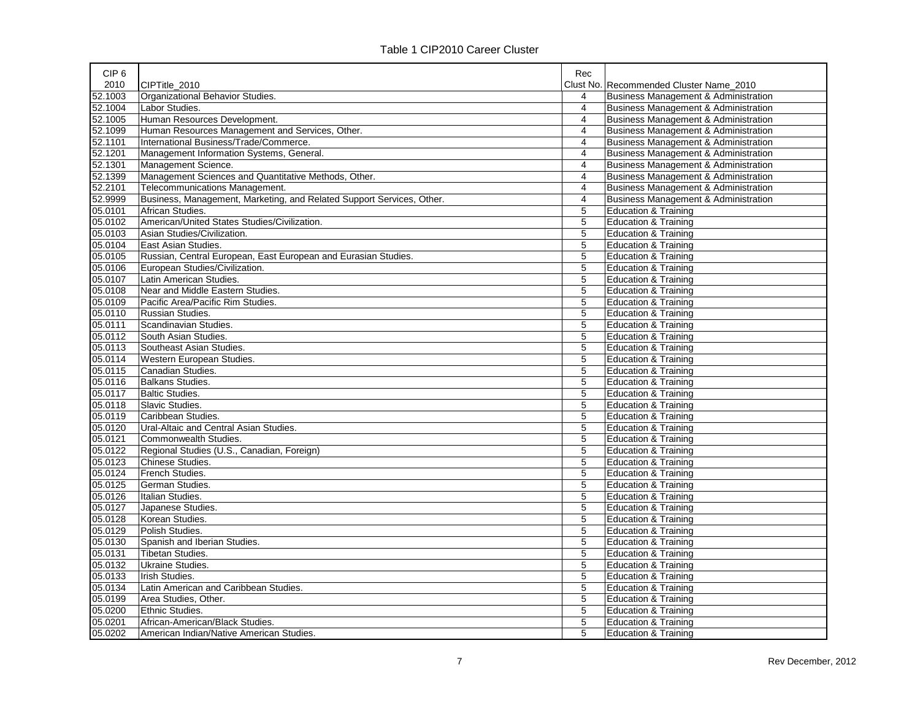Table 1 CIP2010 Career Cluster

| CIP 6 2010 | CIPTitle_2010 | Rec Clust No. | Recommended Cluster Name_2010 |
|---|---|---|---|
| 52.1003 | Organizational Behavior Studies. | 4 | Business Management & Administration |
| 52.1004 | Labor Studies. | 4 | Business Management & Administration |
| 52.1005 | Human Resources Development. | 4 | Business Management & Administration |
| 52.1099 | Human Resources Management and Services, Other. | 4 | Business Management & Administration |
| 52.1101 | International Business/Trade/Commerce. | 4 | Business Management & Administration |
| 52.1201 | Management Information Systems, General. | 4 | Business Management & Administration |
| 52.1301 | Management Science. | 4 | Business Management & Administration |
| 52.1399 | Management Sciences and Quantitative Methods, Other. | 4 | Business Management & Administration |
| 52.2101 | Telecommunications Management. | 4 | Business Management & Administration |
| 52.9999 | Business, Management, Marketing, and Related Support Services, Other. | 4 | Business Management & Administration |
| 05.0101 | African Studies. | 5 | Education & Training |
| 05.0102 | American/United States Studies/Civilization. | 5 | Education & Training |
| 05.0103 | Asian Studies/Civilization. | 5 | Education & Training |
| 05.0104 | East Asian Studies. | 5 | Education & Training |
| 05.0105 | Russian, Central European, East European and Eurasian Studies. | 5 | Education & Training |
| 05.0106 | European Studies/Civilization. | 5 | Education & Training |
| 05.0107 | Latin American Studies. | 5 | Education & Training |
| 05.0108 | Near and Middle Eastern Studies. | 5 | Education & Training |
| 05.0109 | Pacific Area/Pacific Rim Studies. | 5 | Education & Training |
| 05.0110 | Russian Studies. | 5 | Education & Training |
| 05.0111 | Scandinavian Studies. | 5 | Education & Training |
| 05.0112 | South Asian Studies. | 5 | Education & Training |
| 05.0113 | Southeast Asian Studies. | 5 | Education & Training |
| 05.0114 | Western European Studies. | 5 | Education & Training |
| 05.0115 | Canadian Studies. | 5 | Education & Training |
| 05.0116 | Balkans Studies. | 5 | Education & Training |
| 05.0117 | Baltic Studies. | 5 | Education & Training |
| 05.0118 | Slavic Studies. | 5 | Education & Training |
| 05.0119 | Caribbean Studies. | 5 | Education & Training |
| 05.0120 | Ural-Altaic and Central Asian Studies. | 5 | Education & Training |
| 05.0121 | Commonwealth Studies. | 5 | Education & Training |
| 05.0122 | Regional Studies (U.S., Canadian, Foreign) | 5 | Education & Training |
| 05.0123 | Chinese Studies. | 5 | Education & Training |
| 05.0124 | French Studies. | 5 | Education & Training |
| 05.0125 | German Studies. | 5 | Education & Training |
| 05.0126 | Italian Studies. | 5 | Education & Training |
| 05.0127 | Japanese Studies. | 5 | Education & Training |
| 05.0128 | Korean Studies. | 5 | Education & Training |
| 05.0129 | Polish Studies. | 5 | Education & Training |
| 05.0130 | Spanish and Iberian Studies. | 5 | Education & Training |
| 05.0131 | Tibetan Studies. | 5 | Education & Training |
| 05.0132 | Ukraine Studies. | 5 | Education & Training |
| 05.0133 | Irish Studies. | 5 | Education & Training |
| 05.0134 | Latin American and Caribbean Studies. | 5 | Education & Training |
| 05.0199 | Area Studies, Other. | 5 | Education & Training |
| 05.0200 | Ethnic Studies. | 5 | Education & Training |
| 05.0201 | African-American/Black Studies. | 5 | Education & Training |
| 05.0202 | American Indian/Native American Studies. | 5 | Education & Training |

Rev December, 2012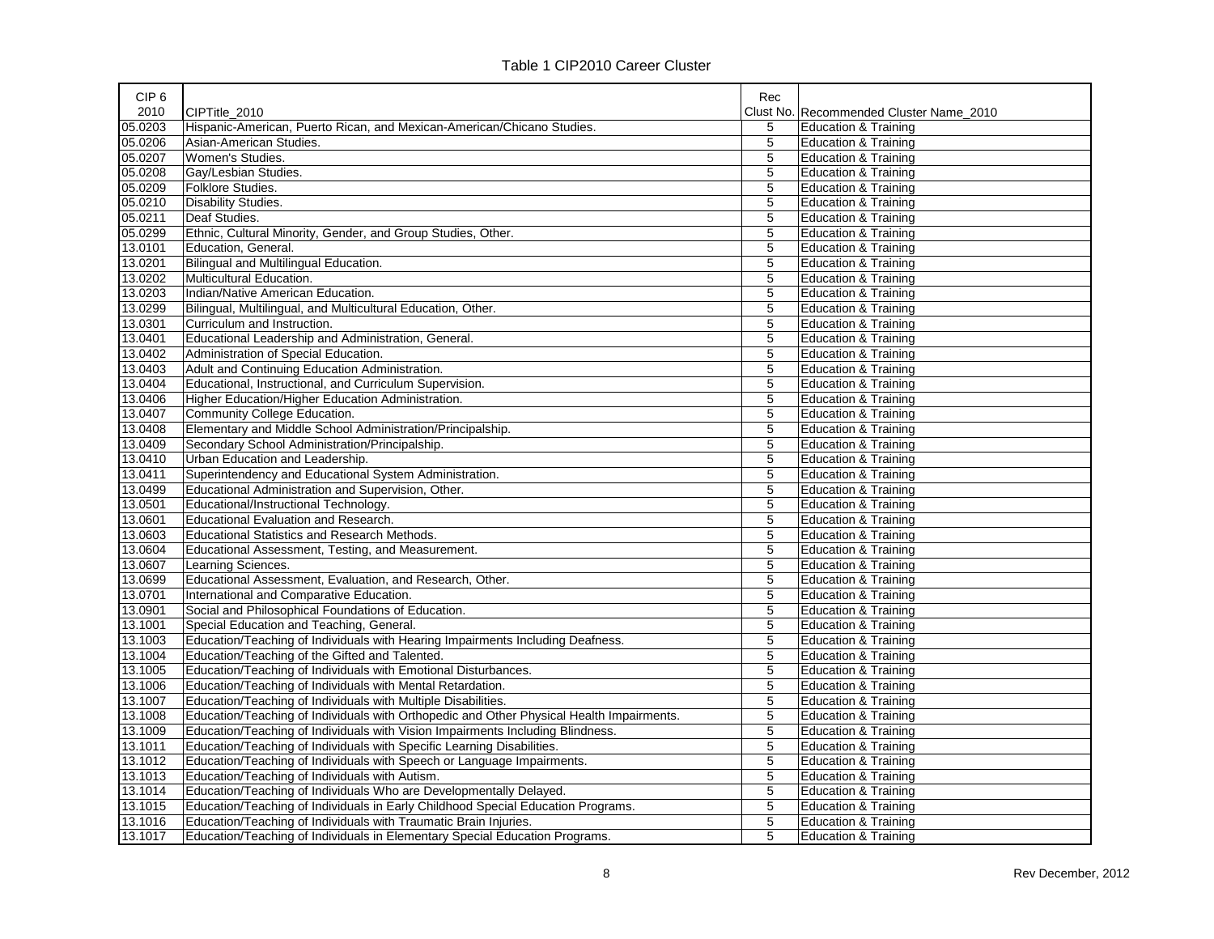Table 1 CIP2010 Career Cluster

| CIP 6 2010 | CIPTitle_2010 | Rec Clust No. | Recommended Cluster Name_2010 |
|---|---|---|---|
| 05.0203 | Hispanic-American, Puerto Rican, and Mexican-American/Chicano Studies. | 5 | Education & Training |
| 05.0206 | Asian-American Studies. | 5 | Education & Training |
| 05.0207 | Women's Studies. | 5 | Education & Training |
| 05.0208 | Gay/Lesbian Studies. | 5 | Education & Training |
| 05.0209 | Folklore Studies. | 5 | Education & Training |
| 05.0210 | Disability Studies. | 5 | Education & Training |
| 05.0211 | Deaf Studies. | 5 | Education & Training |
| 05.0299 | Ethnic, Cultural Minority, Gender, and Group Studies, Other. | 5 | Education & Training |
| 13.0101 | Education, General. | 5 | Education & Training |
| 13.0201 | Bilingual and Multilingual Education. | 5 | Education & Training |
| 13.0202 | Multicultural Education. | 5 | Education & Training |
| 13.0203 | Indian/Native American Education. | 5 | Education & Training |
| 13.0299 | Bilingual, Multilingual, and Multicultural Education, Other. | 5 | Education & Training |
| 13.0301 | Curriculum and Instruction. | 5 | Education & Training |
| 13.0401 | Educational Leadership and Administration, General. | 5 | Education & Training |
| 13.0402 | Administration of Special Education. | 5 | Education & Training |
| 13.0403 | Adult and Continuing Education Administration. | 5 | Education & Training |
| 13.0404 | Educational, Instructional, and Curriculum Supervision. | 5 | Education & Training |
| 13.0406 | Higher Education/Higher Education Administration. | 5 | Education & Training |
| 13.0407 | Community College Education. | 5 | Education & Training |
| 13.0408 | Elementary and Middle School Administration/Principalship. | 5 | Education & Training |
| 13.0409 | Secondary School Administration/Principalship. | 5 | Education & Training |
| 13.0410 | Urban Education and Leadership. | 5 | Education & Training |
| 13.0411 | Superintendency and Educational System Administration. | 5 | Education & Training |
| 13.0499 | Educational Administration and Supervision, Other. | 5 | Education & Training |
| 13.0501 | Educational/Instructional Technology. | 5 | Education & Training |
| 13.0601 | Educational Evaluation and Research. | 5 | Education & Training |
| 13.0603 | Educational Statistics and Research Methods. | 5 | Education & Training |
| 13.0604 | Educational Assessment, Testing, and Measurement. | 5 | Education & Training |
| 13.0607 | Learning Sciences. | 5 | Education & Training |
| 13.0699 | Educational Assessment, Evaluation, and Research, Other. | 5 | Education & Training |
| 13.0701 | International and Comparative Education. | 5 | Education & Training |
| 13.0901 | Social and Philosophical Foundations of Education. | 5 | Education & Training |
| 13.1001 | Special Education and Teaching, General. | 5 | Education & Training |
| 13.1003 | Education/Teaching of Individuals with Hearing Impairments Including Deafness. | 5 | Education & Training |
| 13.1004 | Education/Teaching of the Gifted and Talented. | 5 | Education & Training |
| 13.1005 | Education/Teaching of Individuals with Emotional Disturbances. | 5 | Education & Training |
| 13.1006 | Education/Teaching of Individuals with Mental Retardation. | 5 | Education & Training |
| 13.1007 | Education/Teaching of Individuals with Multiple Disabilities. | 5 | Education & Training |
| 13.1008 | Education/Teaching of Individuals with Orthopedic and Other Physical Health Impairments. | 5 | Education & Training |
| 13.1009 | Education/Teaching of Individuals with Vision Impairments Including Blindness. | 5 | Education & Training |
| 13.1011 | Education/Teaching of Individuals with Specific Learning Disabilities. | 5 | Education & Training |
| 13.1012 | Education/Teaching of Individuals with Speech or Language Impairments. | 5 | Education & Training |
| 13.1013 | Education/Teaching of Individuals with Autism. | 5 | Education & Training |
| 13.1014 | Education/Teaching of Individuals Who are Developmentally Delayed. | 5 | Education & Training |
| 13.1015 | Education/Teaching of Individuals in Early Childhood Special Education Programs. | 5 | Education & Training |
| 13.1016 | Education/Teaching of Individuals with Traumatic Brain Injuries. | 5 | Education & Training |
| 13.1017 | Education/Teaching of Individuals in Elementary Special Education Programs. | 5 | Education & Training |

Rev December, 2012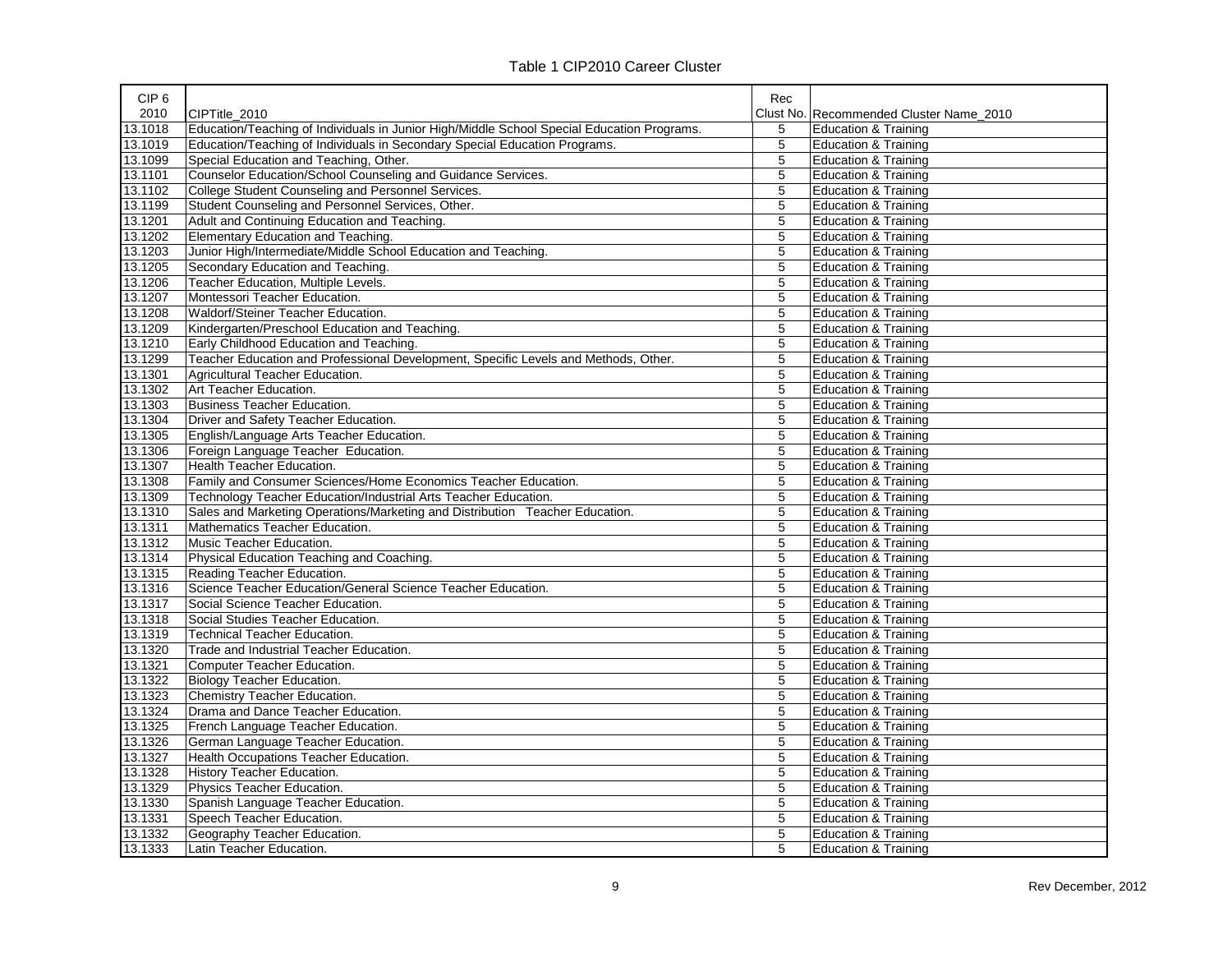Table 1 CIP2010 Career Cluster

| CIP 6 2010 | CIPTitle_2010 | Rec Clust No. | Recommended Cluster Name_2010 |
|---|---|---|---|
| 13.1018 | Education/Teaching of Individuals in Junior High/Middle School Special Education Programs. | 5 | Education & Training |
| 13.1019 | Education/Teaching of Individuals in Secondary Special Education Programs. | 5 | Education & Training |
| 13.1099 | Special Education and Teaching, Other. | 5 | Education & Training |
| 13.1101 | Counselor Education/School Counseling and Guidance Services. | 5 | Education & Training |
| 13.1102 | College Student Counseling and Personnel Services. | 5 | Education & Training |
| 13.1199 | Student Counseling and Personnel Services, Other. | 5 | Education & Training |
| 13.1201 | Adult and Continuing Education and Teaching. | 5 | Education & Training |
| 13.1202 | Elementary Education and Teaching. | 5 | Education & Training |
| 13.1203 | Junior High/Intermediate/Middle School Education and Teaching. | 5 | Education & Training |
| 13.1205 | Secondary Education and Teaching. | 5 | Education & Training |
| 13.1206 | Teacher Education, Multiple Levels. | 5 | Education & Training |
| 13.1207 | Montessori Teacher Education. | 5 | Education & Training |
| 13.1208 | Waldorf/Steiner Teacher Education. | 5 | Education & Training |
| 13.1209 | Kindergarten/Preschool Education and Teaching. | 5 | Education & Training |
| 13.1210 | Early Childhood Education and Teaching. | 5 | Education & Training |
| 13.1299 | Teacher Education and Professional Development, Specific Levels and Methods, Other. | 5 | Education & Training |
| 13.1301 | Agricultural Teacher Education. | 5 | Education & Training |
| 13.1302 | Art Teacher Education. | 5 | Education & Training |
| 13.1303 | Business Teacher Education. | 5 | Education & Training |
| 13.1304 | Driver and Safety Teacher Education. | 5 | Education & Training |
| 13.1305 | English/Language Arts Teacher Education. | 5 | Education & Training |
| 13.1306 | Foreign Language Teacher Education. | 5 | Education & Training |
| 13.1307 | Health Teacher Education. | 5 | Education & Training |
| 13.1308 | Family and Consumer Sciences/Home Economics Teacher Education. | 5 | Education & Training |
| 13.1309 | Technology Teacher Education/Industrial Arts Teacher Education. | 5 | Education & Training |
| 13.1310 | Sales and Marketing Operations/Marketing and Distribution Teacher Education. | 5 | Education & Training |
| 13.1311 | Mathematics Teacher Education. | 5 | Education & Training |
| 13.1312 | Music Teacher Education. | 5 | Education & Training |
| 13.1314 | Physical Education Teaching and Coaching. | 5 | Education & Training |
| 13.1315 | Reading Teacher Education. | 5 | Education & Training |
| 13.1316 | Science Teacher Education/General Science Teacher Education. | 5 | Education & Training |
| 13.1317 | Social Science Teacher Education. | 5 | Education & Training |
| 13.1318 | Social Studies Teacher Education. | 5 | Education & Training |
| 13.1319 | Technical Teacher Education. | 5 | Education & Training |
| 13.1320 | Trade and Industrial Teacher Education. | 5 | Education & Training |
| 13.1321 | Computer Teacher Education. | 5 | Education & Training |
| 13.1322 | Biology Teacher Education. | 5 | Education & Training |
| 13.1323 | Chemistry Teacher Education. | 5 | Education & Training |
| 13.1324 | Drama and Dance Teacher Education. | 5 | Education & Training |
| 13.1325 | French Language Teacher Education. | 5 | Education & Training |
| 13.1326 | German Language Teacher Education. | 5 | Education & Training |
| 13.1327 | Health Occupations Teacher Education. | 5 | Education & Training |
| 13.1328 | History Teacher Education. | 5 | Education & Training |
| 13.1329 | Physics Teacher Education. | 5 | Education & Training |
| 13.1330 | Spanish Language Teacher Education. | 5 | Education & Training |
| 13.1331 | Speech Teacher Education. | 5 | Education & Training |
| 13.1332 | Geography Teacher Education. | 5 | Education & Training |
| 13.1333 | Latin Teacher Education. | 5 | Education & Training |

Rev December, 2012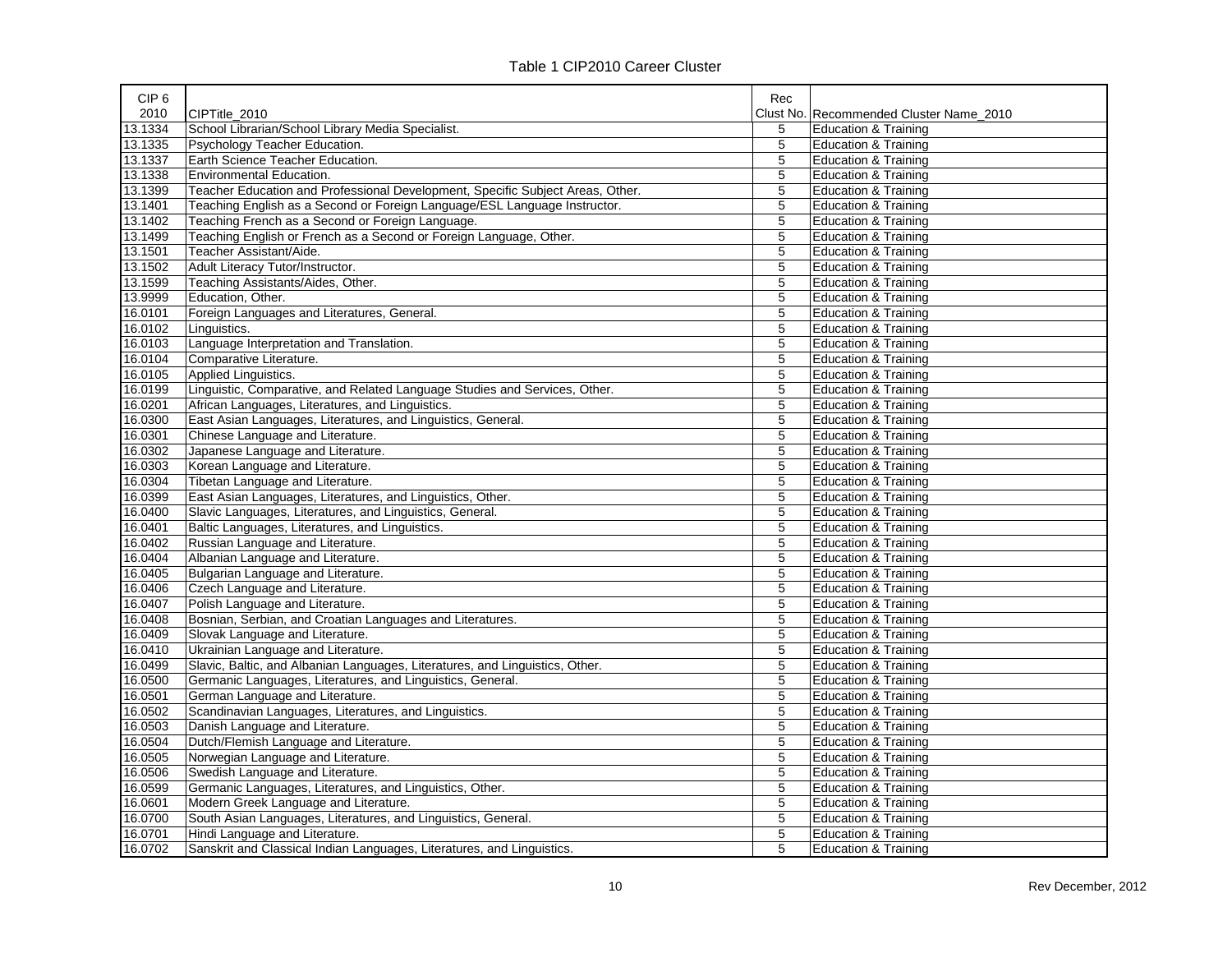Table 1 CIP2010 Career Cluster

| CIP 6 2010 | CIPTitle_2010 | Rec Clust No. | Recommended Cluster Name_2010 |
|---|---|---|---|
| 13.1334 | School Librarian/School Library Media Specialist. | 5 | Education & Training |
| 13.1335 | Psychology Teacher Education. | 5 | Education & Training |
| 13.1337 | Earth Science Teacher Education. | 5 | Education & Training |
| 13.1338 | Environmental Education. | 5 | Education & Training |
| 13.1399 | Teacher Education and Professional Development, Specific Subject Areas, Other. | 5 | Education & Training |
| 13.1401 | Teaching English as a Second or Foreign Language/ESL Language Instructor. | 5 | Education & Training |
| 13.1402 | Teaching French as a Second or Foreign Language. | 5 | Education & Training |
| 13.1499 | Teaching English or French as a Second or Foreign Language, Other. | 5 | Education & Training |
| 13.1501 | Teacher Assistant/Aide. | 5 | Education & Training |
| 13.1502 | Adult Literacy Tutor/Instructor. | 5 | Education & Training |
| 13.1599 | Teaching Assistants/Aides, Other. | 5 | Education & Training |
| 13.9999 | Education, Other. | 5 | Education & Training |
| 16.0101 | Foreign Languages and Literatures, General. | 5 | Education & Training |
| 16.0102 | Linguistics. | 5 | Education & Training |
| 16.0103 | Language Interpretation and Translation. | 5 | Education & Training |
| 16.0104 | Comparative Literature. | 5 | Education & Training |
| 16.0105 | Applied Linguistics. | 5 | Education & Training |
| 16.0199 | Linguistic, Comparative, and Related Language Studies and Services, Other. | 5 | Education & Training |
| 16.0201 | African Languages, Literatures, and Linguistics. | 5 | Education & Training |
| 16.0300 | East Asian Languages, Literatures, and Linguistics, General. | 5 | Education & Training |
| 16.0301 | Chinese Language and Literature. | 5 | Education & Training |
| 16.0302 | Japanese Language and Literature. | 5 | Education & Training |
| 16.0303 | Korean Language and Literature. | 5 | Education & Training |
| 16.0304 | Tibetan Language and Literature. | 5 | Education & Training |
| 16.0399 | East Asian Languages, Literatures, and Linguistics, Other. | 5 | Education & Training |
| 16.0400 | Slavic Languages, Literatures, and Linguistics, General. | 5 | Education & Training |
| 16.0401 | Baltic Languages, Literatures, and Linguistics. | 5 | Education & Training |
| 16.0402 | Russian Language and Literature. | 5 | Education & Training |
| 16.0404 | Albanian Language and Literature. | 5 | Education & Training |
| 16.0405 | Bulgarian Language and Literature. | 5 | Education & Training |
| 16.0406 | Czech Language and Literature. | 5 | Education & Training |
| 16.0407 | Polish Language and Literature. | 5 | Education & Training |
| 16.0408 | Bosnian, Serbian, and Croatian Languages and Literatures. | 5 | Education & Training |
| 16.0409 | Slovak Language and Literature. | 5 | Education & Training |
| 16.0410 | Ukrainian Language and Literature. | 5 | Education & Training |
| 16.0499 | Slavic, Baltic, and Albanian Languages, Literatures, and Linguistics, Other. | 5 | Education & Training |
| 16.0500 | Germanic Languages, Literatures, and Linguistics, General. | 5 | Education & Training |
| 16.0501 | German Language and Literature. | 5 | Education & Training |
| 16.0502 | Scandinavian Languages, Literatures, and Linguistics. | 5 | Education & Training |
| 16.0503 | Danish Language and Literature. | 5 | Education & Training |
| 16.0504 | Dutch/Flemish Language and Literature. | 5 | Education & Training |
| 16.0505 | Norwegian Language and Literature. | 5 | Education & Training |
| 16.0506 | Swedish Language and Literature. | 5 | Education & Training |
| 16.0599 | Germanic Languages, Literatures, and Linguistics, Other. | 5 | Education & Training |
| 16.0601 | Modern Greek Language and Literature. | 5 | Education & Training |
| 16.0700 | South Asian Languages, Literatures, and Linguistics, General. | 5 | Education & Training |
| 16.0701 | Hindi Language and Literature. | 5 | Education & Training |
| 16.0702 | Sanskrit and Classical Indian Languages, Literatures, and Linguistics. | 5 | Education & Training |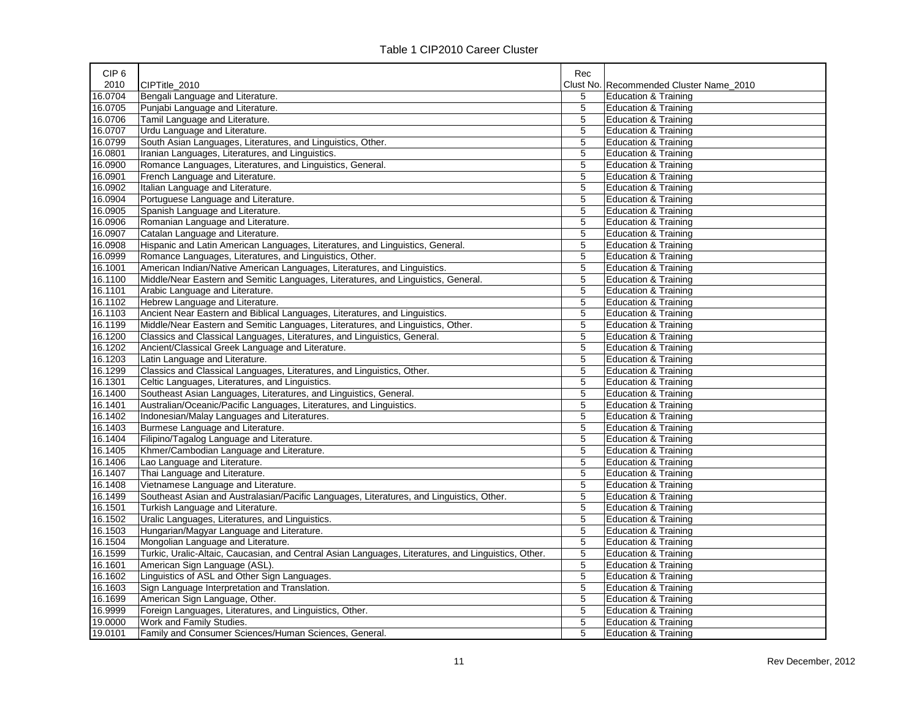# Table 1 CIP2010 Career Cluster

| CIP 6 2010 | CIPTitle_2010 | Rec Clust No. | Recommended Cluster Name_2010 |
|---|---|---|---|
| 16.0704 | Bengali Language and Literature. | 5 | Education & Training |
| 16.0705 | Punjabi Language and Literature. | 5 | Education & Training |
| 16.0706 | Tamil Language and Literature. | 5 | Education & Training |
| 16.0707 | Urdu Language and Literature. | 5 | Education & Training |
| 16.0799 | South Asian Languages, Literatures, and Linguistics, Other. | 5 | Education & Training |
| 16.0801 | Iranian Languages, Literatures, and Linguistics. | 5 | Education & Training |
| 16.0900 | Romance Languages, Literatures, and Linguistics, General. | 5 | Education & Training |
| 16.0901 | French Language and Literature. | 5 | Education & Training |
| 16.0902 | Italian Language and Literature. | 5 | Education & Training |
| 16.0904 | Portuguese Language and Literature. | 5 | Education & Training |
| 16.0905 | Spanish Language and Literature. | 5 | Education & Training |
| 16.0906 | Romanian Language and Literature. | 5 | Education & Training |
| 16.0907 | Catalan Language and Literature. | 5 | Education & Training |
| 16.0908 | Hispanic and Latin American Languages, Literatures, and Linguistics, General. | 5 | Education & Training |
| 16.0999 | Romance Languages, Literatures, and Linguistics, Other. | 5 | Education & Training |
| 16.1001 | American Indian/Native American Languages, Literatures, and Linguistics. | 5 | Education & Training |
| 16.1100 | Middle/Near Eastern and Semitic Languages, Literatures, and Linguistics, General. | 5 | Education & Training |
| 16.1101 | Arabic Language and Literature. | 5 | Education & Training |
| 16.1102 | Hebrew Language and Literature. | 5 | Education & Training |
| 16.1103 | Ancient Near Eastern and Biblical Languages, Literatures, and Linguistics. | 5 | Education & Training |
| 16.1199 | Middle/Near Eastern and Semitic Languages, Literatures, and Linguistics, Other. | 5 | Education & Training |
| 16.1200 | Classics and Classical Languages, Literatures, and Linguistics, General. | 5 | Education & Training |
| 16.1202 | Ancient/Classical Greek Language and Literature. | 5 | Education & Training |
| 16.1203 | Latin Language and Literature. | 5 | Education & Training |
| 16.1299 | Classics and Classical Languages, Literatures, and Linguistics, Other. | 5 | Education & Training |
| 16.1301 | Celtic Languages, Literatures, and Linguistics. | 5 | Education & Training |
| 16.1400 | Southeast Asian Languages, Literatures, and Linguistics, General. | 5 | Education & Training |
| 16.1401 | Australian/Oceanic/Pacific Languages, Literatures, and Linguistics. | 5 | Education & Training |
| 16.1402 | Indonesian/Malay Languages and Literatures. | 5 | Education & Training |
| 16.1403 | Burmese Language and Literature. | 5 | Education & Training |
| 16.1404 | Filipino/Tagalog Language and Literature. | 5 | Education & Training |
| 16.1405 | Khmer/Cambodian Language and Literature. | 5 | Education & Training |
| 16.1406 | Lao Language and Literature. | 5 | Education & Training |
| 16.1407 | Thai Language and Literature. | 5 | Education & Training |
| 16.1408 | Vietnamese Language and Literature. | 5 | Education & Training |
| 16.1499 | Southeast Asian and Australasian/Pacific Languages, Literatures, and Linguistics, Other. | 5 | Education & Training |
| 16.1501 | Turkish Language and Literature. | 5 | Education & Training |
| 16.1502 | Uralic Languages, Literatures, and Linguistics. | 5 | Education & Training |
| 16.1503 | Hungarian/Magyar Language and Literature. | 5 | Education & Training |
| 16.1504 | Mongolian Language and Literature. | 5 | Education & Training |
| 16.1599 | Turkic, Uralic-Altaic, Caucasian, and Central Asian Languages, Literatures, and Linguistics, Other. | 5 | Education & Training |
| 16.1601 | American Sign Language (ASL). | 5 | Education & Training |
| 16.1602 | Linguistics of ASL and Other Sign Languages. | 5 | Education & Training |
| 16.1603 | Sign Language Interpretation and Translation. | 5 | Education & Training |
| 16.1699 | American Sign Language, Other. | 5 | Education & Training |
| 16.9999 | Foreign Languages, Literatures, and Linguistics, Other. | 5 | Education & Training |
| 19.0000 | Work and Family Studies. | 5 | Education & Training |
| 19.0101 | Family and Consumer Sciences/Human Sciences, General. | 5 | Education & Training |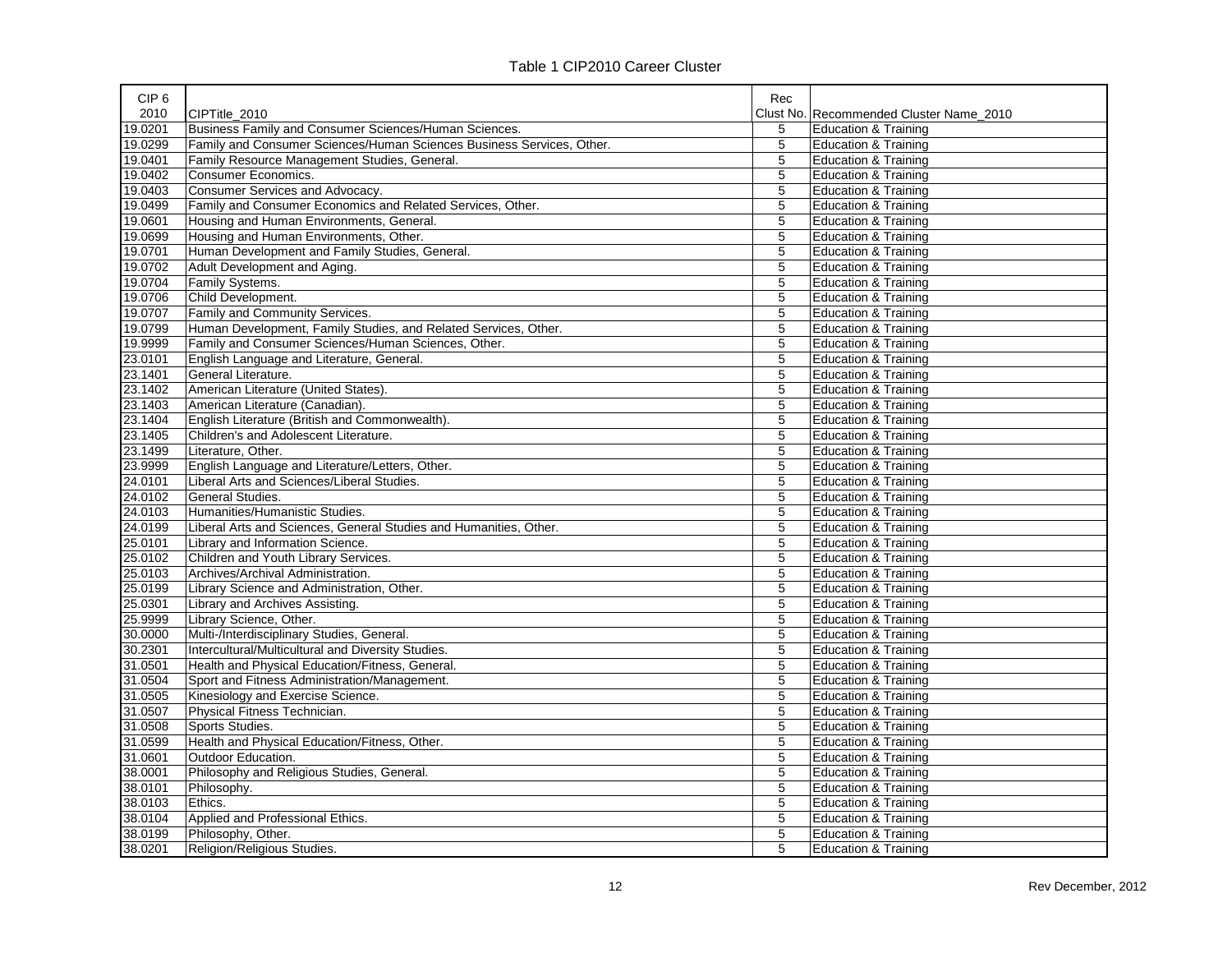Table 1 CIP2010 Career Cluster

| CIP 6 2010 | CIPTitle_2010 | Rec Clust No. | Recommended Cluster Name_2010 |
|---|---|---|---|
| 19.0201 | Business Family and Consumer Sciences/Human Sciences. | 5 | Education & Training |
| 19.0299 | Family and Consumer Sciences/Human Sciences Business Services, Other. | 5 | Education & Training |
| 19.0401 | Family Resource Management Studies, General. | 5 | Education & Training |
| 19.0402 | Consumer Economics. | 5 | Education & Training |
| 19.0403 | Consumer Services and Advocacy. | 5 | Education & Training |
| 19.0499 | Family and Consumer Economics and Related Services, Other. | 5 | Education & Training |
| 19.0601 | Housing and Human Environments, General. | 5 | Education & Training |
| 19.0699 | Housing and Human Environments, Other. | 5 | Education & Training |
| 19.0701 | Human Development and Family Studies, General. | 5 | Education & Training |
| 19.0702 | Adult Development and Aging. | 5 | Education & Training |
| 19.0704 | Family Systems. | 5 | Education & Training |
| 19.0706 | Child Development. | 5 | Education & Training |
| 19.0707 | Family and Community Services. | 5 | Education & Training |
| 19.0799 | Human Development, Family Studies, and Related Services, Other. | 5 | Education & Training |
| 19.9999 | Family and Consumer Sciences/Human Sciences, Other. | 5 | Education & Training |
| 23.0101 | English Language and Literature, General. | 5 | Education & Training |
| 23.1401 | General Literature. | 5 | Education & Training |
| 23.1402 | American Literature (United States). | 5 | Education & Training |
| 23.1403 | American Literature (Canadian). | 5 | Education & Training |
| 23.1404 | English Literature (British and Commonwealth). | 5 | Education & Training |
| 23.1405 | Children's and Adolescent Literature. | 5 | Education & Training |
| 23.1499 | Literature, Other. | 5 | Education & Training |
| 23.9999 | English Language and Literature/Letters, Other. | 5 | Education & Training |
| 24.0101 | Liberal Arts and Sciences/Liberal Studies. | 5 | Education & Training |
| 24.0102 | General Studies. | 5 | Education & Training |
| 24.0103 | Humanities/Humanistic Studies. | 5 | Education & Training |
| 24.0199 | Liberal Arts and Sciences, General Studies and Humanities, Other. | 5 | Education & Training |
| 25.0101 | Library and Information Science. | 5 | Education & Training |
| 25.0102 | Children and Youth Library Services. | 5 | Education & Training |
| 25.0103 | Archives/Archival Administration. | 5 | Education & Training |
| 25.0199 | Library Science and Administration, Other. | 5 | Education & Training |
| 25.0301 | Library and Archives Assisting. | 5 | Education & Training |
| 25.9999 | Library Science, Other. | 5 | Education & Training |
| 30.0000 | Multi-/Interdisciplinary Studies, General. | 5 | Education & Training |
| 30.2301 | Intercultural/Multicultural and Diversity Studies. | 5 | Education & Training |
| 31.0501 | Health and Physical Education/Fitness, General. | 5 | Education & Training |
| 31.0504 | Sport and Fitness Administration/Management. | 5 | Education & Training |
| 31.0505 | Kinesiology and Exercise Science. | 5 | Education & Training |
| 31.0507 | Physical Fitness Technician. | 5 | Education & Training |
| 31.0508 | Sports Studies. | 5 | Education & Training |
| 31.0599 | Health and Physical Education/Fitness, Other. | 5 | Education & Training |
| 31.0601 | Outdoor Education. | 5 | Education & Training |
| 38.0001 | Philosophy and Religious Studies, General. | 5 | Education & Training |
| 38.0101 | Philosophy. | 5 | Education & Training |
| 38.0103 | Ethics. | 5 | Education & Training |
| 38.0104 | Applied and Professional Ethics. | 5 | Education & Training |
| 38.0199 | Philosophy, Other. | 5 | Education & Training |
| 38.0201 | Religion/Religious Studies. | 5 | Education & Training |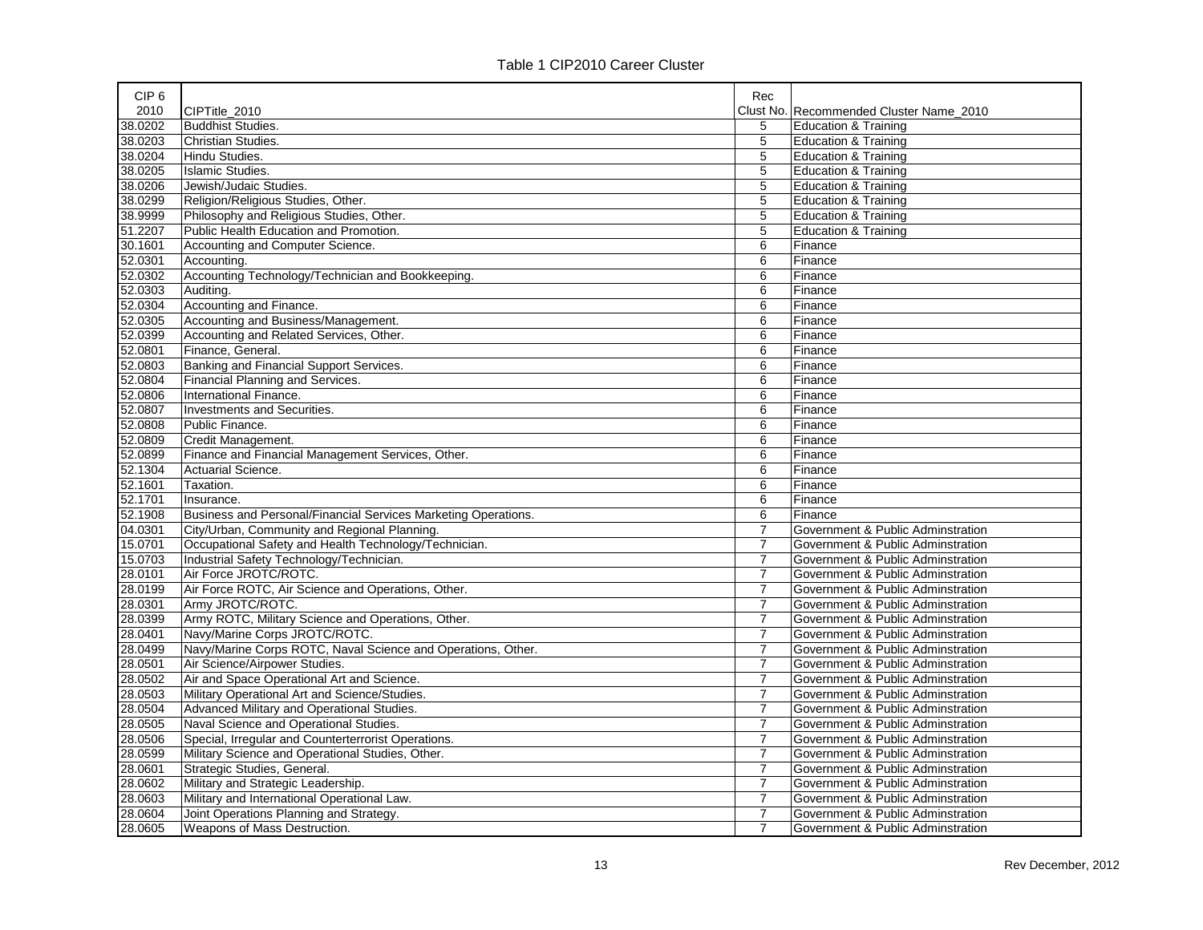Table 1 CIP2010 Career Cluster

| CIP 6 2010 | CIPTitle_2010 | Rec Clust No. | Recommended Cluster Name_2010 |
|---|---|---|---|
| 38.0202 | Buddhist Studies. | 5 | Education & Training |
| 38.0203 | Christian Studies. | 5 | Education & Training |
| 38.0204 | Hindu Studies. | 5 | Education & Training |
| 38.0205 | Islamic Studies. | 5 | Education & Training |
| 38.0206 | Jewish/Judaic Studies. | 5 | Education & Training |
| 38.0299 | Religion/Religious Studies, Other. | 5 | Education & Training |
| 38.9999 | Philosophy and Religious Studies, Other. | 5 | Education & Training |
| 51.2207 | Public Health Education and Promotion. | 5 | Education & Training |
| 30.1601 | Accounting and Computer Science. | 6 | Finance |
| 52.0301 | Accounting. | 6 | Finance |
| 52.0302 | Accounting Technology/Technician and Bookkeeping. | 6 | Finance |
| 52.0303 | Auditing. | 6 | Finance |
| 52.0304 | Accounting and Finance. | 6 | Finance |
| 52.0305 | Accounting and Business/Management. | 6 | Finance |
| 52.0399 | Accounting and Related Services, Other. | 6 | Finance |
| 52.0801 | Finance, General. | 6 | Finance |
| 52.0803 | Banking and Financial Support Services. | 6 | Finance |
| 52.0804 | Financial Planning and Services. | 6 | Finance |
| 52.0806 | International Finance. | 6 | Finance |
| 52.0807 | Investments and Securities. | 6 | Finance |
| 52.0808 | Public Finance. | 6 | Finance |
| 52.0809 | Credit Management. | 6 | Finance |
| 52.0899 | Finance and Financial Management Services, Other. | 6 | Finance |
| 52.1304 | Actuarial Science. | 6 | Finance |
| 52.1601 | Taxation. | 6 | Finance |
| 52.1701 | Insurance. | 6 | Finance |
| 52.1908 | Business and Personal/Financial Services Marketing Operations. | 6 | Finance |
| 04.0301 | City/Urban, Community and Regional Planning. | 7 | Government & Public Adminstration |
| 15.0701 | Occupational Safety and Health Technology/Technician. | 7 | Government & Public Adminstration |
| 15.0703 | Industrial Safety Technology/Technician. | 7 | Government & Public Adminstration |
| 28.0101 | Air Force JROTC/ROTC. | 7 | Government & Public Adminstration |
| 28.0199 | Air Force ROTC, Air Science and Operations, Other. | 7 | Government & Public Adminstration |
| 28.0301 | Army JROTC/ROTC. | 7 | Government & Public Adminstration |
| 28.0399 | Army ROTC, Military Science and Operations, Other. | 7 | Government & Public Adminstration |
| 28.0401 | Navy/Marine Corps JROTC/ROTC. | 7 | Government & Public Adminstration |
| 28.0499 | Navy/Marine Corps ROTC, Naval Science and Operations, Other. | 7 | Government & Public Adminstration |
| 28.0501 | Air Science/Airpower Studies. | 7 | Government & Public Adminstration |
| 28.0502 | Air and Space Operational Art and Science. | 7 | Government & Public Adminstration |
| 28.0503 | Military Operational Art and Science/Studies. | 7 | Government & Public Adminstration |
| 28.0504 | Advanced Military and Operational Studies. | 7 | Government & Public Adminstration |
| 28.0505 | Naval Science and Operational Studies. | 7 | Government & Public Adminstration |
| 28.0506 | Special, Irregular and Counterterrorist Operations. | 7 | Government & Public Adminstration |
| 28.0599 | Military Science and Operational Studies, Other. | 7 | Government & Public Adminstration |
| 28.0601 | Strategic Studies, General. | 7 | Government & Public Adminstration |
| 28.0602 | Military and Strategic Leadership. | 7 | Government & Public Adminstration |
| 28.0603 | Military and International Operational Law. | 7 | Government & Public Adminstration |
| 28.0604 | Joint Operations Planning and Strategy. | 7 | Government & Public Adminstration |
| 28.0605 | Weapons of Mass Destruction. | 7 | Government & Public Adminstration |

Rev December, 2012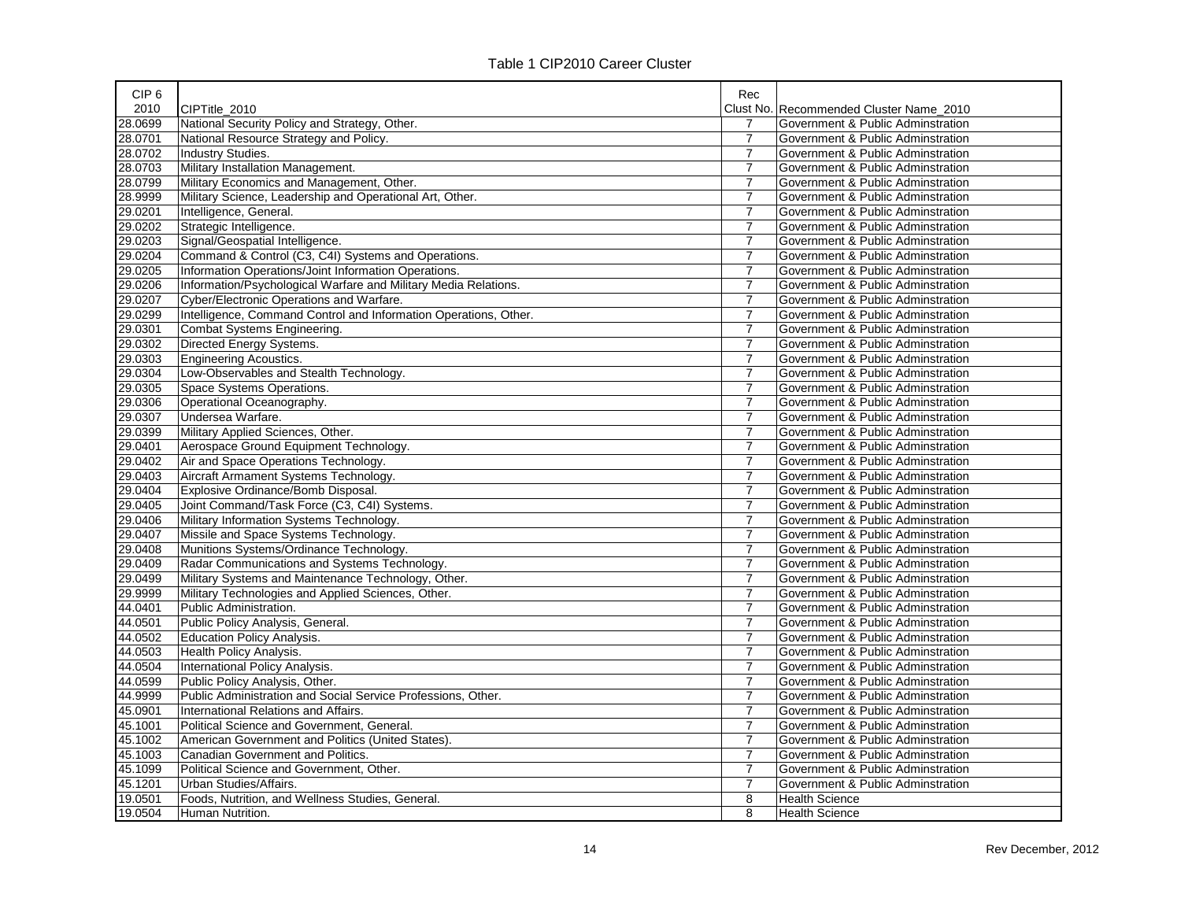Table 1 CIP2010 Career Cluster

| CIP 6 2010 | CIPTitle_2010 | Rec Clust No. | Recommended Cluster Name_2010 |
|---|---|---|---|
| 28.0699 | National Security Policy and Strategy, Other. | 7 | Government & Public Adminstration |
| 28.0701 | National Resource Strategy and Policy. | 7 | Government & Public Adminstration |
| 28.0702 | Industry Studies. | 7 | Government & Public Adminstration |
| 28.0703 | Military Installation Management. | 7 | Government & Public Adminstration |
| 28.0799 | Military Economics and Management, Other. | 7 | Government & Public Adminstration |
| 28.9999 | Military Science, Leadership and Operational Art, Other. | 7 | Government & Public Adminstration |
| 29.0201 | Intelligence, General. | 7 | Government & Public Adminstration |
| 29.0202 | Strategic Intelligence. | 7 | Government & Public Adminstration |
| 29.0203 | Signal/Geospatial Intelligence. | 7 | Government & Public Adminstration |
| 29.0204 | Command & Control (C3, C4I) Systems and Operations. | 7 | Government & Public Adminstration |
| 29.0205 | Information Operations/Joint Information Operations. | 7 | Government & Public Adminstration |
| 29.0206 | Information/Psychological Warfare and Military Media Relations. | 7 | Government & Public Adminstration |
| 29.0207 | Cyber/Electronic Operations and Warfare. | 7 | Government & Public Adminstration |
| 29.0299 | Intelligence, Command Control and Information Operations, Other. | 7 | Government & Public Adminstration |
| 29.0301 | Combat Systems Engineering. | 7 | Government & Public Adminstration |
| 29.0302 | Directed Energy Systems. | 7 | Government & Public Adminstration |
| 29.0303 | Engineering Acoustics. | 7 | Government & Public Adminstration |
| 29.0304 | Low-Observables and Stealth Technology. | 7 | Government & Public Adminstration |
| 29.0305 | Space Systems Operations. | 7 | Government & Public Adminstration |
| 29.0306 | Operational Oceanography. | 7 | Government & Public Adminstration |
| 29.0307 | Undersea Warfare. | 7 | Government & Public Adminstration |
| 29.0399 | Military Applied Sciences, Other. | 7 | Government & Public Adminstration |
| 29.0401 | Aerospace Ground Equipment Technology. | 7 | Government & Public Adminstration |
| 29.0402 | Air and Space Operations Technology. | 7 | Government & Public Adminstration |
| 29.0403 | Aircraft Armament Systems Technology. | 7 | Government & Public Adminstration |
| 29.0404 | Explosive Ordinance/Bomb Disposal. | 7 | Government & Public Adminstration |
| 29.0405 | Joint Command/Task Force (C3, C4I) Systems. | 7 | Government & Public Adminstration |
| 29.0406 | Military Information Systems Technology. | 7 | Government & Public Adminstration |
| 29.0407 | Missile and Space Systems Technology. | 7 | Government & Public Adminstration |
| 29.0408 | Munitions Systems/Ordinance Technology. | 7 | Government & Public Adminstration |
| 29.0409 | Radar Communications and Systems Technology. | 7 | Government & Public Adminstration |
| 29.0499 | Military Systems and Maintenance Technology, Other. | 7 | Government & Public Adminstration |
| 29.9999 | Military Technologies and Applied Sciences, Other. | 7 | Government & Public Adminstration |
| 44.0401 | Public Administration. | 7 | Government & Public Adminstration |
| 44.0501 | Public Policy Analysis, General. | 7 | Government & Public Adminstration |
| 44.0502 | Education Policy Analysis. | 7 | Government & Public Adminstration |
| 44.0503 | Health Policy Analysis. | 7 | Government & Public Adminstration |
| 44.0504 | International Policy Analysis. | 7 | Government & Public Adminstration |
| 44.0599 | Public Policy Analysis, Other. | 7 | Government & Public Adminstration |
| 44.9999 | Public Administration and Social Service Professions, Other. | 7 | Government & Public Adminstration |
| 45.0901 | International Relations and Affairs. | 7 | Government & Public Adminstration |
| 45.1001 | Political Science and Government, General. | 7 | Government & Public Adminstration |
| 45.1002 | American Government and Politics (United States). | 7 | Government & Public Adminstration |
| 45.1003 | Canadian Government and Politics. | 7 | Government & Public Adminstration |
| 45.1099 | Political Science and Government, Other. | 7 | Government & Public Adminstration |
| 45.1201 | Urban Studies/Affairs. | 7 | Government & Public Adminstration |
| 19.0501 | Foods, Nutrition, and Wellness Studies, General. | 8 | Health Science |
| 19.0504 | Human Nutrition. | 8 | Health Science |

Rev December, 2012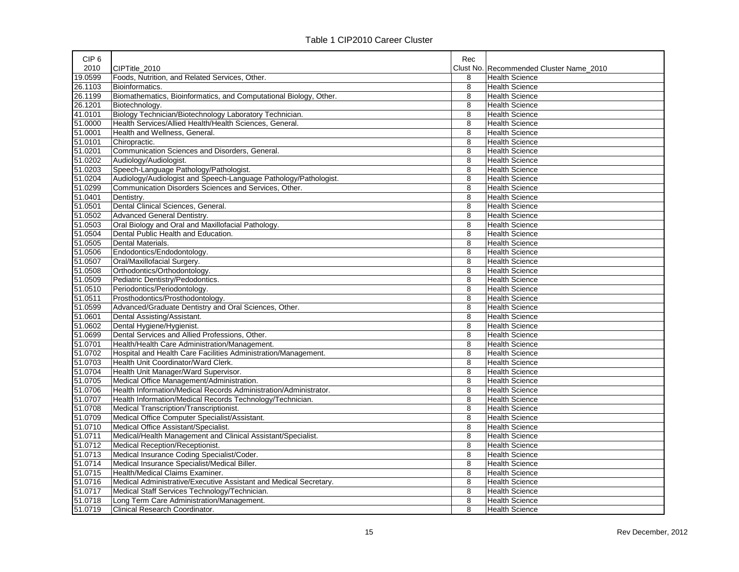Table 1 CIP2010 Career Cluster

| CIP 6 2010 | CIPTitle_2010 | Rec Clust No. | Recommended Cluster Name_2010 |
|---|---|---|---|
| 19.0599 | Foods, Nutrition, and Related Services, Other. | 8 | Health Science |
| 26.1103 | Bioinformatics. | 8 | Health Science |
| 26.1199 | Biomathematics, Bioinformatics, and Computational Biology, Other. | 8 | Health Science |
| 26.1201 | Biotechnology. | 8 | Health Science |
| 41.0101 | Biology Technician/Biotechnology Laboratory Technician. | 8 | Health Science |
| 51.0000 | Health Services/Allied Health/Health Sciences, General. | 8 | Health Science |
| 51.0001 | Health and Wellness, General. | 8 | Health Science |
| 51.0101 | Chiropractic. | 8 | Health Science |
| 51.0201 | Communication Sciences and Disorders, General. | 8 | Health Science |
| 51.0202 | Audiology/Audiologist. | 8 | Health Science |
| 51.0203 | Speech-Language Pathology/Pathologist. | 8 | Health Science |
| 51.0204 | Audiology/Audiologist and Speech-Language Pathology/Pathologist. | 8 | Health Science |
| 51.0299 | Communication Disorders Sciences and Services, Other. | 8 | Health Science |
| 51.0401 | Dentistry. | 8 | Health Science |
| 51.0501 | Dental Clinical Sciences, General. | 8 | Health Science |
| 51.0502 | Advanced General Dentistry. | 8 | Health Science |
| 51.0503 | Oral Biology and Oral and Maxillofacial Pathology. | 8 | Health Science |
| 51.0504 | Dental Public Health and Education. | 8 | Health Science |
| 51.0505 | Dental Materials. | 8 | Health Science |
| 51.0506 | Endodontics/Endodontology. | 8 | Health Science |
| 51.0507 | Oral/Maxillofacial Surgery. | 8 | Health Science |
| 51.0508 | Orthodontics/Orthodontology. | 8 | Health Science |
| 51.0509 | Pediatric Dentistry/Pedodontics. | 8 | Health Science |
| 51.0510 | Periodontics/Periodontology. | 8 | Health Science |
| 51.0511 | Prosthodontics/Prosthodontology. | 8 | Health Science |
| 51.0599 | Advanced/Graduate Dentistry and Oral Sciences, Other. | 8 | Health Science |
| 51.0601 | Dental Assisting/Assistant. | 8 | Health Science |
| 51.0602 | Dental Hygiene/Hygienist. | 8 | Health Science |
| 51.0699 | Dental Services and Allied Professions, Other. | 8 | Health Science |
| 51.0701 | Health/Health Care Administration/Management. | 8 | Health Science |
| 51.0702 | Hospital and Health Care Facilities Administration/Management. | 8 | Health Science |
| 51.0703 | Health Unit Coordinator/Ward Clerk. | 8 | Health Science |
| 51.0704 | Health Unit Manager/Ward Supervisor. | 8 | Health Science |
| 51.0705 | Medical Office Management/Administration. | 8 | Health Science |
| 51.0706 | Health Information/Medical Records Administration/Administrator. | 8 | Health Science |
| 51.0707 | Health Information/Medical Records Technology/Technician. | 8 | Health Science |
| 51.0708 | Medical Transcription/Transcriptionist. | 8 | Health Science |
| 51.0709 | Medical Office Computer Specialist/Assistant. | 8 | Health Science |
| 51.0710 | Medical Office Assistant/Specialist. | 8 | Health Science |
| 51.0711 | Medical/Health Management and Clinical Assistant/Specialist. | 8 | Health Science |
| 51.0712 | Medical Reception/Receptionist. | 8 | Health Science |
| 51.0713 | Medical Insurance Coding Specialist/Coder. | 8 | Health Science |
| 51.0714 | Medical Insurance Specialist/Medical Biller. | 8 | Health Science |
| 51.0715 | Health/Medical Claims Examiner. | 8 | Health Science |
| 51.0716 | Medical Administrative/Executive Assistant and Medical Secretary. | 8 | Health Science |
| 51.0717 | Medical Staff Services Technology/Technician. | 8 | Health Science |
| 51.0718 | Long Term Care Administration/Management. | 8 | Health Science |
| 51.0719 | Clinical Research Coordinator. | 8 | Health Science |

Rev December, 2012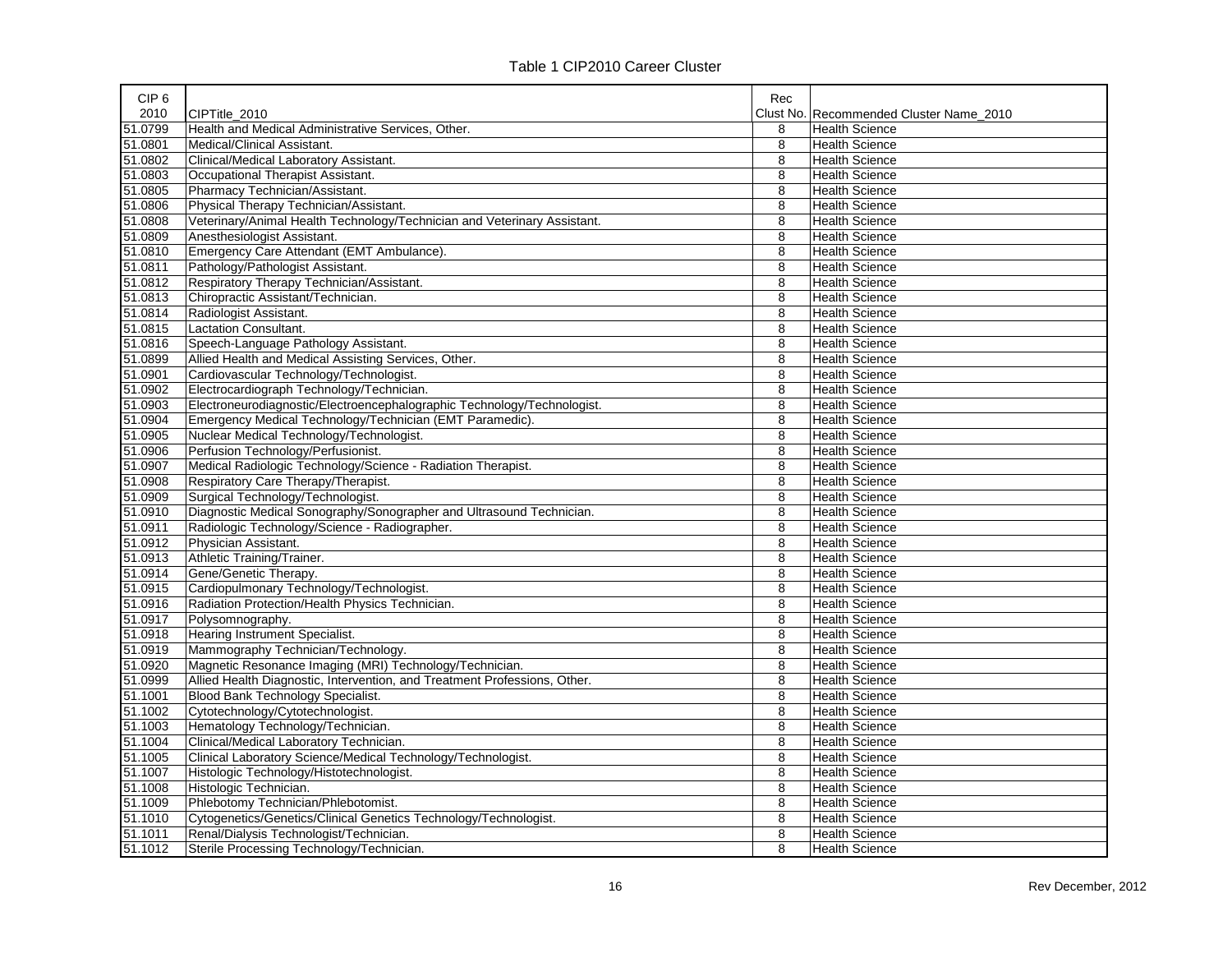Table 1 CIP2010 Career Cluster

| CIP 6 2010 | CIPTitle_2010 | Rec Clust No. | Recommended Cluster Name_2010 |
|---|---|---|---|
| 51.0799 | Health and Medical Administrative Services, Other. | 8 | Health Science |
| 51.0801 | Medical/Clinical Assistant. | 8 | Health Science |
| 51.0802 | Clinical/Medical Laboratory Assistant. | 8 | Health Science |
| 51.0803 | Occupational Therapist Assistant. | 8 | Health Science |
| 51.0805 | Pharmacy Technician/Assistant. | 8 | Health Science |
| 51.0806 | Physical Therapy Technician/Assistant. | 8 | Health Science |
| 51.0808 | Veterinary/Animal Health Technology/Technician and Veterinary Assistant. | 8 | Health Science |
| 51.0809 | Anesthesiologist Assistant. | 8 | Health Science |
| 51.0810 | Emergency Care Attendant (EMT Ambulance). | 8 | Health Science |
| 51.0811 | Pathology/Pathologist Assistant. | 8 | Health Science |
| 51.0812 | Respiratory Therapy Technician/Assistant. | 8 | Health Science |
| 51.0813 | Chiropractic Assistant/Technician. | 8 | Health Science |
| 51.0814 | Radiologist Assistant. | 8 | Health Science |
| 51.0815 | Lactation Consultant. | 8 | Health Science |
| 51.0816 | Speech-Language Pathology Assistant. | 8 | Health Science |
| 51.0899 | Allied Health and Medical Assisting Services, Other. | 8 | Health Science |
| 51.0901 | Cardiovascular Technology/Technologist. | 8 | Health Science |
| 51.0902 | Electrocardiograph Technology/Technician. | 8 | Health Science |
| 51.0903 | Electroneurodiagnostic/Electroencephalographic Technology/Technologist. | 8 | Health Science |
| 51.0904 | Emergency Medical Technology/Technician (EMT Paramedic). | 8 | Health Science |
| 51.0905 | Nuclear Medical Technology/Technologist. | 8 | Health Science |
| 51.0906 | Perfusion Technology/Perfusionist. | 8 | Health Science |
| 51.0907 | Medical Radiologic Technology/Science - Radiation Therapist. | 8 | Health Science |
| 51.0908 | Respiratory Care Therapy/Therapist. | 8 | Health Science |
| 51.0909 | Surgical Technology/Technologist. | 8 | Health Science |
| 51.0910 | Diagnostic Medical Sonography/Sonographer and Ultrasound Technician. | 8 | Health Science |
| 51.0911 | Radiologic Technology/Science - Radiographer. | 8 | Health Science |
| 51.0912 | Physician Assistant. | 8 | Health Science |
| 51.0913 | Athletic Training/Trainer. | 8 | Health Science |
| 51.0914 | Gene/Genetic Therapy. | 8 | Health Science |
| 51.0915 | Cardiopulmonary Technology/Technologist. | 8 | Health Science |
| 51.0916 | Radiation Protection/Health Physics Technician. | 8 | Health Science |
| 51.0917 | Polysomnography. | 8 | Health Science |
| 51.0918 | Hearing Instrument Specialist. | 8 | Health Science |
| 51.0919 | Mammography Technician/Technology. | 8 | Health Science |
| 51.0920 | Magnetic Resonance Imaging (MRI) Technology/Technician. | 8 | Health Science |
| 51.0999 | Allied Health Diagnostic, Intervention, and Treatment Professions, Other. | 8 | Health Science |
| 51.1001 | Blood Bank Technology Specialist. | 8 | Health Science |
| 51.1002 | Cytotechnology/Cytotechnologist. | 8 | Health Science |
| 51.1003 | Hematology Technology/Technician. | 8 | Health Science |
| 51.1004 | Clinical/Medical Laboratory Technician. | 8 | Health Science |
| 51.1005 | Clinical Laboratory Science/Medical Technology/Technologist. | 8 | Health Science |
| 51.1007 | Histologic Technology/Histotechnologist. | 8 | Health Science |
| 51.1008 | Histologic Technician. | 8 | Health Science |
| 51.1009 | Phlebotomy Technician/Phlebotomist. | 8 | Health Science |
| 51.1010 | Cytogenetics/Genetics/Clinical Genetics Technology/Technologist. | 8 | Health Science |
| 51.1011 | Renal/Dialysis Technologist/Technician. | 8 | Health Science |
| 51.1012 | Sterile Processing Technology/Technician. | 8 | Health Science |

Rev December, 2012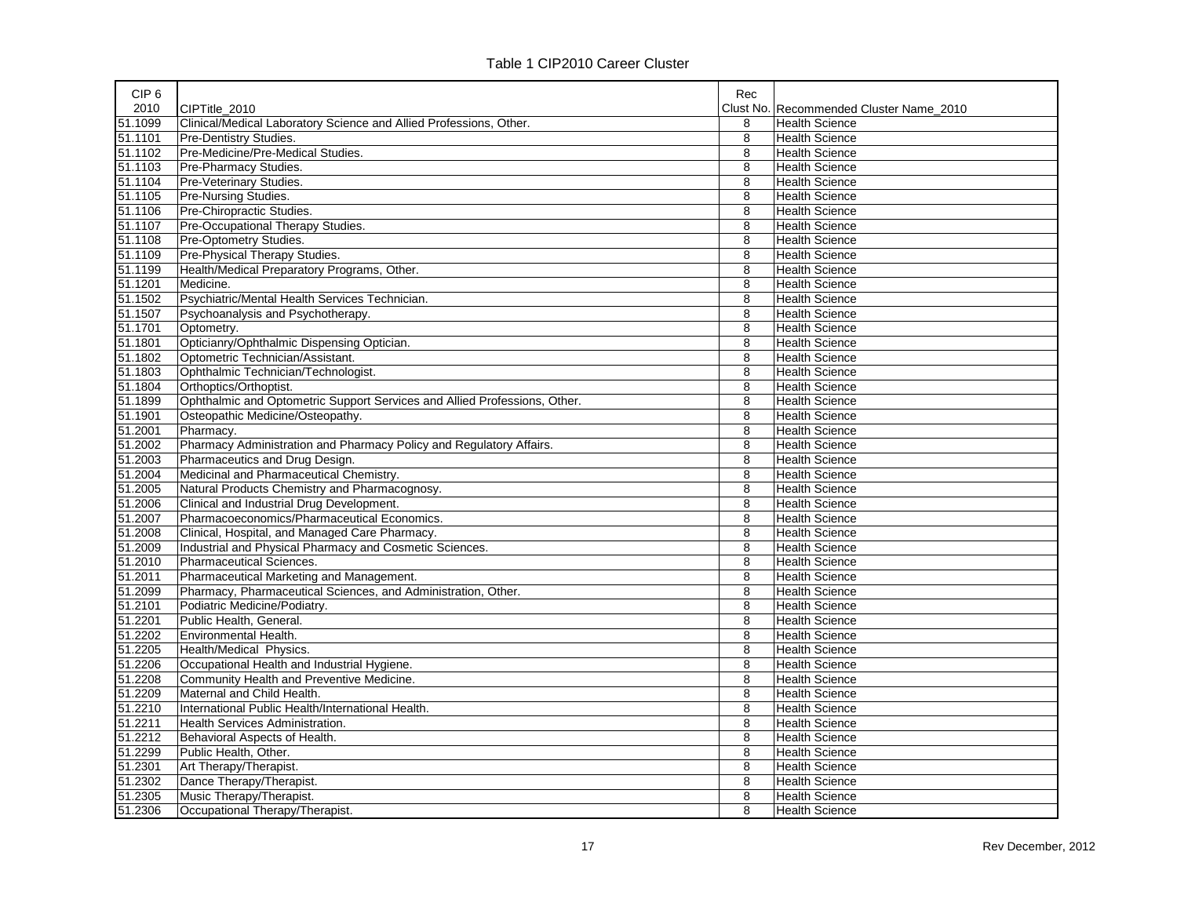Table 1 CIP2010 Career Cluster

| CIP 6 2010 | CIPTitle_2010 | Rec Clust No. | Recommended Cluster Name_2010 |
|---|---|---|---|
| 51.1099 | Clinical/Medical Laboratory Science and Allied Professions, Other. | 8 | Health Science |
| 51.1101 | Pre-Dentistry Studies. | 8 | Health Science |
| 51.1102 | Pre-Medicine/Pre-Medical Studies. | 8 | Health Science |
| 51.1103 | Pre-Pharmacy Studies. | 8 | Health Science |
| 51.1104 | Pre-Veterinary Studies. | 8 | Health Science |
| 51.1105 | Pre-Nursing Studies. | 8 | Health Science |
| 51.1106 | Pre-Chiropractic Studies. | 8 | Health Science |
| 51.1107 | Pre-Occupational Therapy Studies. | 8 | Health Science |
| 51.1108 | Pre-Optometry Studies. | 8 | Health Science |
| 51.1109 | Pre-Physical Therapy Studies. | 8 | Health Science |
| 51.1199 | Health/Medical Preparatory Programs, Other. | 8 | Health Science |
| 51.1201 | Medicine. | 8 | Health Science |
| 51.1502 | Psychiatric/Mental Health Services Technician. | 8 | Health Science |
| 51.1507 | Psychoanalysis and Psychotherapy. | 8 | Health Science |
| 51.1701 | Optometry. | 8 | Health Science |
| 51.1801 | Opticianry/Ophthalmic Dispensing Optician. | 8 | Health Science |
| 51.1802 | Optometric Technician/Assistant. | 8 | Health Science |
| 51.1803 | Ophthalmic Technician/Technologist. | 8 | Health Science |
| 51.1804 | Orthoptics/Orthoptist. | 8 | Health Science |
| 51.1899 | Ophthalmic and Optometric Support Services and Allied Professions, Other. | 8 | Health Science |
| 51.1901 | Osteopathic Medicine/Osteopathy. | 8 | Health Science |
| 51.2001 | Pharmacy. | 8 | Health Science |
| 51.2002 | Pharmacy Administration and Pharmacy Policy and Regulatory Affairs. | 8 | Health Science |
| 51.2003 | Pharmaceutics and Drug Design. | 8 | Health Science |
| 51.2004 | Medicinal and Pharmaceutical Chemistry. | 8 | Health Science |
| 51.2005 | Natural Products Chemistry and Pharmacognosy. | 8 | Health Science |
| 51.2006 | Clinical and Industrial Drug Development. | 8 | Health Science |
| 51.2007 | Pharmacoeconomics/Pharmaceutical Economics. | 8 | Health Science |
| 51.2008 | Clinical, Hospital, and Managed Care Pharmacy. | 8 | Health Science |
| 51.2009 | Industrial and Physical Pharmacy and Cosmetic Sciences. | 8 | Health Science |
| 51.2010 | Pharmaceutical Sciences. | 8 | Health Science |
| 51.2011 | Pharmaceutical Marketing and Management. | 8 | Health Science |
| 51.2099 | Pharmacy, Pharmaceutical Sciences, and Administration, Other. | 8 | Health Science |
| 51.2101 | Podiatric Medicine/Podiatry. | 8 | Health Science |
| 51.2201 | Public Health, General. | 8 | Health Science |
| 51.2202 | Environmental Health. | 8 | Health Science |
| 51.2205 | Health/Medical Physics. | 8 | Health Science |
| 51.2206 | Occupational Health and Industrial Hygiene. | 8 | Health Science |
| 51.2208 | Community Health and Preventive Medicine. | 8 | Health Science |
| 51.2209 | Maternal and Child Health. | 8 | Health Science |
| 51.2210 | International Public Health/International Health. | 8 | Health Science |
| 51.2211 | Health Services Administration. | 8 | Health Science |
| 51.2212 | Behavioral Aspects of Health. | 8 | Health Science |
| 51.2299 | Public Health, Other. | 8 | Health Science |
| 51.2301 | Art Therapy/Therapist. | 8 | Health Science |
| 51.2302 | Dance Therapy/Therapist. | 8 | Health Science |
| 51.2305 | Music Therapy/Therapist. | 8 | Health Science |
| 51.2306 | Occupational Therapy/Therapist. | 8 | Health Science |

Rev December, 2012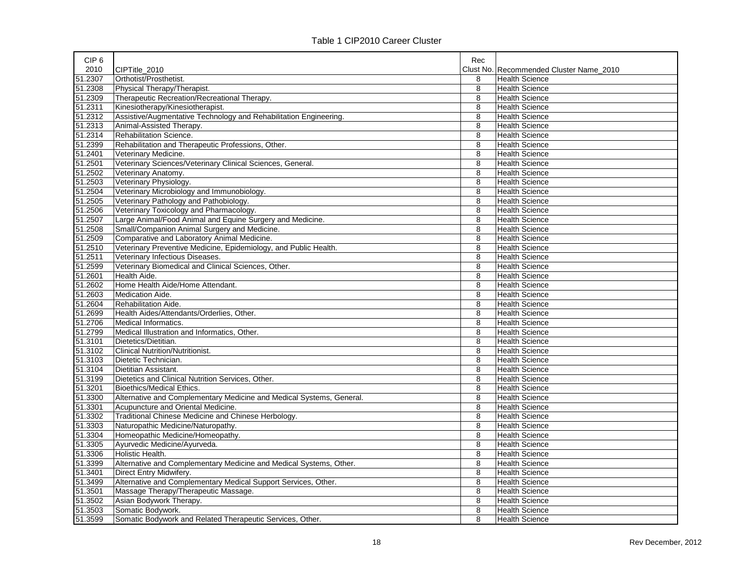Table 1 CIP2010 Career Cluster

| CIP 6 2010 | CIPTitle_2010 | Rec Clust No. | Recommended Cluster Name_2010 |
|---|---|---|---|
| 51.2307 | Orthotist/Prosthetist. | 8 | Health Science |
| 51.2308 | Physical Therapy/Therapist. | 8 | Health Science |
| 51.2309 | Therapeutic Recreation/Recreational Therapy. | 8 | Health Science |
| 51.2311 | Kinesiotherapy/Kinesiotherapist. | 8 | Health Science |
| 51.2312 | Assistive/Augmentative Technology and Rehabilitation Engineering. | 8 | Health Science |
| 51.2313 | Animal-Assisted Therapy. | 8 | Health Science |
| 51.2314 | Rehabilitation Science. | 8 | Health Science |
| 51.2399 | Rehabilitation and Therapeutic Professions, Other. | 8 | Health Science |
| 51.2401 | Veterinary Medicine. | 8 | Health Science |
| 51.2501 | Veterinary Sciences/Veterinary Clinical Sciences, General. | 8 | Health Science |
| 51.2502 | Veterinary Anatomy. | 8 | Health Science |
| 51.2503 | Veterinary Physiology. | 8 | Health Science |
| 51.2504 | Veterinary Microbiology and Immunobiology. | 8 | Health Science |
| 51.2505 | Veterinary Pathology and Pathobiology. | 8 | Health Science |
| 51.2506 | Veterinary Toxicology and Pharmacology. | 8 | Health Science |
| 51.2507 | Large Animal/Food Animal and Equine Surgery and Medicine. | 8 | Health Science |
| 51.2508 | Small/Companion Animal Surgery and Medicine. | 8 | Health Science |
| 51.2509 | Comparative and Laboratory Animal Medicine. | 8 | Health Science |
| 51.2510 | Veterinary Preventive Medicine, Epidemiology, and Public Health. | 8 | Health Science |
| 51.2511 | Veterinary Infectious Diseases. | 8 | Health Science |
| 51.2599 | Veterinary Biomedical and Clinical Sciences, Other. | 8 | Health Science |
| 51.2601 | Health Aide. | 8 | Health Science |
| 51.2602 | Home Health Aide/Home Attendant. | 8 | Health Science |
| 51.2603 | Medication Aide. | 8 | Health Science |
| 51.2604 | Rehabilitation Aide. | 8 | Health Science |
| 51.2699 | Health Aides/Attendants/Orderlies, Other. | 8 | Health Science |
| 51.2706 | Medical Informatics. | 8 | Health Science |
| 51.2799 | Medical Illustration and Informatics, Other. | 8 | Health Science |
| 51.3101 | Dietetics/Dietitian. | 8 | Health Science |
| 51.3102 | Clinical Nutrition/Nutritionist. | 8 | Health Science |
| 51.3103 | Dietetic Technician. | 8 | Health Science |
| 51.3104 | Dietitian Assistant. | 8 | Health Science |
| 51.3199 | Dietetics and Clinical Nutrition Services, Other. | 8 | Health Science |
| 51.3201 | Bioethics/Medical Ethics. | 8 | Health Science |
| 51.3300 | Alternative and Complementary Medicine and Medical Systems, General. | 8 | Health Science |
| 51.3301 | Acupuncture and Oriental Medicine. | 8 | Health Science |
| 51.3302 | Traditional Chinese Medicine and Chinese Herbology. | 8 | Health Science |
| 51.3303 | Naturopathic Medicine/Naturopathy. | 8 | Health Science |
| 51.3304 | Homeopathic Medicine/Homeopathy. | 8 | Health Science |
| 51.3305 | Ayurvedic Medicine/Ayurveda. | 8 | Health Science |
| 51.3306 | Holistic Health. | 8 | Health Science |
| 51.3399 | Alternative and Complementary Medicine and Medical Systems, Other. | 8 | Health Science |
| 51.3401 | Direct Entry Midwifery. | 8 | Health Science |
| 51.3499 | Alternative and Complementary Medical Support Services, Other. | 8 | Health Science |
| 51.3501 | Massage Therapy/Therapeutic Massage. | 8 | Health Science |
| 51.3502 | Asian Bodywork Therapy. | 8 | Health Science |
| 51.3503 | Somatic Bodywork. | 8 | Health Science |
| 51.3599 | Somatic Bodywork and Related Therapeutic Services, Other. | 8 | Health Science |

Rev December, 2012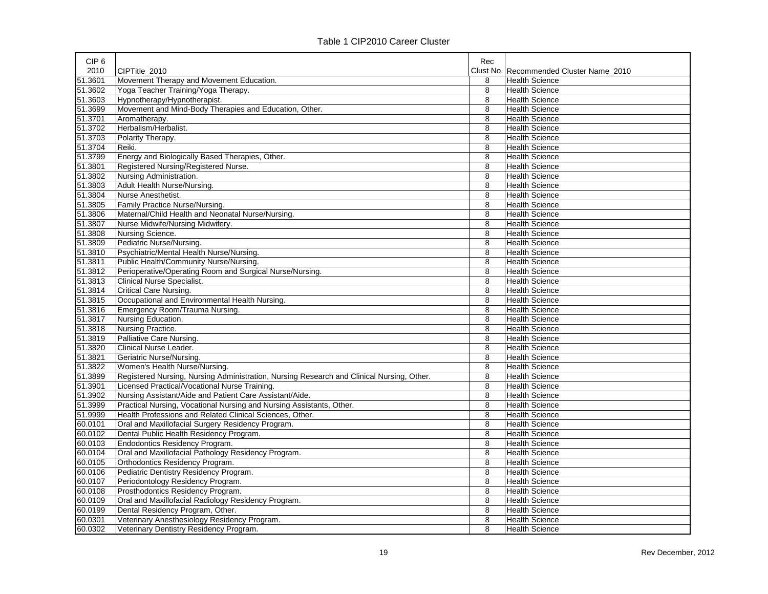Table 1 CIP2010 Career Cluster

| CIP 6 2010 | CIPTitle_2010 | Rec Clust No. | Recommended Cluster Name_2010 |
|---|---|---|---|
| 51.3601 | Movement Therapy and Movement Education. | 8 | Health Science |
| 51.3602 | Yoga Teacher Training/Yoga Therapy. | 8 | Health Science |
| 51.3603 | Hypnotherapy/Hypnotherapist. | 8 | Health Science |
| 51.3699 | Movement and Mind-Body Therapies and Education, Other. | 8 | Health Science |
| 51.3701 | Aromatherapy. | 8 | Health Science |
| 51.3702 | Herbalism/Herbalist. | 8 | Health Science |
| 51.3703 | Polarity Therapy. | 8 | Health Science |
| 51.3704 | Reiki. | 8 | Health Science |
| 51.3799 | Energy and Biologically Based Therapies, Other. | 8 | Health Science |
| 51.3801 | Registered Nursing/Registered Nurse. | 8 | Health Science |
| 51.3802 | Nursing Administration. | 8 | Health Science |
| 51.3803 | Adult Health Nurse/Nursing. | 8 | Health Science |
| 51.3804 | Nurse Anesthetist. | 8 | Health Science |
| 51.3805 | Family Practice Nurse/Nursing. | 8 | Health Science |
| 51.3806 | Maternal/Child Health and Neonatal Nurse/Nursing. | 8 | Health Science |
| 51.3807 | Nurse Midwife/Nursing Midwifery. | 8 | Health Science |
| 51.3808 | Nursing Science. | 8 | Health Science |
| 51.3809 | Pediatric Nurse/Nursing. | 8 | Health Science |
| 51.3810 | Psychiatric/Mental Health Nurse/Nursing. | 8 | Health Science |
| 51.3811 | Public Health/Community Nurse/Nursing. | 8 | Health Science |
| 51.3812 | Perioperative/Operating Room and Surgical Nurse/Nursing. | 8 | Health Science |
| 51.3813 | Clinical Nurse Specialist. | 8 | Health Science |
| 51.3814 | Critical Care Nursing. | 8 | Health Science |
| 51.3815 | Occupational and Environmental Health Nursing. | 8 | Health Science |
| 51.3816 | Emergency Room/Trauma Nursing. | 8 | Health Science |
| 51.3817 | Nursing Education. | 8 | Health Science |
| 51.3818 | Nursing Practice. | 8 | Health Science |
| 51.3819 | Palliative Care Nursing. | 8 | Health Science |
| 51.3820 | Clinical Nurse Leader. | 8 | Health Science |
| 51.3821 | Geriatric Nurse/Nursing. | 8 | Health Science |
| 51.3822 | Women's Health Nurse/Nursing. | 8 | Health Science |
| 51.3899 | Registered Nursing, Nursing Administration, Nursing Research and Clinical Nursing, Other. | 8 | Health Science |
| 51.3901 | Licensed Practical/Vocational Nurse Training. | 8 | Health Science |
| 51.3902 | Nursing Assistant/Aide and Patient Care Assistant/Aide. | 8 | Health Science |
| 51.3999 | Practical Nursing, Vocational Nursing and Nursing Assistants, Other. | 8 | Health Science |
| 51.9999 | Health Professions and Related Clinical Sciences, Other. | 8 | Health Science |
| 60.0101 | Oral and Maxillofacial Surgery Residency Program. | 8 | Health Science |
| 60.0102 | Dental Public Health Residency Program. | 8 | Health Science |
| 60.0103 | Endodontics Residency Program. | 8 | Health Science |
| 60.0104 | Oral and Maxillofacial Pathology Residency Program. | 8 | Health Science |
| 60.0105 | Orthodontics Residency Program. | 8 | Health Science |
| 60.0106 | Pediatric Dentistry Residency Program. | 8 | Health Science |
| 60.0107 | Periodontology Residency Program. | 8 | Health Science |
| 60.0108 | Prosthodontics Residency Program. | 8 | Health Science |
| 60.0109 | Oral and Maxillofacial Radiology Residency Program. | 8 | Health Science |
| 60.0199 | Dental Residency Program, Other. | 8 | Health Science |
| 60.0301 | Veterinary Anesthesiology Residency Program. | 8 | Health Science |
| 60.0302 | Veterinary Dentistry Residency Program. | 8 | Health Science |

Rev December, 2012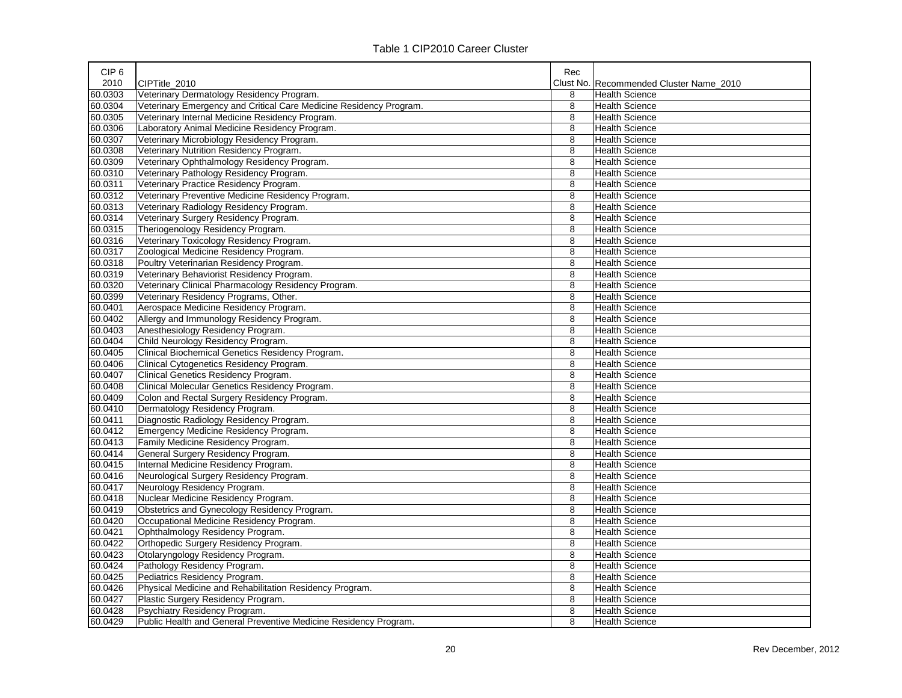Table 1 CIP2010 Career Cluster

| CIP 6 2010 | CIPTitle_2010 | Rec Clust No. | Recommended Cluster Name_2010 |
|---|---|---|---|
| 60.0303 | Veterinary Dermatology Residency Program. | 8 | Health Science |
| 60.0304 | Veterinary Emergency and Critical Care Medicine Residency Program. | 8 | Health Science |
| 60.0305 | Veterinary Internal Medicine Residency Program. | 8 | Health Science |
| 60.0306 | Laboratory Animal Medicine Residency Program. | 8 | Health Science |
| 60.0307 | Veterinary Microbiology Residency Program. | 8 | Health Science |
| 60.0308 | Veterinary Nutrition Residency Program. | 8 | Health Science |
| 60.0309 | Veterinary Ophthalmology Residency Program. | 8 | Health Science |
| 60.0310 | Veterinary Pathology Residency Program. | 8 | Health Science |
| 60.0311 | Veterinary Practice Residency Program. | 8 | Health Science |
| 60.0312 | Veterinary Preventive Medicine Residency Program. | 8 | Health Science |
| 60.0313 | Veterinary Radiology Residency Program. | 8 | Health Science |
| 60.0314 | Veterinary Surgery Residency Program. | 8 | Health Science |
| 60.0315 | Theriogenology Residency Program. | 8 | Health Science |
| 60.0316 | Veterinary Toxicology Residency Program. | 8 | Health Science |
| 60.0317 | Zoological Medicine Residency Program. | 8 | Health Science |
| 60.0318 | Poultry Veterinarian Residency Program. | 8 | Health Science |
| 60.0319 | Veterinary Behaviorist Residency Program. | 8 | Health Science |
| 60.0320 | Veterinary Clinical Pharmacology Residency Program. | 8 | Health Science |
| 60.0399 | Veterinary Residency Programs, Other. | 8 | Health Science |
| 60.0401 | Aerospace Medicine Residency Program. | 8 | Health Science |
| 60.0402 | Allergy and Immunology Residency Program. | 8 | Health Science |
| 60.0403 | Anesthesiology Residency Program. | 8 | Health Science |
| 60.0404 | Child Neurology Residency Program. | 8 | Health Science |
| 60.0405 | Clinical Biochemical Genetics Residency Program. | 8 | Health Science |
| 60.0406 | Clinical Cytogenetics Residency Program. | 8 | Health Science |
| 60.0407 | Clinical Genetics Residency Program. | 8 | Health Science |
| 60.0408 | Clinical Molecular Genetics Residency Program. | 8 | Health Science |
| 60.0409 | Colon and Rectal Surgery Residency Program. | 8 | Health Science |
| 60.0410 | Dermatology Residency Program. | 8 | Health Science |
| 60.0411 | Diagnostic Radiology Residency Program. | 8 | Health Science |
| 60.0412 | Emergency Medicine Residency Program. | 8 | Health Science |
| 60.0413 | Family Medicine Residency Program. | 8 | Health Science |
| 60.0414 | General Surgery Residency Program. | 8 | Health Science |
| 60.0415 | Internal Medicine Residency Program. | 8 | Health Science |
| 60.0416 | Neurological Surgery Residency Program. | 8 | Health Science |
| 60.0417 | Neurology Residency Program. | 8 | Health Science |
| 60.0418 | Nuclear Medicine Residency Program. | 8 | Health Science |
| 60.0419 | Obstetrics and Gynecology Residency Program. | 8 | Health Science |
| 60.0420 | Occupational Medicine Residency Program. | 8 | Health Science |
| 60.0421 | Ophthalmology Residency Program. | 8 | Health Science |
| 60.0422 | Orthopedic Surgery Residency Program. | 8 | Health Science |
| 60.0423 | Otolaryngology Residency Program. | 8 | Health Science |
| 60.0424 | Pathology Residency Program. | 8 | Health Science |
| 60.0425 | Pediatrics Residency Program. | 8 | Health Science |
| 60.0426 | Physical Medicine and Rehabilitation Residency Program. | 8 | Health Science |
| 60.0427 | Plastic Surgery Residency Program. | 8 | Health Science |
| 60.0428 | Psychiatry Residency Program. | 8 | Health Science |
| 60.0429 | Public Health and General Preventive Medicine Residency Program. | 8 | Health Science |

Rev December, 2012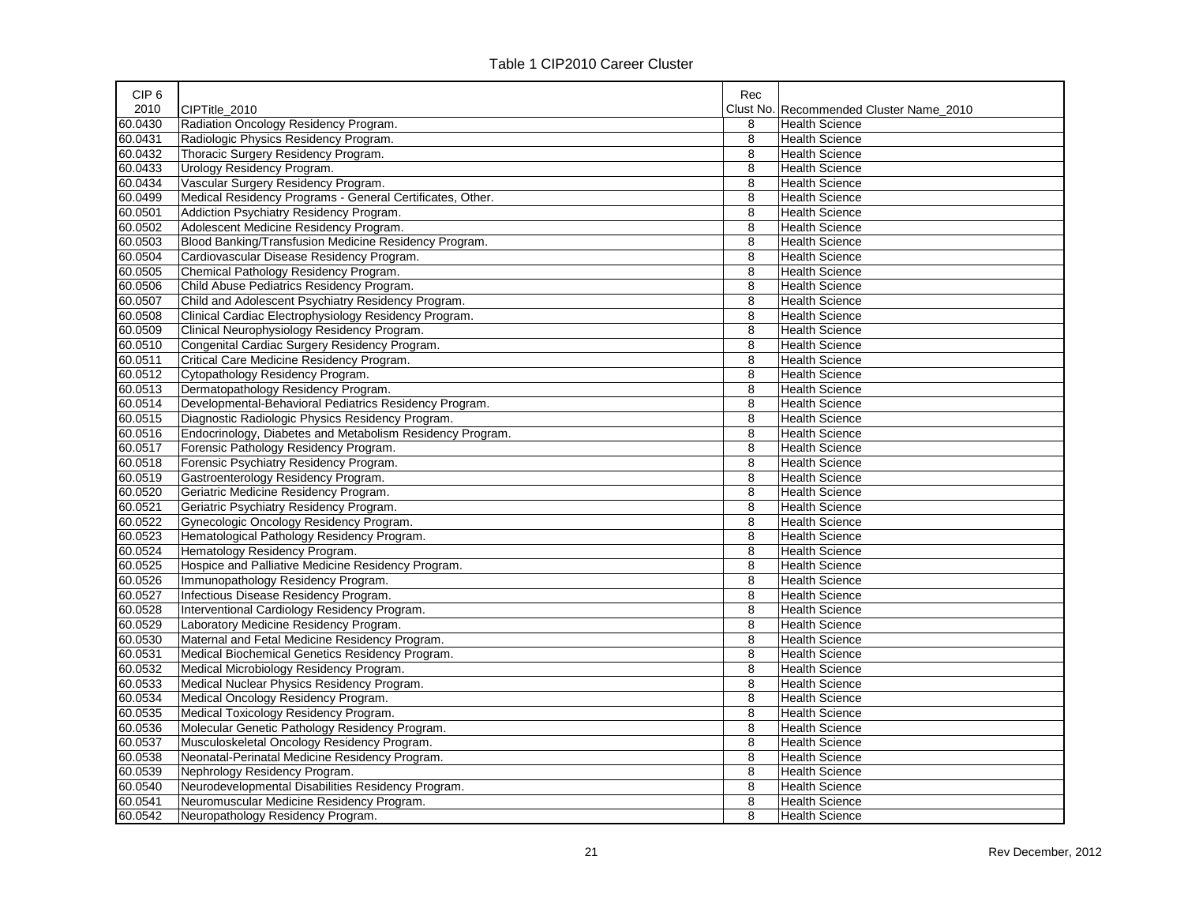Table 1 CIP2010 Career Cluster

| CIP 6 2010 | CIPTitle_2010 | Rec Clust No. | Recommended Cluster Name_2010 |
|---|---|---|---|
| 60.0430 | Radiation Oncology Residency Program. | 8 | Health Science |
| 60.0431 | Radiologic Physics Residency Program. | 8 | Health Science |
| 60.0432 | Thoracic Surgery Residency Program. | 8 | Health Science |
| 60.0433 | Urology Residency Program. | 8 | Health Science |
| 60.0434 | Vascular Surgery Residency Program. | 8 | Health Science |
| 60.0499 | Medical Residency Programs - General Certificates, Other. | 8 | Health Science |
| 60.0501 | Addiction Psychiatry Residency Program. | 8 | Health Science |
| 60.0502 | Adolescent Medicine Residency Program. | 8 | Health Science |
| 60.0503 | Blood Banking/Transfusion Medicine Residency Program. | 8 | Health Science |
| 60.0504 | Cardiovascular Disease Residency Program. | 8 | Health Science |
| 60.0505 | Chemical Pathology Residency Program. | 8 | Health Science |
| 60.0506 | Child Abuse Pediatrics Residency Program. | 8 | Health Science |
| 60.0507 | Child and Adolescent Psychiatry Residency Program. | 8 | Health Science |
| 60.0508 | Clinical Cardiac Electrophysiology Residency Program. | 8 | Health Science |
| 60.0509 | Clinical Neurophysiology Residency Program. | 8 | Health Science |
| 60.0510 | Congenital Cardiac Surgery Residency Program. | 8 | Health Science |
| 60.0511 | Critical Care Medicine Residency Program. | 8 | Health Science |
| 60.0512 | Cytopathology Residency Program. | 8 | Health Science |
| 60.0513 | Dermatopathology Residency Program. | 8 | Health Science |
| 60.0514 | Developmental-Behavioral Pediatrics Residency Program. | 8 | Health Science |
| 60.0515 | Diagnostic Radiologic Physics Residency Program. | 8 | Health Science |
| 60.0516 | Endocrinology, Diabetes and Metabolism Residency Program. | 8 | Health Science |
| 60.0517 | Forensic Pathology Residency Program. | 8 | Health Science |
| 60.0518 | Forensic Psychiatry Residency Program. | 8 | Health Science |
| 60.0519 | Gastroenterology Residency Program. | 8 | Health Science |
| 60.0520 | Geriatric Medicine Residency Program. | 8 | Health Science |
| 60.0521 | Geriatric Psychiatry Residency Program. | 8 | Health Science |
| 60.0522 | Gynecologic Oncology Residency Program. | 8 | Health Science |
| 60.0523 | Hematological Pathology Residency Program. | 8 | Health Science |
| 60.0524 | Hematology Residency Program. | 8 | Health Science |
| 60.0525 | Hospice and Palliative Medicine Residency Program. | 8 | Health Science |
| 60.0526 | Immunopathology Residency Program. | 8 | Health Science |
| 60.0527 | Infectious Disease Residency Program. | 8 | Health Science |
| 60.0528 | Interventional Cardiology Residency Program. | 8 | Health Science |
| 60.0529 | Laboratory Medicine Residency Program. | 8 | Health Science |
| 60.0530 | Maternal and Fetal Medicine Residency Program. | 8 | Health Science |
| 60.0531 | Medical Biochemical Genetics Residency Program. | 8 | Health Science |
| 60.0532 | Medical Microbiology Residency Program. | 8 | Health Science |
| 60.0533 | Medical Nuclear Physics Residency Program. | 8 | Health Science |
| 60.0534 | Medical Oncology Residency Program. | 8 | Health Science |
| 60.0535 | Medical Toxicology Residency Program. | 8 | Health Science |
| 60.0536 | Molecular Genetic Pathology Residency Program. | 8 | Health Science |
| 60.0537 | Musculoskeletal Oncology Residency Program. | 8 | Health Science |
| 60.0538 | Neonatal-Perinatal Medicine Residency Program. | 8 | Health Science |
| 60.0539 | Nephrology Residency Program. | 8 | Health Science |
| 60.0540 | Neurodevelopmental Disabilities Residency Program. | 8 | Health Science |
| 60.0541 | Neuromuscular Medicine Residency Program. | 8 | Health Science |
| 60.0542 | Neuropathology Residency Program. | 8 | Health Science |

Rev December, 2012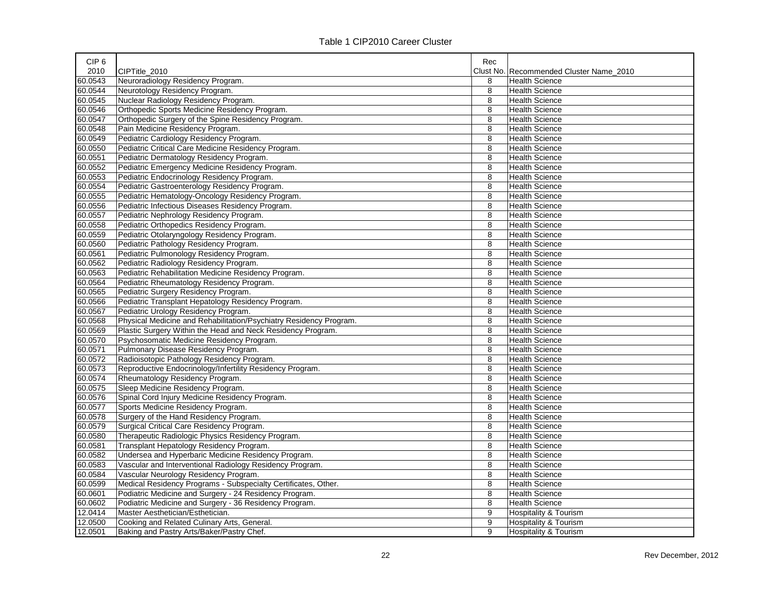Table 1 CIP2010 Career Cluster

| CIP 6 2010 | CIPTitle_2010 | Rec Clust No. | Recommended Cluster Name_2010 |
|---|---|---|---|
| 60.0543 | Neuroradiology Residency Program. | 8 | Health Science |
| 60.0544 | Neurotology Residency Program. | 8 | Health Science |
| 60.0545 | Nuclear Radiology Residency Program. | 8 | Health Science |
| 60.0546 | Orthopedic Sports Medicine Residency Program. | 8 | Health Science |
| 60.0547 | Orthopedic Surgery of the Spine Residency Program. | 8 | Health Science |
| 60.0548 | Pain Medicine Residency Program. | 8 | Health Science |
| 60.0549 | Pediatric Cardiology Residency Program. | 8 | Health Science |
| 60.0550 | Pediatric Critical Care Medicine Residency Program. | 8 | Health Science |
| 60.0551 | Pediatric Dermatology Residency Program. | 8 | Health Science |
| 60.0552 | Pediatric Emergency Medicine Residency Program. | 8 | Health Science |
| 60.0553 | Pediatric Endocrinology Residency Program. | 8 | Health Science |
| 60.0554 | Pediatric Gastroenterology Residency Program. | 8 | Health Science |
| 60.0555 | Pediatric Hematology-Oncology Residency Program. | 8 | Health Science |
| 60.0556 | Pediatric Infectious Diseases Residency Program. | 8 | Health Science |
| 60.0557 | Pediatric Nephrology Residency Program. | 8 | Health Science |
| 60.0558 | Pediatric Orthopedics Residency Program. | 8 | Health Science |
| 60.0559 | Pediatric Otolaryngology Residency Program. | 8 | Health Science |
| 60.0560 | Pediatric Pathology Residency Program. | 8 | Health Science |
| 60.0561 | Pediatric Pulmonology Residency Program. | 8 | Health Science |
| 60.0562 | Pediatric Radiology Residency Program. | 8 | Health Science |
| 60.0563 | Pediatric Rehabilitation Medicine Residency Program. | 8 | Health Science |
| 60.0564 | Pediatric Rheumatology Residency Program. | 8 | Health Science |
| 60.0565 | Pediatric Surgery Residency Program. | 8 | Health Science |
| 60.0566 | Pediatric Transplant Hepatology Residency Program. | 8 | Health Science |
| 60.0567 | Pediatric Urology Residency Program. | 8 | Health Science |
| 60.0568 | Physical Medicine and Rehabilitation/Psychiatry Residency Program. | 8 | Health Science |
| 60.0569 | Plastic Surgery Within the Head and Neck Residency Program. | 8 | Health Science |
| 60.0570 | Psychosomatic Medicine Residency Program. | 8 | Health Science |
| 60.0571 | Pulmonary Disease Residency Program. | 8 | Health Science |
| 60.0572 | Radioisotopic Pathology Residency Program. | 8 | Health Science |
| 60.0573 | Reproductive Endocrinology/Infertility Residency Program. | 8 | Health Science |
| 60.0574 | Rheumatology Residency Program. | 8 | Health Science |
| 60.0575 | Sleep Medicine Residency Program. | 8 | Health Science |
| 60.0576 | Spinal Cord Injury Medicine Residency Program. | 8 | Health Science |
| 60.0577 | Sports Medicine Residency Program. | 8 | Health Science |
| 60.0578 | Surgery of the Hand Residency Program. | 8 | Health Science |
| 60.0579 | Surgical Critical Care Residency Program. | 8 | Health Science |
| 60.0580 | Therapeutic Radiologic Physics Residency Program. | 8 | Health Science |
| 60.0581 | Transplant Hepatology Residency Program. | 8 | Health Science |
| 60.0582 | Undersea and Hyperbaric Medicine Residency Program. | 8 | Health Science |
| 60.0583 | Vascular and Interventional Radiology Residency Program. | 8 | Health Science |
| 60.0584 | Vascular Neurology Residency Program. | 8 | Health Science |
| 60.0599 | Medical Residency Programs - Subspecialty Certificates, Other. | 8 | Health Science |
| 60.0601 | Podiatric Medicine and Surgery - 24 Residency Program. | 8 | Health Science |
| 60.0602 | Podiatric Medicine and Surgery - 36 Residency Program. | 8 | Health Science |
| 12.0414 | Master Aesthetician/Esthetician. | 9 | Hospitality & Tourism |
| 12.0500 | Cooking and Related Culinary Arts, General. | 9 | Hospitality & Tourism |
| 12.0501 | Baking and Pastry Arts/Baker/Pastry Chef. | 9 | Hospitality & Tourism |

Rev December, 2012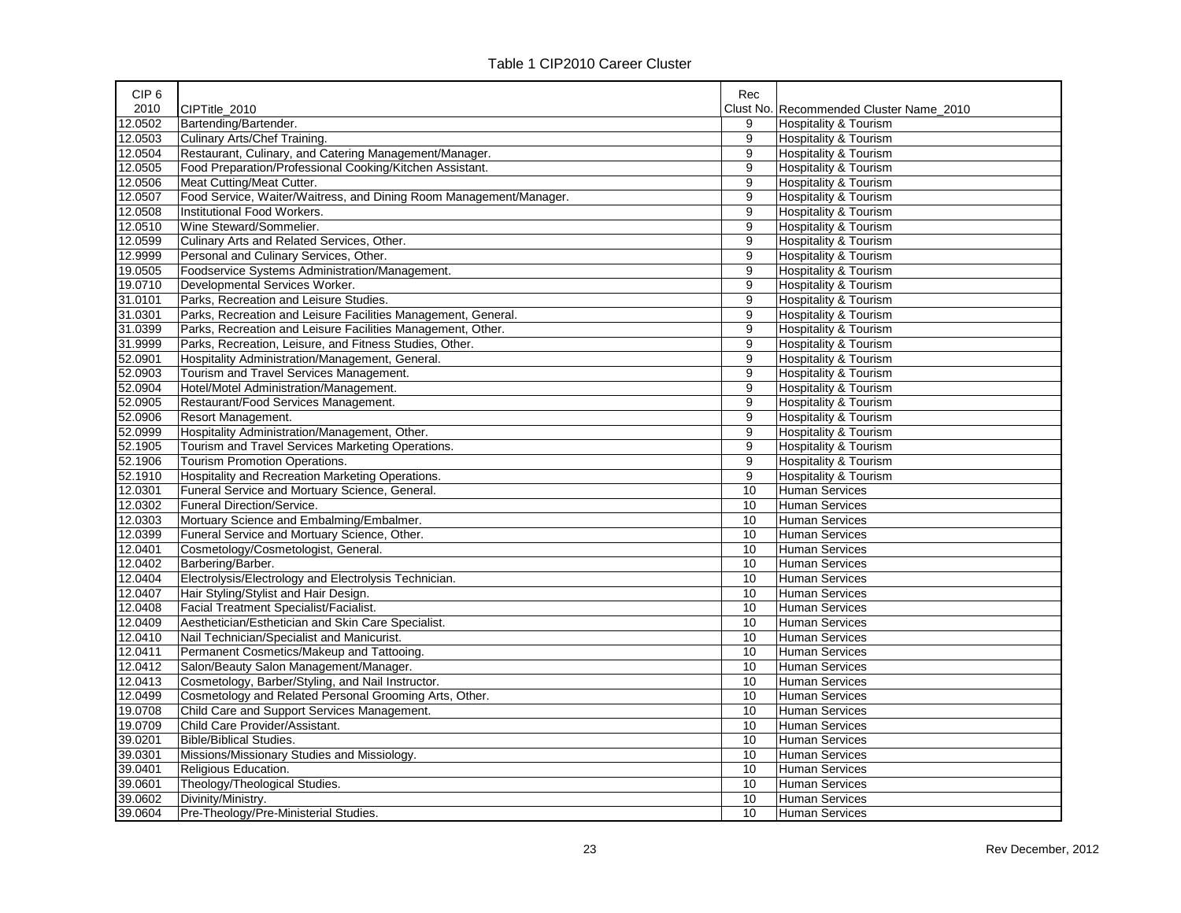Table 1 CIP2010 Career Cluster

| CIP 6 2010 | CIPTitle_2010 | Rec Clust No. | Recommended Cluster Name_2010 |
|---|---|---|---|
| 12.0502 | Bartending/Bartender. | 9 | Hospitality & Tourism |
| 12.0503 | Culinary Arts/Chef Training. | 9 | Hospitality & Tourism |
| 12.0504 | Restaurant, Culinary, and Catering Management/Manager. | 9 | Hospitality & Tourism |
| 12.0505 | Food Preparation/Professional Cooking/Kitchen Assistant. | 9 | Hospitality & Tourism |
| 12.0506 | Meat Cutting/Meat Cutter. | 9 | Hospitality & Tourism |
| 12.0507 | Food Service, Waiter/Waitress, and Dining Room Management/Manager. | 9 | Hospitality & Tourism |
| 12.0508 | Institutional Food Workers. | 9 | Hospitality & Tourism |
| 12.0510 | Wine Steward/Sommelier. | 9 | Hospitality & Tourism |
| 12.0599 | Culinary Arts and Related Services, Other. | 9 | Hospitality & Tourism |
| 12.9999 | Personal and Culinary Services, Other. | 9 | Hospitality & Tourism |
| 19.0505 | Foodservice Systems Administration/Management. | 9 | Hospitality & Tourism |
| 19.0710 | Developmental Services Worker. | 9 | Hospitality & Tourism |
| 31.0101 | Parks, Recreation and Leisure Studies. | 9 | Hospitality & Tourism |
| 31.0301 | Parks, Recreation and Leisure Facilities Management, General. | 9 | Hospitality & Tourism |
| 31.0399 | Parks, Recreation and Leisure Facilities Management, Other. | 9 | Hospitality & Tourism |
| 31.9999 | Parks, Recreation, Leisure, and Fitness Studies, Other. | 9 | Hospitality & Tourism |
| 52.0901 | Hospitality Administration/Management, General. | 9 | Hospitality & Tourism |
| 52.0903 | Tourism and Travel Services Management. | 9 | Hospitality & Tourism |
| 52.0904 | Hotel/Motel Administration/Management. | 9 | Hospitality & Tourism |
| 52.0905 | Restaurant/Food Services Management. | 9 | Hospitality & Tourism |
| 52.0906 | Resort Management. | 9 | Hospitality & Tourism |
| 52.0999 | Hospitality Administration/Management, Other. | 9 | Hospitality & Tourism |
| 52.1905 | Tourism and Travel Services Marketing Operations. | 9 | Hospitality & Tourism |
| 52.1906 | Tourism Promotion Operations. | 9 | Hospitality & Tourism |
| 52.1910 | Hospitality and Recreation Marketing Operations. | 9 | Hospitality & Tourism |
| 12.0301 | Funeral Service and Mortuary Science, General. | 10 | Human Services |
| 12.0302 | Funeral Direction/Service. | 10 | Human Services |
| 12.0303 | Mortuary Science and Embalming/Embalmer. | 10 | Human Services |
| 12.0399 | Funeral Service and Mortuary Science, Other. | 10 | Human Services |
| 12.0401 | Cosmetology/Cosmetologist, General. | 10 | Human Services |
| 12.0402 | Barbering/Barber. | 10 | Human Services |
| 12.0404 | Electrolysis/Electrology and Electrolysis Technician. | 10 | Human Services |
| 12.0407 | Hair Styling/Stylist and Hair Design. | 10 | Human Services |
| 12.0408 | Facial Treatment Specialist/Facialist. | 10 | Human Services |
| 12.0409 | Aesthetician/Esthetician and Skin Care Specialist. | 10 | Human Services |
| 12.0410 | Nail Technician/Specialist and Manicurist. | 10 | Human Services |
| 12.0411 | Permanent Cosmetics/Makeup and Tattooing. | 10 | Human Services |
| 12.0412 | Salon/Beauty Salon Management/Manager. | 10 | Human Services |
| 12.0413 | Cosmetology, Barber/Styling, and Nail Instructor. | 10 | Human Services |
| 12.0499 | Cosmetology and Related Personal Grooming Arts, Other. | 10 | Human Services |
| 19.0708 | Child Care and Support Services Management. | 10 | Human Services |
| 19.0709 | Child Care Provider/Assistant. | 10 | Human Services |
| 39.0201 | Bible/Biblical Studies. | 10 | Human Services |
| 39.0301 | Missions/Missionary Studies and Missiology. | 10 | Human Services |
| 39.0401 | Religious Education. | 10 | Human Services |
| 39.0601 | Theology/Theological Studies. | 10 | Human Services |
| 39.0602 | Divinity/Ministry. | 10 | Human Services |
| 39.0604 | Pre-Theology/Pre-Ministerial Studies. | 10 | Human Services |

Rev December, 2012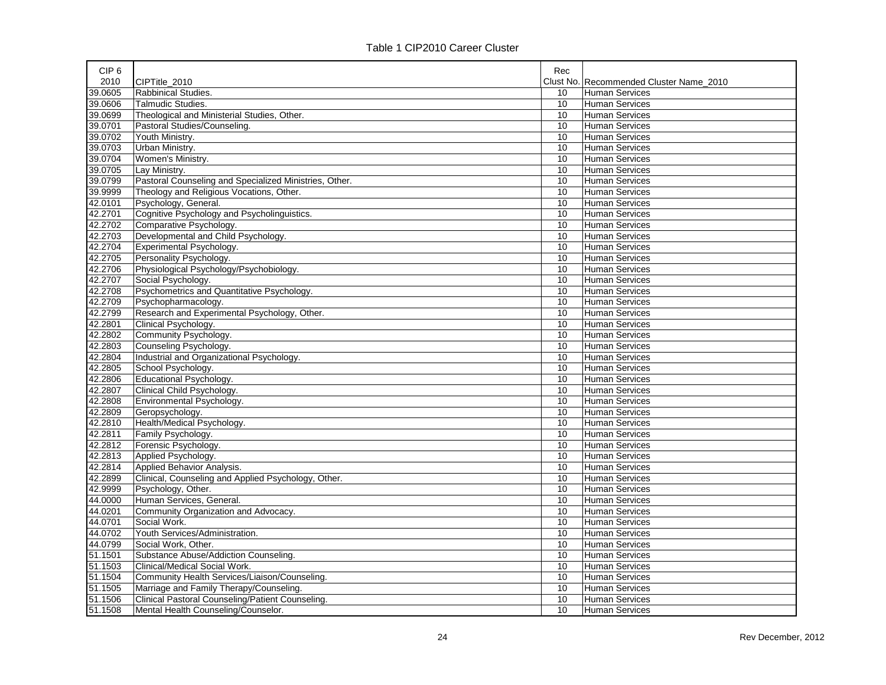Table 1 CIP2010 Career Cluster

| CIP 6 2010 | CIPTitle_2010 | Rec Clust No. | Recommended Cluster Name_2010 |
|---|---|---|---|
| 39.0605 | Rabbinical Studies. | 10 | Human Services |
| 39.0606 | Talmudic Studies. | 10 | Human Services |
| 39.0699 | Theological and Ministerial Studies, Other. | 10 | Human Services |
| 39.0701 | Pastoral Studies/Counseling. | 10 | Human Services |
| 39.0702 | Youth Ministry. | 10 | Human Services |
| 39.0703 | Urban Ministry. | 10 | Human Services |
| 39.0704 | Women's Ministry. | 10 | Human Services |
| 39.0705 | Lay Ministry. | 10 | Human Services |
| 39.0799 | Pastoral Counseling and Specialized Ministries, Other. | 10 | Human Services |
| 39.9999 | Theology and Religious Vocations, Other. | 10 | Human Services |
| 42.0101 | Psychology, General. | 10 | Human Services |
| 42.2701 | Cognitive Psychology and Psycholinguistics. | 10 | Human Services |
| 42.2702 | Comparative Psychology. | 10 | Human Services |
| 42.2703 | Developmental and Child Psychology. | 10 | Human Services |
| 42.2704 | Experimental Psychology. | 10 | Human Services |
| 42.2705 | Personality Psychology. | 10 | Human Services |
| 42.2706 | Physiological Psychology/Psychobiology. | 10 | Human Services |
| 42.2707 | Social Psychology. | 10 | Human Services |
| 42.2708 | Psychometrics and Quantitative Psychology. | 10 | Human Services |
| 42.2709 | Psychopharmacology. | 10 | Human Services |
| 42.2799 | Research and Experimental Psychology, Other. | 10 | Human Services |
| 42.2801 | Clinical Psychology. | 10 | Human Services |
| 42.2802 | Community Psychology. | 10 | Human Services |
| 42.2803 | Counseling Psychology. | 10 | Human Services |
| 42.2804 | Industrial and Organizational Psychology. | 10 | Human Services |
| 42.2805 | School Psychology. | 10 | Human Services |
| 42.2806 | Educational Psychology. | 10 | Human Services |
| 42.2807 | Clinical Child Psychology. | 10 | Human Services |
| 42.2808 | Environmental Psychology. | 10 | Human Services |
| 42.2809 | Geropsychology. | 10 | Human Services |
| 42.2810 | Health/Medical Psychology. | 10 | Human Services |
| 42.2811 | Family Psychology. | 10 | Human Services |
| 42.2812 | Forensic Psychology. | 10 | Human Services |
| 42.2813 | Applied Psychology. | 10 | Human Services |
| 42.2814 | Applied Behavior Analysis. | 10 | Human Services |
| 42.2899 | Clinical, Counseling and Applied Psychology, Other. | 10 | Human Services |
| 42.9999 | Psychology, Other. | 10 | Human Services |
| 44.0000 | Human Services, General. | 10 | Human Services |
| 44.0201 | Community Organization and Advocacy. | 10 | Human Services |
| 44.0701 | Social Work. | 10 | Human Services |
| 44.0702 | Youth Services/Administration. | 10 | Human Services |
| 44.0799 | Social Work, Other. | 10 | Human Services |
| 51.1501 | Substance Abuse/Addiction Counseling. | 10 | Human Services |
| 51.1503 | Clinical/Medical Social Work. | 10 | Human Services |
| 51.1504 | Community Health Services/Liaison/Counseling. | 10 | Human Services |
| 51.1505 | Marriage and Family Therapy/Counseling. | 10 | Human Services |
| 51.1506 | Clinical Pastoral Counseling/Patient Counseling. | 10 | Human Services |
| 51.1508 | Mental Health Counseling/Counselor. | 10 | Human Services |

Rev December, 2012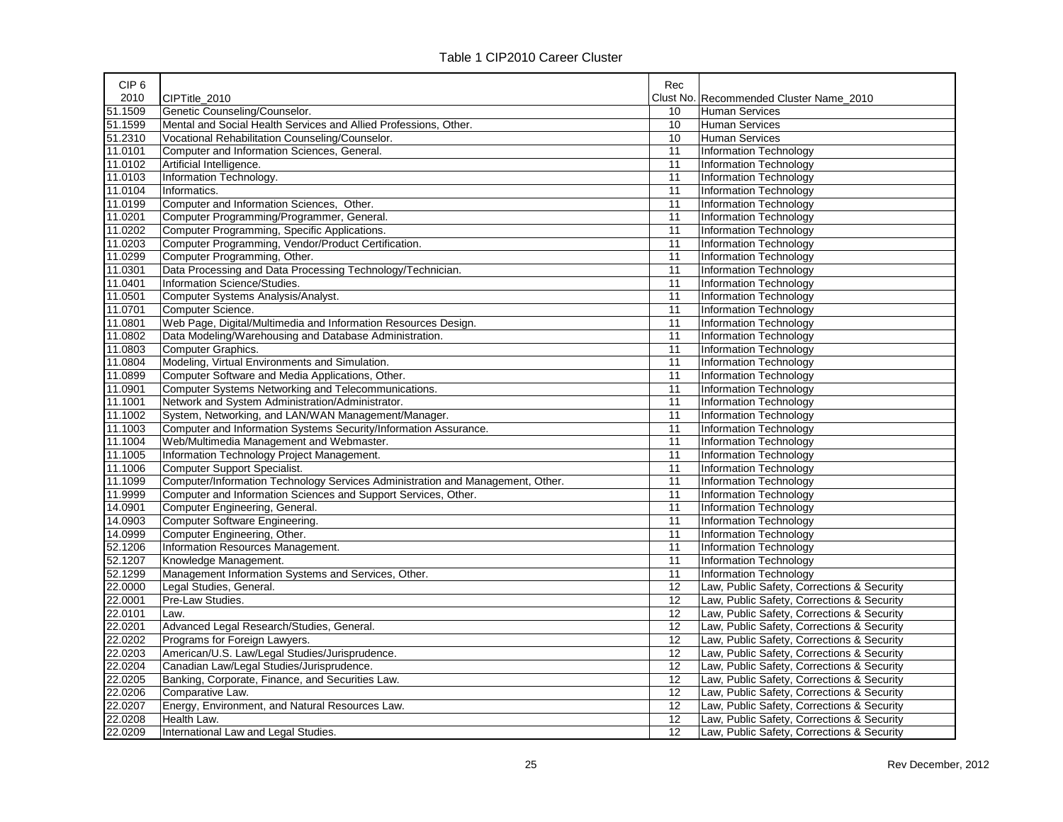Table 1 CIP2010 Career Cluster

| CIP 6 2010 | CIPTitle_2010 | Rec Clust No. | Recommended Cluster Name_2010 |
|---|---|---|---|
| 51.1509 | Genetic Counseling/Counselor. | 10 | Human Services |
| 51.1599 | Mental and Social Health Services and Allied Professions, Other. | 10 | Human Services |
| 51.2310 | Vocational Rehabilitation Counseling/Counselor. | 10 | Human Services |
| 11.0101 | Computer and Information Sciences, General. | 11 | Information Technology |
| 11.0102 | Artificial Intelligence. | 11 | Information Technology |
| 11.0103 | Information Technology. | 11 | Information Technology |
| 11.0104 | Informatics. | 11 | Information Technology |
| 11.0199 | Computer and Information Sciences, Other. | 11 | Information Technology |
| 11.0201 | Computer Programming/Programmer, General. | 11 | Information Technology |
| 11.0202 | Computer Programming, Specific Applications. | 11 | Information Technology |
| 11.0203 | Computer Programming, Vendor/Product Certification. | 11 | Information Technology |
| 11.0299 | Computer Programming, Other. | 11 | Information Technology |
| 11.0301 | Data Processing and Data Processing Technology/Technician. | 11 | Information Technology |
| 11.0401 | Information Science/Studies. | 11 | Information Technology |
| 11.0501 | Computer Systems Analysis/Analyst. | 11 | Information Technology |
| 11.0701 | Computer Science. | 11 | Information Technology |
| 11.0801 | Web Page, Digital/Multimedia and Information Resources Design. | 11 | Information Technology |
| 11.0802 | Data Modeling/Warehousing and Database Administration. | 11 | Information Technology |
| 11.0803 | Computer Graphics. | 11 | Information Technology |
| 11.0804 | Modeling, Virtual Environments and Simulation. | 11 | Information Technology |
| 11.0899 | Computer Software and Media Applications, Other. | 11 | Information Technology |
| 11.0901 | Computer Systems Networking and Telecommunications. | 11 | Information Technology |
| 11.1001 | Network and System Administration/Administrator. | 11 | Information Technology |
| 11.1002 | System, Networking, and LAN/WAN Management/Manager. | 11 | Information Technology |
| 11.1003 | Computer and Information Systems Security/Information Assurance. | 11 | Information Technology |
| 11.1004 | Web/Multimedia Management and Webmaster. | 11 | Information Technology |
| 11.1005 | Information Technology Project Management. | 11 | Information Technology |
| 11.1006 | Computer Support Specialist. | 11 | Information Technology |
| 11.1099 | Computer/Information Technology Services Administration and Management, Other. | 11 | Information Technology |
| 11.9999 | Computer and Information Sciences and Support Services, Other. | 11 | Information Technology |
| 14.0901 | Computer Engineering, General. | 11 | Information Technology |
| 14.0903 | Computer Software Engineering. | 11 | Information Technology |
| 14.0999 | Computer Engineering, Other. | 11 | Information Technology |
| 52.1206 | Information Resources Management. | 11 | Information Technology |
| 52.1207 | Knowledge Management. | 11 | Information Technology |
| 52.1299 | Management Information Systems and Services, Other. | 11 | Information Technology |
| 22.0000 | Legal Studies, General. | 12 | Law, Public Safety, Corrections & Security |
| 22.0001 | Pre-Law Studies. | 12 | Law, Public Safety, Corrections & Security |
| 22.0101 | Law. | 12 | Law, Public Safety, Corrections & Security |
| 22.0201 | Advanced Legal Research/Studies, General. | 12 | Law, Public Safety, Corrections & Security |
| 22.0202 | Programs for Foreign Lawyers. | 12 | Law, Public Safety, Corrections & Security |
| 22.0203 | American/U.S. Law/Legal Studies/Jurisprudence. | 12 | Law, Public Safety, Corrections & Security |
| 22.0204 | Canadian Law/Legal Studies/Jurisprudence. | 12 | Law, Public Safety, Corrections & Security |
| 22.0205 | Banking, Corporate, Finance, and Securities Law. | 12 | Law, Public Safety, Corrections & Security |
| 22.0206 | Comparative Law. | 12 | Law, Public Safety, Corrections & Security |
| 22.0207 | Energy, Environment, and Natural Resources Law. | 12 | Law, Public Safety, Corrections & Security |
| 22.0208 | Health Law. | 12 | Law, Public Safety, Corrections & Security |
| 22.0209 | International Law and Legal Studies. | 12 | Law, Public Safety, Corrections & Security |

Rev December, 2012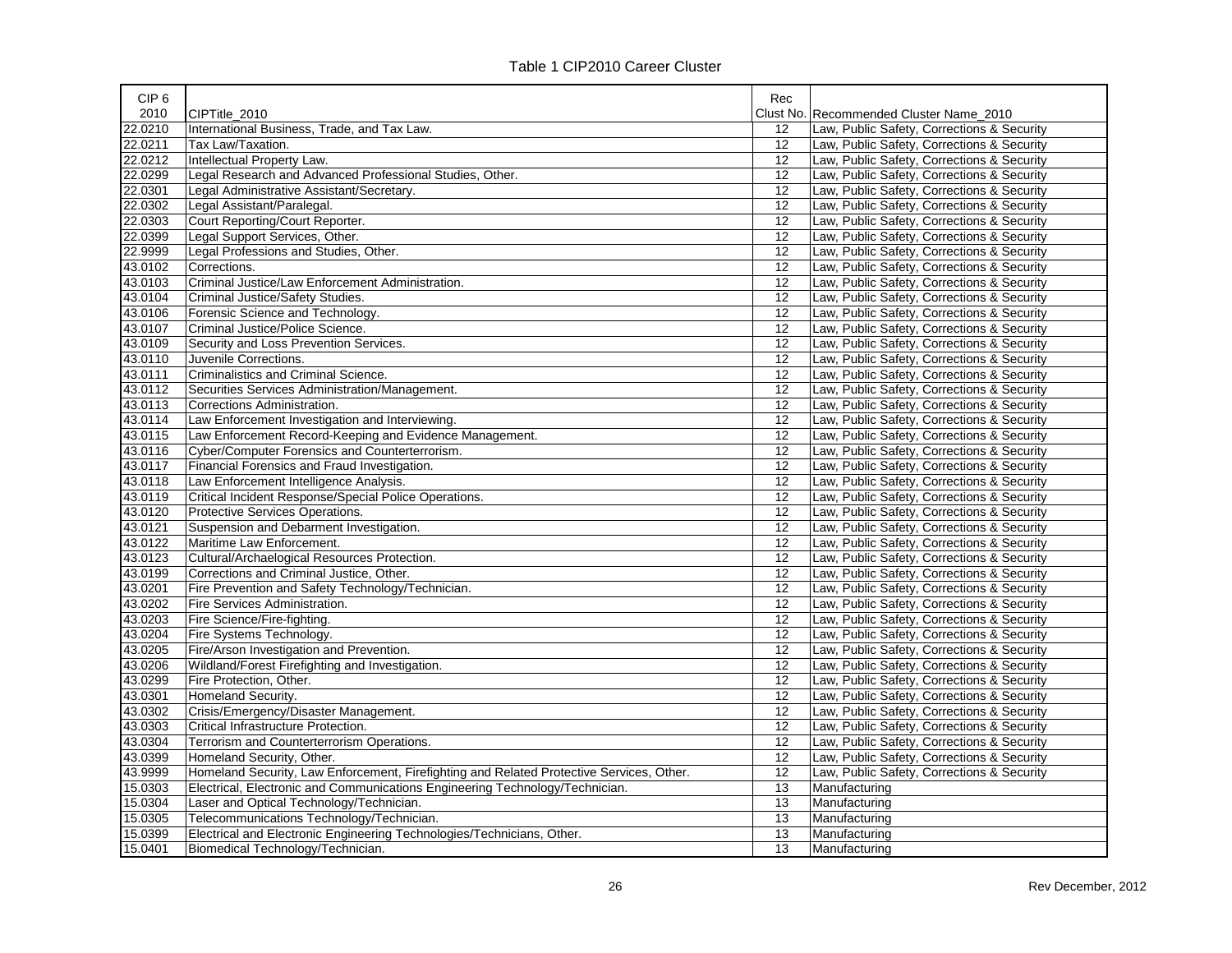Table 1 CIP2010 Career Cluster

| CIP 6 2010 | CIPTitle_2010 | Rec Clust No. | Recommended Cluster Name_2010 |
|---|---|---|---|
| 22.0210 | International Business, Trade, and Tax Law. | 12 | Law, Public Safety, Corrections & Security |
| 22.0211 | Tax Law/Taxation. | 12 | Law, Public Safety, Corrections & Security |
| 22.0212 | Intellectual Property Law. | 12 | Law, Public Safety, Corrections & Security |
| 22.0299 | Legal Research and Advanced Professional Studies, Other. | 12 | Law, Public Safety, Corrections & Security |
| 22.0301 | Legal Administrative Assistant/Secretary. | 12 | Law, Public Safety, Corrections & Security |
| 22.0302 | Legal Assistant/Paralegal. | 12 | Law, Public Safety, Corrections & Security |
| 22.0303 | Court Reporting/Court Reporter. | 12 | Law, Public Safety, Corrections & Security |
| 22.0399 | Legal Support Services, Other. | 12 | Law, Public Safety, Corrections & Security |
| 22.9999 | Legal Professions and Studies, Other. | 12 | Law, Public Safety, Corrections & Security |
| 43.0102 | Corrections. | 12 | Law, Public Safety, Corrections & Security |
| 43.0103 | Criminal Justice/Law Enforcement Administration. | 12 | Law, Public Safety, Corrections & Security |
| 43.0104 | Criminal Justice/Safety Studies. | 12 | Law, Public Safety, Corrections & Security |
| 43.0106 | Forensic Science and Technology. | 12 | Law, Public Safety, Corrections & Security |
| 43.0107 | Criminal Justice/Police Science. | 12 | Law, Public Safety, Corrections & Security |
| 43.0109 | Security and Loss Prevention Services. | 12 | Law, Public Safety, Corrections & Security |
| 43.0110 | Juvenile Corrections. | 12 | Law, Public Safety, Corrections & Security |
| 43.0111 | Criminalistics and Criminal Science. | 12 | Law, Public Safety, Corrections & Security |
| 43.0112 | Securities Services Administration/Management. | 12 | Law, Public Safety, Corrections & Security |
| 43.0113 | Corrections Administration. | 12 | Law, Public Safety, Corrections & Security |
| 43.0114 | Law Enforcement Investigation and Interviewing. | 12 | Law, Public Safety, Corrections & Security |
| 43.0115 | Law Enforcement Record-Keeping and Evidence Management. | 12 | Law, Public Safety, Corrections & Security |
| 43.0116 | Cyber/Computer Forensics and Counterterrorism. | 12 | Law, Public Safety, Corrections & Security |
| 43.0117 | Financial Forensics and Fraud Investigation. | 12 | Law, Public Safety, Corrections & Security |
| 43.0118 | Law Enforcement Intelligence Analysis. | 12 | Law, Public Safety, Corrections & Security |
| 43.0119 | Critical Incident Response/Special Police Operations. | 12 | Law, Public Safety, Corrections & Security |
| 43.0120 | Protective Services Operations. | 12 | Law, Public Safety, Corrections & Security |
| 43.0121 | Suspension and Debarment Investigation. | 12 | Law, Public Safety, Corrections & Security |
| 43.0122 | Maritime Law Enforcement. | 12 | Law, Public Safety, Corrections & Security |
| 43.0123 | Cultural/Archaelogical Resources Protection. | 12 | Law, Public Safety, Corrections & Security |
| 43.0199 | Corrections and Criminal Justice, Other. | 12 | Law, Public Safety, Corrections & Security |
| 43.0201 | Fire Prevention and Safety Technology/Technician. | 12 | Law, Public Safety, Corrections & Security |
| 43.0202 | Fire Services Administration. | 12 | Law, Public Safety, Corrections & Security |
| 43.0203 | Fire Science/Fire-fighting. | 12 | Law, Public Safety, Corrections & Security |
| 43.0204 | Fire Systems Technology. | 12 | Law, Public Safety, Corrections & Security |
| 43.0205 | Fire/Arson Investigation and Prevention. | 12 | Law, Public Safety, Corrections & Security |
| 43.0206 | Wildland/Forest Firefighting and Investigation. | 12 | Law, Public Safety, Corrections & Security |
| 43.0299 | Fire Protection, Other. | 12 | Law, Public Safety, Corrections & Security |
| 43.0301 | Homeland Security. | 12 | Law, Public Safety, Corrections & Security |
| 43.0302 | Crisis/Emergency/Disaster Management. | 12 | Law, Public Safety, Corrections & Security |
| 43.0303 | Critical Infrastructure Protection. | 12 | Law, Public Safety, Corrections & Security |
| 43.0304 | Terrorism and Counterterrorism Operations. | 12 | Law, Public Safety, Corrections & Security |
| 43.0399 | Homeland Security, Other. | 12 | Law, Public Safety, Corrections & Security |
| 43.9999 | Homeland Security, Law Enforcement, Firefighting and Related Protective Services, Other. | 12 | Law, Public Safety, Corrections & Security |
| 15.0303 | Electrical, Electronic and Communications Engineering Technology/Technician. | 13 | Manufacturing |
| 15.0304 | Laser and Optical Technology/Technician. | 13 | Manufacturing |
| 15.0305 | Telecommunications Technology/Technician. | 13 | Manufacturing |
| 15.0399 | Electrical and Electronic Engineering Technologies/Technicians, Other. | 13 | Manufacturing |
| 15.0401 | Biomedical Technology/Technician. | 13 | Manufacturing |

Rev December, 2012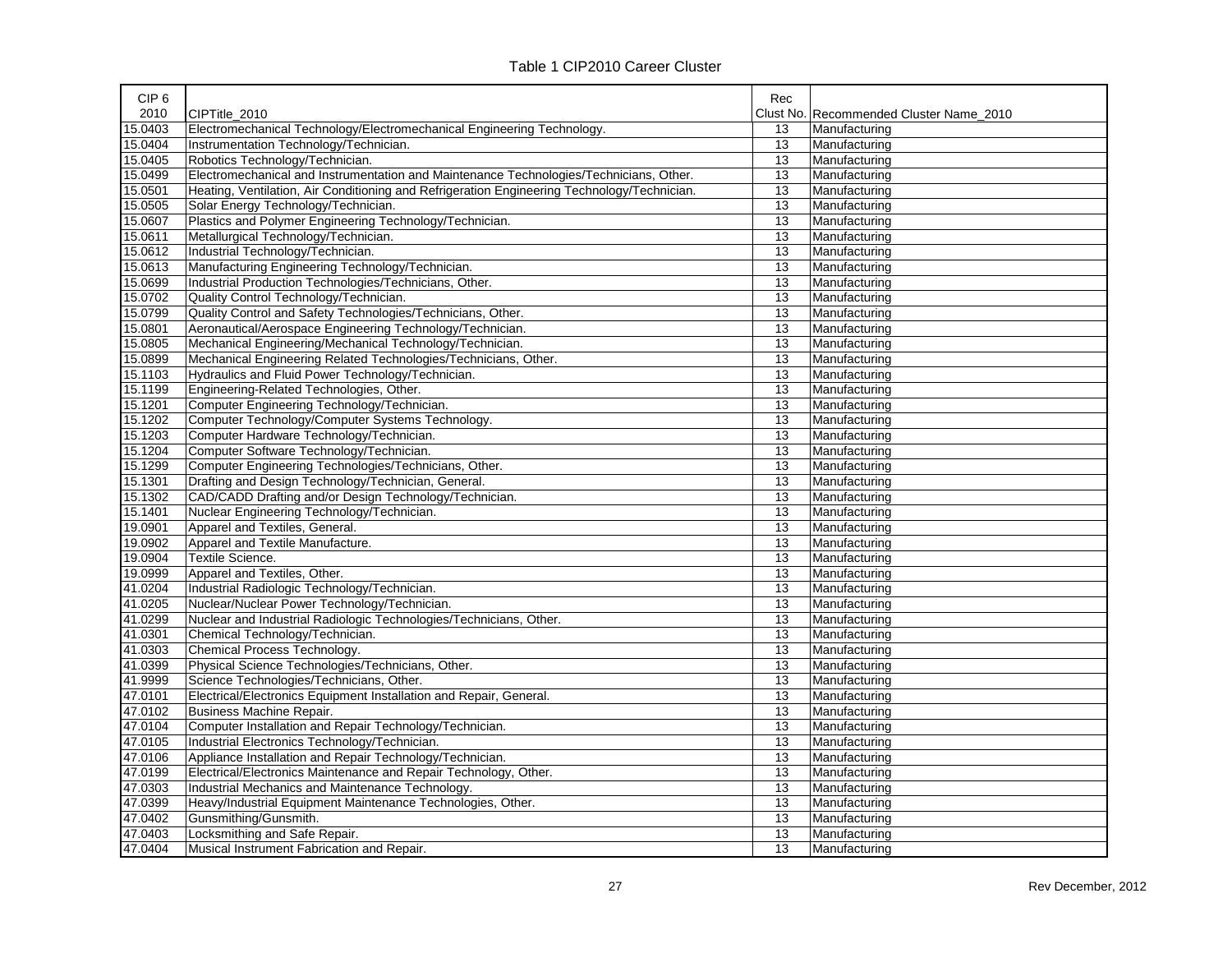Table 1 CIP2010 Career Cluster

| CIP 6 2010 | CIPTitle_2010 | Rec Clust No. | Recommended Cluster Name_2010 |
|---|---|---|---|
| 15.0403 | Electromechanical Technology/Electromechanical Engineering Technology. | 13 | Manufacturing |
| 15.0404 | Instrumentation Technology/Technician. | 13 | Manufacturing |
| 15.0405 | Robotics Technology/Technician. | 13 | Manufacturing |
| 15.0499 | Electromechanical and Instrumentation and Maintenance Technologies/Technicians, Other. | 13 | Manufacturing |
| 15.0501 | Heating, Ventilation, Air Conditioning and Refrigeration Engineering Technology/Technician. | 13 | Manufacturing |
| 15.0505 | Solar Energy Technology/Technician. | 13 | Manufacturing |
| 15.0607 | Plastics and Polymer Engineering Technology/Technician. | 13 | Manufacturing |
| 15.0611 | Metallurgical Technology/Technician. | 13 | Manufacturing |
| 15.0612 | Industrial Technology/Technician. | 13 | Manufacturing |
| 15.0613 | Manufacturing Engineering Technology/Technician. | 13 | Manufacturing |
| 15.0699 | Industrial Production Technologies/Technicians, Other. | 13 | Manufacturing |
| 15.0702 | Quality Control Technology/Technician. | 13 | Manufacturing |
| 15.0799 | Quality Control and Safety Technologies/Technicians, Other. | 13 | Manufacturing |
| 15.0801 | Aeronautical/Aerospace Engineering Technology/Technician. | 13 | Manufacturing |
| 15.0805 | Mechanical Engineering/Mechanical Technology/Technician. | 13 | Manufacturing |
| 15.0899 | Mechanical Engineering Related Technologies/Technicians, Other. | 13 | Manufacturing |
| 15.1103 | Hydraulics and Fluid Power Technology/Technician. | 13 | Manufacturing |
| 15.1199 | Engineering-Related Technologies, Other. | 13 | Manufacturing |
| 15.1201 | Computer Engineering Technology/Technician. | 13 | Manufacturing |
| 15.1202 | Computer Technology/Computer Systems Technology. | 13 | Manufacturing |
| 15.1203 | Computer Hardware Technology/Technician. | 13 | Manufacturing |
| 15.1204 | Computer Software Technology/Technician. | 13 | Manufacturing |
| 15.1299 | Computer Engineering Technologies/Technicians, Other. | 13 | Manufacturing |
| 15.1301 | Drafting and Design Technology/Technician, General. | 13 | Manufacturing |
| 15.1302 | CAD/CADD Drafting and/or Design Technology/Technician. | 13 | Manufacturing |
| 15.1401 | Nuclear Engineering Technology/Technician. | 13 | Manufacturing |
| 19.0901 | Apparel and Textiles, General. | 13 | Manufacturing |
| 19.0902 | Apparel and Textile Manufacture. | 13 | Manufacturing |
| 19.0904 | Textile Science. | 13 | Manufacturing |
| 19.0999 | Apparel and Textiles, Other. | 13 | Manufacturing |
| 41.0204 | Industrial Radiologic Technology/Technician. | 13 | Manufacturing |
| 41.0205 | Nuclear/Nuclear Power Technology/Technician. | 13 | Manufacturing |
| 41.0299 | Nuclear and Industrial Radiologic Technologies/Technicians, Other. | 13 | Manufacturing |
| 41.0301 | Chemical Technology/Technician. | 13 | Manufacturing |
| 41.0303 | Chemical Process Technology. | 13 | Manufacturing |
| 41.0399 | Physical Science Technologies/Technicians, Other. | 13 | Manufacturing |
| 41.9999 | Science Technologies/Technicians, Other. | 13 | Manufacturing |
| 47.0101 | Electrical/Electronics Equipment Installation and Repair, General. | 13 | Manufacturing |
| 47.0102 | Business Machine Repair. | 13 | Manufacturing |
| 47.0104 | Computer Installation and Repair Technology/Technician. | 13 | Manufacturing |
| 47.0105 | Industrial Electronics Technology/Technician. | 13 | Manufacturing |
| 47.0106 | Appliance Installation and Repair Technology/Technician. | 13 | Manufacturing |
| 47.0199 | Electrical/Electronics Maintenance and Repair Technology, Other. | 13 | Manufacturing |
| 47.0303 | Industrial Mechanics and Maintenance Technology. | 13 | Manufacturing |
| 47.0399 | Heavy/Industrial Equipment Maintenance Technologies, Other. | 13 | Manufacturing |
| 47.0402 | Gunsmithing/Gunsmith. | 13 | Manufacturing |
| 47.0403 | Locksmithing and Safe Repair. | 13 | Manufacturing |
| 47.0404 | Musical Instrument Fabrication and Repair. | 13 | Manufacturing |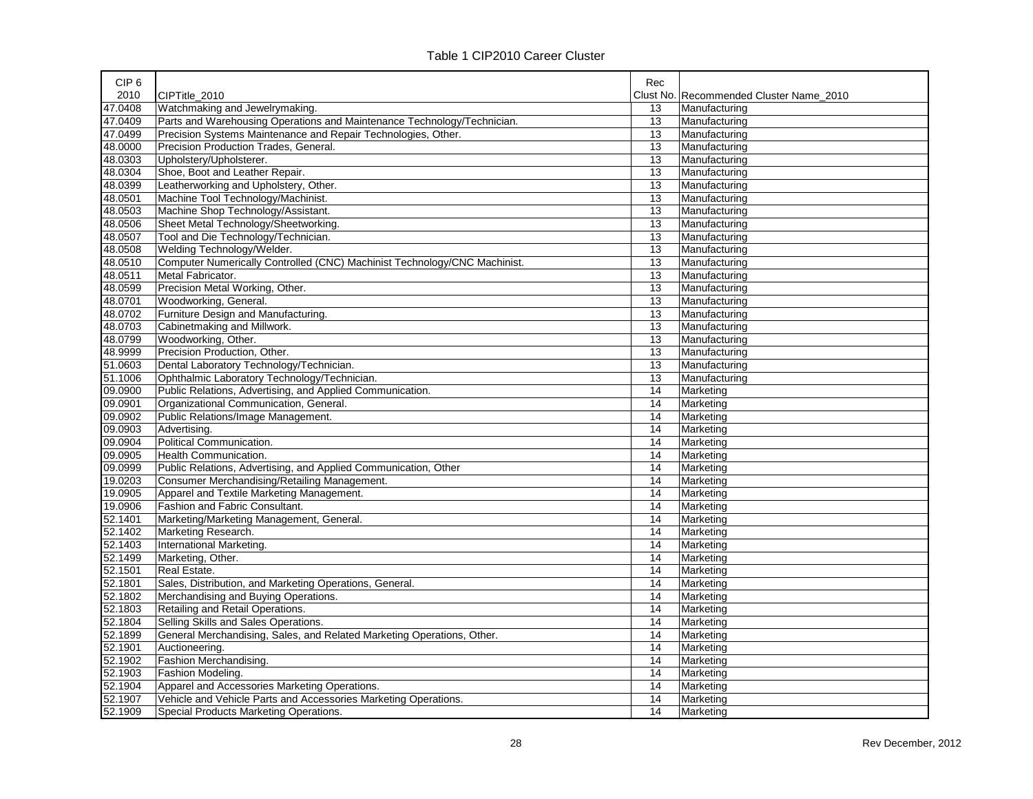Table 1 CIP2010 Career Cluster

| CIP 6 2010 | CIPTitle_2010 | Rec Clust No. | Recommended Cluster Name_2010 |
|---|---|---|---|
| 47.0408 | Watchmaking and Jewelrymaking. | 13 | Manufacturing |
| 47.0409 | Parts and Warehousing Operations and Maintenance Technology/Technician. | 13 | Manufacturing |
| 47.0499 | Precision Systems Maintenance and Repair Technologies, Other. | 13 | Manufacturing |
| 48.0000 | Precision Production Trades, General. | 13 | Manufacturing |
| 48.0303 | Upholstery/Upholsterer. | 13 | Manufacturing |
| 48.0304 | Shoe, Boot and Leather Repair. | 13 | Manufacturing |
| 48.0399 | Leatherworking and Upholstery, Other. | 13 | Manufacturing |
| 48.0501 | Machine Tool Technology/Machinist. | 13 | Manufacturing |
| 48.0503 | Machine Shop Technology/Assistant. | 13 | Manufacturing |
| 48.0506 | Sheet Metal Technology/Sheetworking. | 13 | Manufacturing |
| 48.0507 | Tool and Die Technology/Technician. | 13 | Manufacturing |
| 48.0508 | Welding Technology/Welder. | 13 | Manufacturing |
| 48.0510 | Computer Numerically Controlled (CNC) Machinist Technology/CNC Machinist. | 13 | Manufacturing |
| 48.0511 | Metal Fabricator. | 13 | Manufacturing |
| 48.0599 | Precision Metal Working, Other. | 13 | Manufacturing |
| 48.0701 | Woodworking, General. | 13 | Manufacturing |
| 48.0702 | Furniture Design and Manufacturing. | 13 | Manufacturing |
| 48.0703 | Cabinetmaking and Millwork. | 13 | Manufacturing |
| 48.0799 | Woodworking, Other. | 13 | Manufacturing |
| 48.9999 | Precision Production, Other. | 13 | Manufacturing |
| 51.0603 | Dental Laboratory Technology/Technician. | 13 | Manufacturing |
| 51.1006 | Ophthalmic Laboratory Technology/Technician. | 13 | Manufacturing |
| 09.0900 | Public Relations, Advertising, and Applied Communication. | 14 | Marketing |
| 09.0901 | Organizational Communication, General. | 14 | Marketing |
| 09.0902 | Public Relations/Image Management. | 14 | Marketing |
| 09.0903 | Advertising. | 14 | Marketing |
| 09.0904 | Political Communication. | 14 | Marketing |
| 09.0905 | Health Communication. | 14 | Marketing |
| 09.0999 | Public Relations, Advertising, and Applied Communication, Other | 14 | Marketing |
| 19.0203 | Consumer Merchandising/Retailing Management. | 14 | Marketing |
| 19.0905 | Apparel and Textile Marketing Management. | 14 | Marketing |
| 19.0906 | Fashion and Fabric Consultant. | 14 | Marketing |
| 52.1401 | Marketing/Marketing Management, General. | 14 | Marketing |
| 52.1402 | Marketing Research. | 14 | Marketing |
| 52.1403 | International Marketing. | 14 | Marketing |
| 52.1499 | Marketing, Other. | 14 | Marketing |
| 52.1501 | Real Estate. | 14 | Marketing |
| 52.1801 | Sales, Distribution, and Marketing Operations, General. | 14 | Marketing |
| 52.1802 | Merchandising and Buying Operations. | 14 | Marketing |
| 52.1803 | Retailing and Retail Operations. | 14 | Marketing |
| 52.1804 | Selling Skills and Sales Operations. | 14 | Marketing |
| 52.1899 | General Merchandising, Sales, and Related Marketing Operations, Other. | 14 | Marketing |
| 52.1901 | Auctioneering. | 14 | Marketing |
| 52.1902 | Fashion Merchandising. | 14 | Marketing |
| 52.1903 | Fashion Modeling. | 14 | Marketing |
| 52.1904 | Apparel and Accessories Marketing Operations. | 14 | Marketing |
| 52.1907 | Vehicle and Vehicle Parts and Accessories Marketing Operations. | 14 | Marketing |
| 52.1909 | Special Products Marketing Operations. | 14 | Marketing |

Rev December, 2012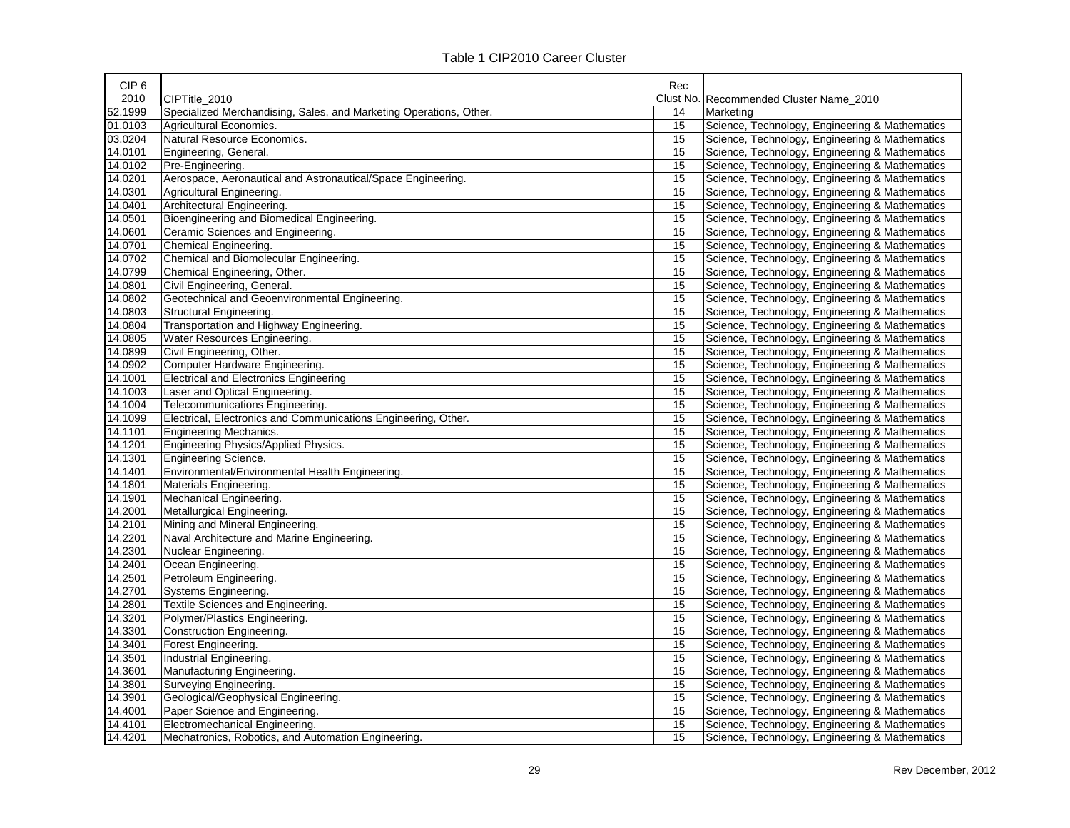Table 1 CIP2010 Career Cluster

| CIP 6 2010 | CIPTitle_2010 | Rec Clust No. | Recommended Cluster Name_2010 |
|---|---|---|---|
| 52.1999 | Specialized Merchandising, Sales, and Marketing Operations, Other. | 14 | Marketing |
| 01.0103 | Agricultural Economics. | 15 | Science, Technology, Engineering & Mathematics |
| 03.0204 | Natural Resource Economics. | 15 | Science, Technology, Engineering & Mathematics |
| 14.0101 | Engineering, General. | 15 | Science, Technology, Engineering & Mathematics |
| 14.0102 | Pre-Engineering. | 15 | Science, Technology, Engineering & Mathematics |
| 14.0201 | Aerospace, Aeronautical and Astronautical/Space Engineering. | 15 | Science, Technology, Engineering & Mathematics |
| 14.0301 | Agricultural Engineering. | 15 | Science, Technology, Engineering & Mathematics |
| 14.0401 | Architectural Engineering. | 15 | Science, Technology, Engineering & Mathematics |
| 14.0501 | Bioengineering and Biomedical Engineering. | 15 | Science, Technology, Engineering & Mathematics |
| 14.0601 | Ceramic Sciences and Engineering. | 15 | Science, Technology, Engineering & Mathematics |
| 14.0701 | Chemical Engineering. | 15 | Science, Technology, Engineering & Mathematics |
| 14.0702 | Chemical and Biomolecular Engineering. | 15 | Science, Technology, Engineering & Mathematics |
| 14.0799 | Chemical Engineering, Other. | 15 | Science, Technology, Engineering & Mathematics |
| 14.0801 | Civil Engineering, General. | 15 | Science, Technology, Engineering & Mathematics |
| 14.0802 | Geotechnical and Geoenvironmental Engineering. | 15 | Science, Technology, Engineering & Mathematics |
| 14.0803 | Structural Engineering. | 15 | Science, Technology, Engineering & Mathematics |
| 14.0804 | Transportation and Highway Engineering. | 15 | Science, Technology, Engineering & Mathematics |
| 14.0805 | Water Resources Engineering. | 15 | Science, Technology, Engineering & Mathematics |
| 14.0899 | Civil Engineering, Other. | 15 | Science, Technology, Engineering & Mathematics |
| 14.0902 | Computer Hardware Engineering. | 15 | Science, Technology, Engineering & Mathematics |
| 14.1001 | Electrical and Electronics Engineering | 15 | Science, Technology, Engineering & Mathematics |
| 14.1003 | Laser and Optical Engineering. | 15 | Science, Technology, Engineering & Mathematics |
| 14.1004 | Telecommunications Engineering. | 15 | Science, Technology, Engineering & Mathematics |
| 14.1099 | Electrical, Electronics and Communications Engineering, Other. | 15 | Science, Technology, Engineering & Mathematics |
| 14.1101 | Engineering Mechanics. | 15 | Science, Technology, Engineering & Mathematics |
| 14.1201 | Engineering Physics/Applied Physics. | 15 | Science, Technology, Engineering & Mathematics |
| 14.1301 | Engineering Science. | 15 | Science, Technology, Engineering & Mathematics |
| 14.1401 | Environmental/Environmental Health Engineering. | 15 | Science, Technology, Engineering & Mathematics |
| 14.1801 | Materials Engineering. | 15 | Science, Technology, Engineering & Mathematics |
| 14.1901 | Mechanical Engineering. | 15 | Science, Technology, Engineering & Mathematics |
| 14.2001 | Metallurgical Engineering. | 15 | Science, Technology, Engineering & Mathematics |
| 14.2101 | Mining and Mineral Engineering. | 15 | Science, Technology, Engineering & Mathematics |
| 14.2201 | Naval Architecture and Marine Engineering. | 15 | Science, Technology, Engineering & Mathematics |
| 14.2301 | Nuclear Engineering. | 15 | Science, Technology, Engineering & Mathematics |
| 14.2401 | Ocean Engineering. | 15 | Science, Technology, Engineering & Mathematics |
| 14.2501 | Petroleum Engineering. | 15 | Science, Technology, Engineering & Mathematics |
| 14.2701 | Systems Engineering. | 15 | Science, Technology, Engineering & Mathematics |
| 14.2801 | Textile Sciences and Engineering. | 15 | Science, Technology, Engineering & Mathematics |
| 14.3201 | Polymer/Plastics Engineering. | 15 | Science, Technology, Engineering & Mathematics |
| 14.3301 | Construction Engineering. | 15 | Science, Technology, Engineering & Mathematics |
| 14.3401 | Forest Engineering. | 15 | Science, Technology, Engineering & Mathematics |
| 14.3501 | Industrial Engineering. | 15 | Science, Technology, Engineering & Mathematics |
| 14.3601 | Manufacturing Engineering. | 15 | Science, Technology, Engineering & Mathematics |
| 14.3801 | Surveying Engineering. | 15 | Science, Technology, Engineering & Mathematics |
| 14.3901 | Geological/Geophysical Engineering. | 15 | Science, Technology, Engineering & Mathematics |
| 14.4001 | Paper Science and Engineering. | 15 | Science, Technology, Engineering & Mathematics |
| 14.4101 | Electromechanical Engineering. | 15 | Science, Technology, Engineering & Mathematics |
| 14.4201 | Mechatronics, Robotics, and Automation Engineering. | 15 | Science, Technology, Engineering & Mathematics |

Rev December, 2012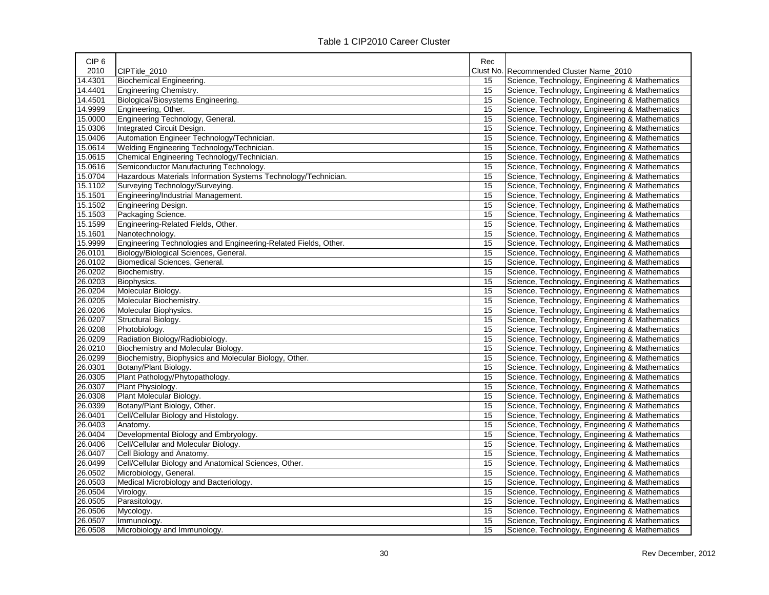Table 1 CIP2010 Career Cluster

| CIP 6 2010 | CIPTitle_2010 | Rec Clust No. | Recommended Cluster Name_2010 |
|---|---|---|---|
| 14.4301 | Biochemical Engineering. | 15 | Science, Technology, Engineering & Mathematics |
| 14.4401 | Engineering Chemistry. | 15 | Science, Technology, Engineering & Mathematics |
| 14.4501 | Biological/Biosystems Engineering. | 15 | Science, Technology, Engineering & Mathematics |
| 14.9999 | Engineering, Other. | 15 | Science, Technology, Engineering & Mathematics |
| 15.0000 | Engineering Technology, General. | 15 | Science, Technology, Engineering & Mathematics |
| 15.0306 | Integrated Circuit Design. | 15 | Science, Technology, Engineering & Mathematics |
| 15.0406 | Automation Engineer Technology/Technician. | 15 | Science, Technology, Engineering & Mathematics |
| 15.0614 | Welding Engineering Technology/Technician. | 15 | Science, Technology, Engineering & Mathematics |
| 15.0615 | Chemical Engineering Technology/Technician. | 15 | Science, Technology, Engineering & Mathematics |
| 15.0616 | Semiconductor Manufacturing Technology. | 15 | Science, Technology, Engineering & Mathematics |
| 15.0704 | Hazardous Materials Information Systems Technology/Technician. | 15 | Science, Technology, Engineering & Mathematics |
| 15.1102 | Surveying Technology/Surveying. | 15 | Science, Technology, Engineering & Mathematics |
| 15.1501 | Engineering/Industrial Management. | 15 | Science, Technology, Engineering & Mathematics |
| 15.1502 | Engineering Design. | 15 | Science, Technology, Engineering & Mathematics |
| 15.1503 | Packaging Science. | 15 | Science, Technology, Engineering & Mathematics |
| 15.1599 | Engineering-Related Fields, Other. | 15 | Science, Technology, Engineering & Mathematics |
| 15.1601 | Nanotechnology. | 15 | Science, Technology, Engineering & Mathematics |
| 15.9999 | Engineering Technologies and Engineering-Related Fields, Other. | 15 | Science, Technology, Engineering & Mathematics |
| 26.0101 | Biology/Biological Sciences, General. | 15 | Science, Technology, Engineering & Mathematics |
| 26.0102 | Biomedical Sciences, General. | 15 | Science, Technology, Engineering & Mathematics |
| 26.0202 | Biochemistry. | 15 | Science, Technology, Engineering & Mathematics |
| 26.0203 | Biophysics. | 15 | Science, Technology, Engineering & Mathematics |
| 26.0204 | Molecular Biology. | 15 | Science, Technology, Engineering & Mathematics |
| 26.0205 | Molecular Biochemistry. | 15 | Science, Technology, Engineering & Mathematics |
| 26.0206 | Molecular Biophysics. | 15 | Science, Technology, Engineering & Mathematics |
| 26.0207 | Structural Biology. | 15 | Science, Technology, Engineering & Mathematics |
| 26.0208 | Photobiology. | 15 | Science, Technology, Engineering & Mathematics |
| 26.0209 | Radiation Biology/Radiobiology. | 15 | Science, Technology, Engineering & Mathematics |
| 26.0210 | Biochemistry and Molecular Biology. | 15 | Science, Technology, Engineering & Mathematics |
| 26.0299 | Biochemistry, Biophysics and Molecular Biology, Other. | 15 | Science, Technology, Engineering & Mathematics |
| 26.0301 | Botany/Plant Biology. | 15 | Science, Technology, Engineering & Mathematics |
| 26.0305 | Plant Pathology/Phytopathology. | 15 | Science, Technology, Engineering & Mathematics |
| 26.0307 | Plant Physiology. | 15 | Science, Technology, Engineering & Mathematics |
| 26.0308 | Plant Molecular Biology. | 15 | Science, Technology, Engineering & Mathematics |
| 26.0399 | Botany/Plant Biology, Other. | 15 | Science, Technology, Engineering & Mathematics |
| 26.0401 | Cell/Cellular Biology and Histology. | 15 | Science, Technology, Engineering & Mathematics |
| 26.0403 | Anatomy. | 15 | Science, Technology, Engineering & Mathematics |
| 26.0404 | Developmental Biology and Embryology. | 15 | Science, Technology, Engineering & Mathematics |
| 26.0406 | Cell/Cellular and Molecular Biology. | 15 | Science, Technology, Engineering & Mathematics |
| 26.0407 | Cell Biology and Anatomy. | 15 | Science, Technology, Engineering & Mathematics |
| 26.0499 | Cell/Cellular Biology and Anatomical Sciences, Other. | 15 | Science, Technology, Engineering & Mathematics |
| 26.0502 | Microbiology, General. | 15 | Science, Technology, Engineering & Mathematics |
| 26.0503 | Medical Microbiology and Bacteriology. | 15 | Science, Technology, Engineering & Mathematics |
| 26.0504 | Virology. | 15 | Science, Technology, Engineering & Mathematics |
| 26.0505 | Parasitology. | 15 | Science, Technology, Engineering & Mathematics |
| 26.0506 | Mycology. | 15 | Science, Technology, Engineering & Mathematics |
| 26.0507 | Immunology. | 15 | Science, Technology, Engineering & Mathematics |
| 26.0508 | Microbiology and Immunology. | 15 | Science, Technology, Engineering & Mathematics |

Rev December, 2012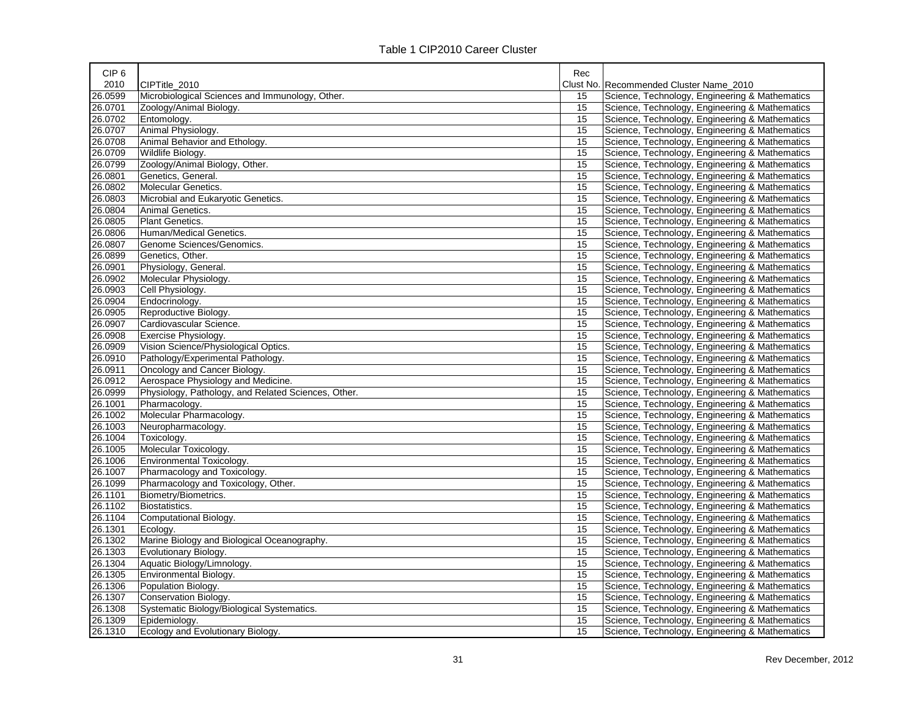Table 1 CIP2010 Career Cluster

| CIP 6 2010 | CIPTitle_2010 | Rec Clust No. | Recommended Cluster Name_2010 |
|---|---|---|---|
| 26.0599 | Microbiological Sciences and Immunology, Other. | 15 | Science, Technology, Engineering & Mathematics |
| 26.0701 | Zoology/Animal Biology. | 15 | Science, Technology, Engineering & Mathematics |
| 26.0702 | Entomology. | 15 | Science, Technology, Engineering & Mathematics |
| 26.0707 | Animal Physiology. | 15 | Science, Technology, Engineering & Mathematics |
| 26.0708 | Animal Behavior and Ethology. | 15 | Science, Technology, Engineering & Mathematics |
| 26.0709 | Wildlife Biology. | 15 | Science, Technology, Engineering & Mathematics |
| 26.0799 | Zoology/Animal Biology, Other. | 15 | Science, Technology, Engineering & Mathematics |
| 26.0801 | Genetics, General. | 15 | Science, Technology, Engineering & Mathematics |
| 26.0802 | Molecular Genetics. | 15 | Science, Technology, Engineering & Mathematics |
| 26.0803 | Microbial and Eukaryotic Genetics. | 15 | Science, Technology, Engineering & Mathematics |
| 26.0804 | Animal Genetics. | 15 | Science, Technology, Engineering & Mathematics |
| 26.0805 | Plant Genetics. | 15 | Science, Technology, Engineering & Mathematics |
| 26.0806 | Human/Medical Genetics. | 15 | Science, Technology, Engineering & Mathematics |
| 26.0807 | Genome Sciences/Genomics. | 15 | Science, Technology, Engineering & Mathematics |
| 26.0899 | Genetics, Other. | 15 | Science, Technology, Engineering & Mathematics |
| 26.0901 | Physiology, General. | 15 | Science, Technology, Engineering & Mathematics |
| 26.0902 | Molecular Physiology. | 15 | Science, Technology, Engineering & Mathematics |
| 26.0903 | Cell Physiology. | 15 | Science, Technology, Engineering & Mathematics |
| 26.0904 | Endocrinology. | 15 | Science, Technology, Engineering & Mathematics |
| 26.0905 | Reproductive Biology. | 15 | Science, Technology, Engineering & Mathematics |
| 26.0907 | Cardiovascular Science. | 15 | Science, Technology, Engineering & Mathematics |
| 26.0908 | Exercise Physiology. | 15 | Science, Technology, Engineering & Mathematics |
| 26.0909 | Vision Science/Physiological Optics. | 15 | Science, Technology, Engineering & Mathematics |
| 26.0910 | Pathology/Experimental Pathology. | 15 | Science, Technology, Engineering & Mathematics |
| 26.0911 | Oncology and Cancer Biology. | 15 | Science, Technology, Engineering & Mathematics |
| 26.0912 | Aerospace Physiology and Medicine. | 15 | Science, Technology, Engineering & Mathematics |
| 26.0999 | Physiology, Pathology, and Related Sciences, Other. | 15 | Science, Technology, Engineering & Mathematics |
| 26.1001 | Pharmacology. | 15 | Science, Technology, Engineering & Mathematics |
| 26.1002 | Molecular Pharmacology. | 15 | Science, Technology, Engineering & Mathematics |
| 26.1003 | Neuropharmacology. | 15 | Science, Technology, Engineering & Mathematics |
| 26.1004 | Toxicology. | 15 | Science, Technology, Engineering & Mathematics |
| 26.1005 | Molecular Toxicology. | 15 | Science, Technology, Engineering & Mathematics |
| 26.1006 | Environmental Toxicology. | 15 | Science, Technology, Engineering & Mathematics |
| 26.1007 | Pharmacology and Toxicology. | 15 | Science, Technology, Engineering & Mathematics |
| 26.1099 | Pharmacology and Toxicology, Other. | 15 | Science, Technology, Engineering & Mathematics |
| 26.1101 | Biometry/Biometrics. | 15 | Science, Technology, Engineering & Mathematics |
| 26.1102 | Biostatistics. | 15 | Science, Technology, Engineering & Mathematics |
| 26.1104 | Computational Biology. | 15 | Science, Technology, Engineering & Mathematics |
| 26.1301 | Ecology. | 15 | Science, Technology, Engineering & Mathematics |
| 26.1302 | Marine Biology and Biological Oceanography. | 15 | Science, Technology, Engineering & Mathematics |
| 26.1303 | Evolutionary Biology. | 15 | Science, Technology, Engineering & Mathematics |
| 26.1304 | Aquatic Biology/Limnology. | 15 | Science, Technology, Engineering & Mathematics |
| 26.1305 | Environmental Biology. | 15 | Science, Technology, Engineering & Mathematics |
| 26.1306 | Population Biology. | 15 | Science, Technology, Engineering & Mathematics |
| 26.1307 | Conservation Biology. | 15 | Science, Technology, Engineering & Mathematics |
| 26.1308 | Systematic Biology/Biological Systematics. | 15 | Science, Technology, Engineering & Mathematics |
| 26.1309 | Epidemiology. | 15 | Science, Technology, Engineering & Mathematics |
| 26.1310 | Ecology and Evolutionary Biology. | 15 | Science, Technology, Engineering & Mathematics |

Rev December, 2012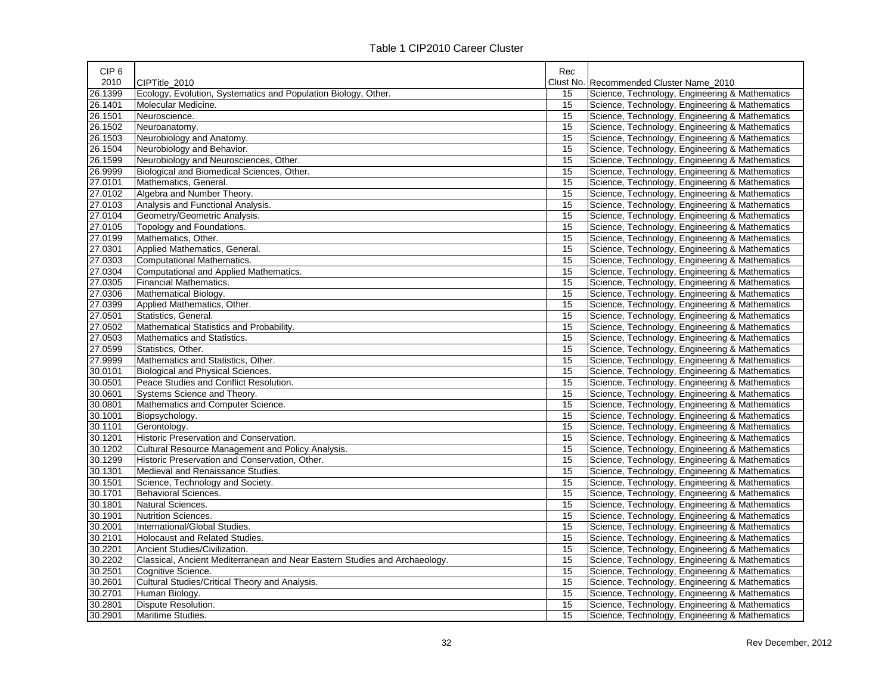Table 1 CIP2010 Career Cluster

| CIP 6 2010 | CIPTitle_2010 | Rec Clust No. | Recommended Cluster Name_2010 |
|---|---|---|---|
| 26.1399 | Ecology, Evolution, Systematics and Population Biology, Other. | 15 | Science, Technology, Engineering & Mathematics |
| 26.1401 | Molecular Medicine. | 15 | Science, Technology, Engineering & Mathematics |
| 26.1501 | Neuroscience. | 15 | Science, Technology, Engineering & Mathematics |
| 26.1502 | Neuroanatomy. | 15 | Science, Technology, Engineering & Mathematics |
| 26.1503 | Neurobiology and Anatomy. | 15 | Science, Technology, Engineering & Mathematics |
| 26.1504 | Neurobiology and Behavior. | 15 | Science, Technology, Engineering & Mathematics |
| 26.1599 | Neurobiology and Neurosciences, Other. | 15 | Science, Technology, Engineering & Mathematics |
| 26.9999 | Biological and Biomedical Sciences, Other. | 15 | Science, Technology, Engineering & Mathematics |
| 27.0101 | Mathematics, General. | 15 | Science, Technology, Engineering & Mathematics |
| 27.0102 | Algebra and Number Theory. | 15 | Science, Technology, Engineering & Mathematics |
| 27.0103 | Analysis and Functional Analysis. | 15 | Science, Technology, Engineering & Mathematics |
| 27.0104 | Geometry/Geometric Analysis. | 15 | Science, Technology, Engineering & Mathematics |
| 27.0105 | Topology and Foundations. | 15 | Science, Technology, Engineering & Mathematics |
| 27.0199 | Mathematics, Other. | 15 | Science, Technology, Engineering & Mathematics |
| 27.0301 | Applied Mathematics, General. | 15 | Science, Technology, Engineering & Mathematics |
| 27.0303 | Computational Mathematics. | 15 | Science, Technology, Engineering & Mathematics |
| 27.0304 | Computational and Applied Mathematics. | 15 | Science, Technology, Engineering & Mathematics |
| 27.0305 | Financial Mathematics. | 15 | Science, Technology, Engineering & Mathematics |
| 27.0306 | Mathematical Biology. | 15 | Science, Technology, Engineering & Mathematics |
| 27.0399 | Applied Mathematics, Other. | 15 | Science, Technology, Engineering & Mathematics |
| 27.0501 | Statistics, General. | 15 | Science, Technology, Engineering & Mathematics |
| 27.0502 | Mathematical Statistics and Probability. | 15 | Science, Technology, Engineering & Mathematics |
| 27.0503 | Mathematics and Statistics. | 15 | Science, Technology, Engineering & Mathematics |
| 27.0599 | Statistics, Other. | 15 | Science, Technology, Engineering & Mathematics |
| 27.9999 | Mathematics and Statistics, Other. | 15 | Science, Technology, Engineering & Mathematics |
| 30.0101 | Biological and Physical Sciences. | 15 | Science, Technology, Engineering & Mathematics |
| 30.0501 | Peace Studies and Conflict Resolution. | 15 | Science, Technology, Engineering & Mathematics |
| 30.0601 | Systems Science and Theory. | 15 | Science, Technology, Engineering & Mathematics |
| 30.0801 | Mathematics and Computer Science. | 15 | Science, Technology, Engineering & Mathematics |
| 30.1001 | Biopsychology. | 15 | Science, Technology, Engineering & Mathematics |
| 30.1101 | Gerontology. | 15 | Science, Technology, Engineering & Mathematics |
| 30.1201 | Historic Preservation and Conservation. | 15 | Science, Technology, Engineering & Mathematics |
| 30.1202 | Cultural Resource Management and Policy Analysis. | 15 | Science, Technology, Engineering & Mathematics |
| 30.1299 | Historic Preservation and Conservation, Other. | 15 | Science, Technology, Engineering & Mathematics |
| 30.1301 | Medieval and Renaissance Studies. | 15 | Science, Technology, Engineering & Mathematics |
| 30.1501 | Science, Technology and Society. | 15 | Science, Technology, Engineering & Mathematics |
| 30.1701 | Behavioral Sciences. | 15 | Science, Technology, Engineering & Mathematics |
| 30.1801 | Natural Sciences. | 15 | Science, Technology, Engineering & Mathematics |
| 30.1901 | Nutrition Sciences. | 15 | Science, Technology, Engineering & Mathematics |
| 30.2001 | International/Global Studies. | 15 | Science, Technology, Engineering & Mathematics |
| 30.2101 | Holocaust and Related Studies. | 15 | Science, Technology, Engineering & Mathematics |
| 30.2201 | Ancient Studies/Civilization. | 15 | Science, Technology, Engineering & Mathematics |
| 30.2202 | Classical, Ancient Mediterranean and Near Eastern Studies and Archaeology. | 15 | Science, Technology, Engineering & Mathematics |
| 30.2501 | Cognitive Science. | 15 | Science, Technology, Engineering & Mathematics |
| 30.2601 | Cultural Studies/Critical Theory and Analysis. | 15 | Science, Technology, Engineering & Mathematics |
| 30.2701 | Human Biology. | 15 | Science, Technology, Engineering & Mathematics |
| 30.2801 | Dispute Resolution. | 15 | Science, Technology, Engineering & Mathematics |
| 30.2901 | Maritime Studies. | 15 | Science, Technology, Engineering & Mathematics |

Rev December, 2012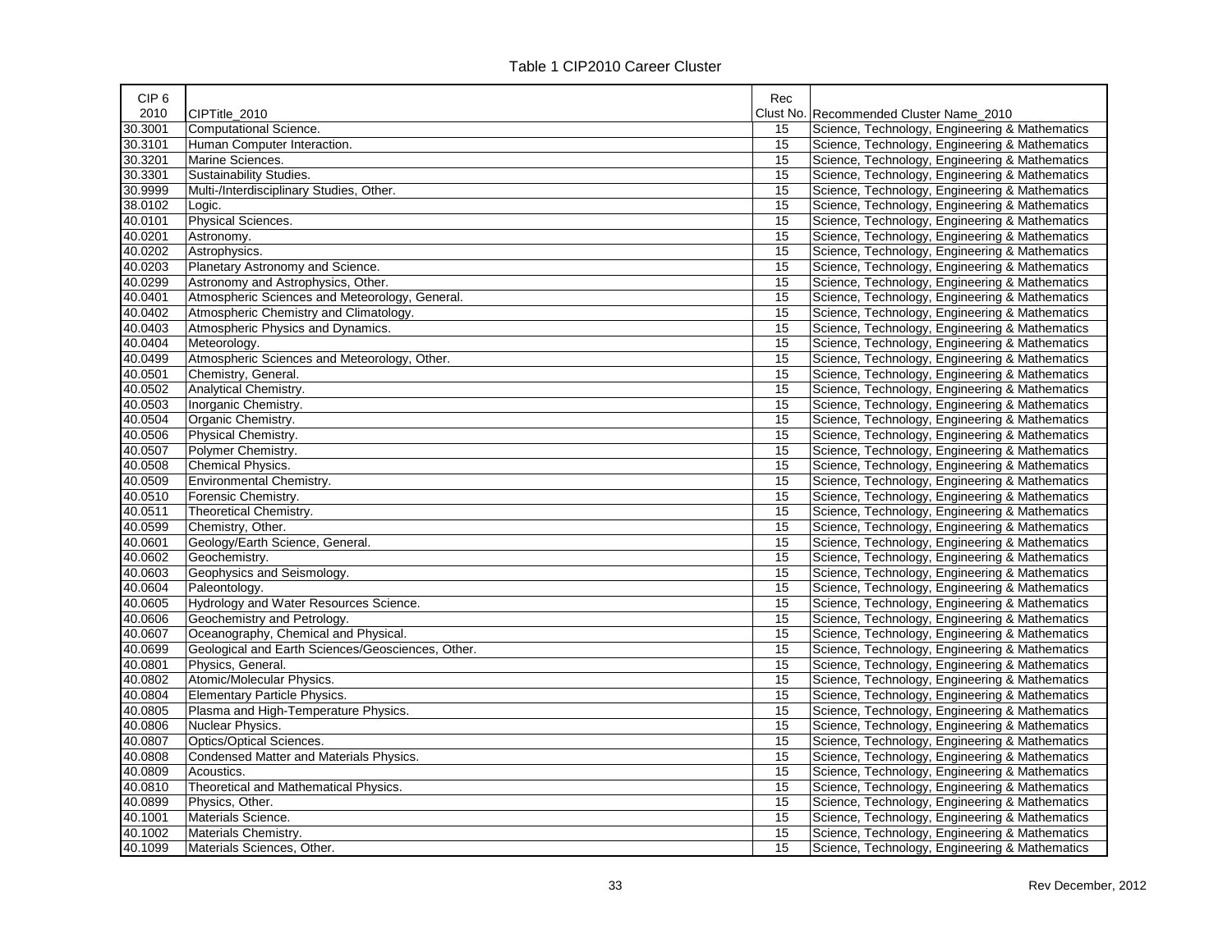Table 1 CIP2010 Career Cluster

| CIP 6 2010 | CIPTitle_2010 | Rec Clust No. | Recommended Cluster Name_2010 |
|---|---|---|---|
| 30.3001 | Computational Science. | 15 | Science, Technology, Engineering & Mathematics |
| 30.3101 | Human Computer Interaction. | 15 | Science, Technology, Engineering & Mathematics |
| 30.3201 | Marine Sciences. | 15 | Science, Technology, Engineering & Mathematics |
| 30.3301 | Sustainability Studies. | 15 | Science, Technology, Engineering & Mathematics |
| 30.9999 | Multi-/Interdisciplinary Studies, Other. | 15 | Science, Technology, Engineering & Mathematics |
| 38.0102 | Logic. | 15 | Science, Technology, Engineering & Mathematics |
| 40.0101 | Physical Sciences. | 15 | Science, Technology, Engineering & Mathematics |
| 40.0201 | Astronomy. | 15 | Science, Technology, Engineering & Mathematics |
| 40.0202 | Astrophysics. | 15 | Science, Technology, Engineering & Mathematics |
| 40.0203 | Planetary Astronomy and Science. | 15 | Science, Technology, Engineering & Mathematics |
| 40.0299 | Astronomy and Astrophysics, Other. | 15 | Science, Technology, Engineering & Mathematics |
| 40.0401 | Atmospheric Sciences and Meteorology, General. | 15 | Science, Technology, Engineering & Mathematics |
| 40.0402 | Atmospheric Chemistry and Climatology. | 15 | Science, Technology, Engineering & Mathematics |
| 40.0403 | Atmospheric Physics and Dynamics. | 15 | Science, Technology, Engineering & Mathematics |
| 40.0404 | Meteorology. | 15 | Science, Technology, Engineering & Mathematics |
| 40.0499 | Atmospheric Sciences and Meteorology, Other. | 15 | Science, Technology, Engineering & Mathematics |
| 40.0501 | Chemistry, General. | 15 | Science, Technology, Engineering & Mathematics |
| 40.0502 | Analytical Chemistry. | 15 | Science, Technology, Engineering & Mathematics |
| 40.0503 | Inorganic Chemistry. | 15 | Science, Technology, Engineering & Mathematics |
| 40.0504 | Organic Chemistry. | 15 | Science, Technology, Engineering & Mathematics |
| 40.0506 | Physical Chemistry. | 15 | Science, Technology, Engineering & Mathematics |
| 40.0507 | Polymer Chemistry. | 15 | Science, Technology, Engineering & Mathematics |
| 40.0508 | Chemical Physics. | 15 | Science, Technology, Engineering & Mathematics |
| 40.0509 | Environmental Chemistry. | 15 | Science, Technology, Engineering & Mathematics |
| 40.0510 | Forensic Chemistry. | 15 | Science, Technology, Engineering & Mathematics |
| 40.0511 | Theoretical Chemistry. | 15 | Science, Technology, Engineering & Mathematics |
| 40.0599 | Chemistry, Other. | 15 | Science, Technology, Engineering & Mathematics |
| 40.0601 | Geology/Earth Science, General. | 15 | Science, Technology, Engineering & Mathematics |
| 40.0602 | Geochemistry. | 15 | Science, Technology, Engineering & Mathematics |
| 40.0603 | Geophysics and Seismology. | 15 | Science, Technology, Engineering & Mathematics |
| 40.0604 | Paleontology. | 15 | Science, Technology, Engineering & Mathematics |
| 40.0605 | Hydrology and Water Resources Science. | 15 | Science, Technology, Engineering & Mathematics |
| 40.0606 | Geochemistry and Petrology. | 15 | Science, Technology, Engineering & Mathematics |
| 40.0607 | Oceanography, Chemical and Physical. | 15 | Science, Technology, Engineering & Mathematics |
| 40.0699 | Geological and Earth Sciences/Geosciences, Other. | 15 | Science, Technology, Engineering & Mathematics |
| 40.0801 | Physics, General. | 15 | Science, Technology, Engineering & Mathematics |
| 40.0802 | Atomic/Molecular Physics. | 15 | Science, Technology, Engineering & Mathematics |
| 40.0804 | Elementary Particle Physics. | 15 | Science, Technology, Engineering & Mathematics |
| 40.0805 | Plasma and High-Temperature Physics. | 15 | Science, Technology, Engineering & Mathematics |
| 40.0806 | Nuclear Physics. | 15 | Science, Technology, Engineering & Mathematics |
| 40.0807 | Optics/Optical Sciences. | 15 | Science, Technology, Engineering & Mathematics |
| 40.0808 | Condensed Matter and Materials Physics. | 15 | Science, Technology, Engineering & Mathematics |
| 40.0809 | Acoustics. | 15 | Science, Technology, Engineering & Mathematics |
| 40.0810 | Theoretical and Mathematical Physics. | 15 | Science, Technology, Engineering & Mathematics |
| 40.0899 | Physics, Other. | 15 | Science, Technology, Engineering & Mathematics |
| 40.1001 | Materials Science. | 15 | Science, Technology, Engineering & Mathematics |
| 40.1002 | Materials Chemistry. | 15 | Science, Technology, Engineering & Mathematics |
| 40.1099 | Materials Sciences, Other. | 15 | Science, Technology, Engineering & Mathematics |

Rev December, 2012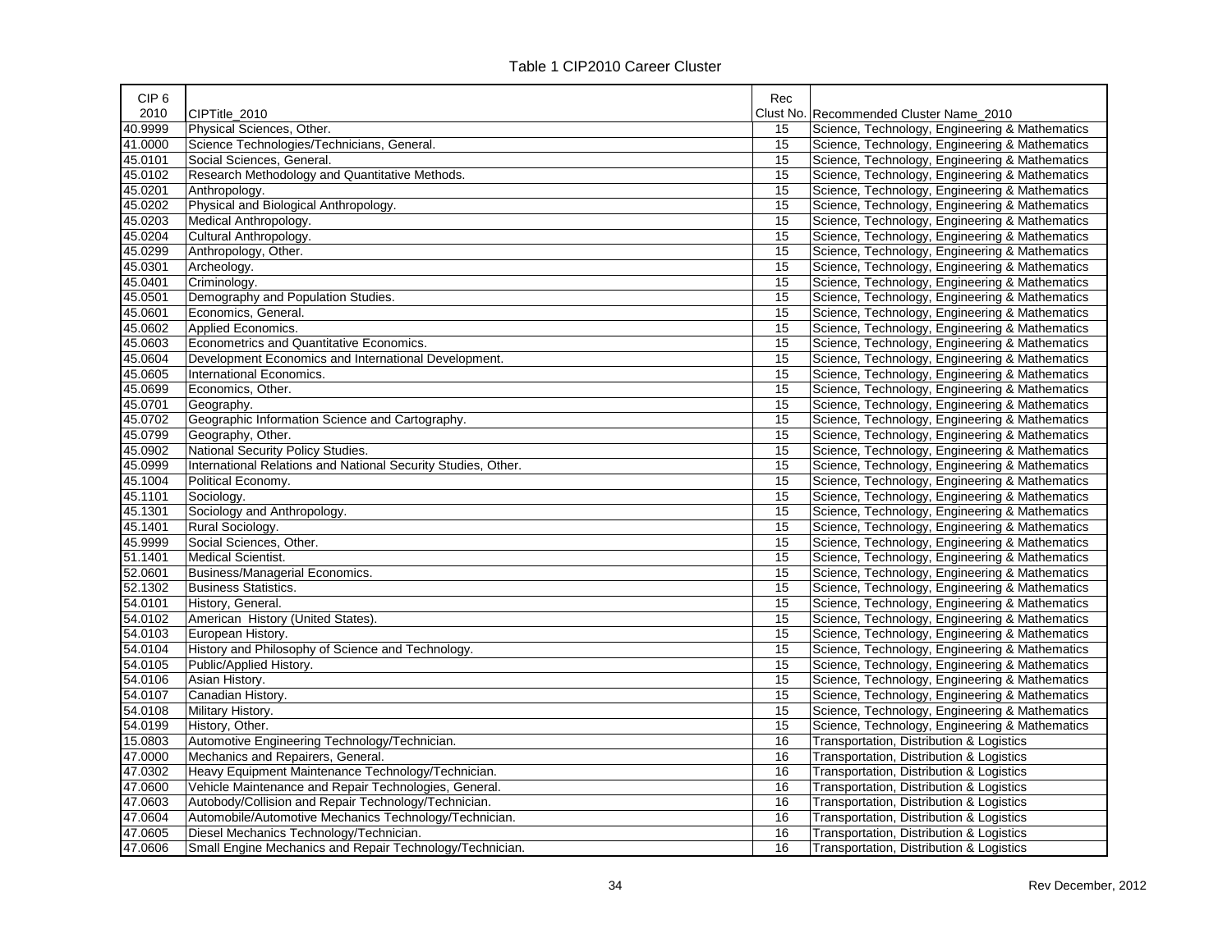Table 1 CIP2010 Career Cluster

| CIP 6 2010 | CIPTitle_2010 | Rec Clust No. | Recommended Cluster Name_2010 |
|---|---|---|---|
| 40.9999 | Physical Sciences, Other. | 15 | Science, Technology, Engineering & Mathematics |
| 41.0000 | Science Technologies/Technicians, General. | 15 | Science, Technology, Engineering & Mathematics |
| 45.0101 | Social Sciences, General. | 15 | Science, Technology, Engineering & Mathematics |
| 45.0102 | Research Methodology and Quantitative Methods. | 15 | Science, Technology, Engineering & Mathematics |
| 45.0201 | Anthropology. | 15 | Science, Technology, Engineering & Mathematics |
| 45.0202 | Physical and Biological Anthropology. | 15 | Science, Technology, Engineering & Mathematics |
| 45.0203 | Medical Anthropology. | 15 | Science, Technology, Engineering & Mathematics |
| 45.0204 | Cultural Anthropology. | 15 | Science, Technology, Engineering & Mathematics |
| 45.0299 | Anthropology, Other. | 15 | Science, Technology, Engineering & Mathematics |
| 45.0301 | Archeology. | 15 | Science, Technology, Engineering & Mathematics |
| 45.0401 | Criminology. | 15 | Science, Technology, Engineering & Mathematics |
| 45.0501 | Demography and Population Studies. | 15 | Science, Technology, Engineering & Mathematics |
| 45.0601 | Economics, General. | 15 | Science, Technology, Engineering & Mathematics |
| 45.0602 | Applied Economics. | 15 | Science, Technology, Engineering & Mathematics |
| 45.0603 | Econometrics and Quantitative Economics. | 15 | Science, Technology, Engineering & Mathematics |
| 45.0604 | Development Economics and International Development. | 15 | Science, Technology, Engineering & Mathematics |
| 45.0605 | International Economics. | 15 | Science, Technology, Engineering & Mathematics |
| 45.0699 | Economics, Other. | 15 | Science, Technology, Engineering & Mathematics |
| 45.0701 | Geography. | 15 | Science, Technology, Engineering & Mathematics |
| 45.0702 | Geographic Information Science and Cartography. | 15 | Science, Technology, Engineering & Mathematics |
| 45.0799 | Geography, Other. | 15 | Science, Technology, Engineering & Mathematics |
| 45.0902 | National Security Policy Studies. | 15 | Science, Technology, Engineering & Mathematics |
| 45.0999 | International Relations and National Security Studies, Other. | 15 | Science, Technology, Engineering & Mathematics |
| 45.1004 | Political Economy. | 15 | Science, Technology, Engineering & Mathematics |
| 45.1101 | Sociology. | 15 | Science, Technology, Engineering & Mathematics |
| 45.1301 | Sociology and Anthropology. | 15 | Science, Technology, Engineering & Mathematics |
| 45.1401 | Rural Sociology. | 15 | Science, Technology, Engineering & Mathematics |
| 45.9999 | Social Sciences, Other. | 15 | Science, Technology, Engineering & Mathematics |
| 51.1401 | Medical Scientist. | 15 | Science, Technology, Engineering & Mathematics |
| 52.0601 | Business/Managerial Economics. | 15 | Science, Technology, Engineering & Mathematics |
| 52.1302 | Business Statistics. | 15 | Science, Technology, Engineering & Mathematics |
| 54.0101 | History, General. | 15 | Science, Technology, Engineering & Mathematics |
| 54.0102 | American History (United States). | 15 | Science, Technology, Engineering & Mathematics |
| 54.0103 | European History. | 15 | Science, Technology, Engineering & Mathematics |
| 54.0104 | History and Philosophy of Science and Technology. | 15 | Science, Technology, Engineering & Mathematics |
| 54.0105 | Public/Applied History. | 15 | Science, Technology, Engineering & Mathematics |
| 54.0106 | Asian History. | 15 | Science, Technology, Engineering & Mathematics |
| 54.0107 | Canadian History. | 15 | Science, Technology, Engineering & Mathematics |
| 54.0108 | Military History. | 15 | Science, Technology, Engineering & Mathematics |
| 54.0199 | History, Other. | 15 | Science, Technology, Engineering & Mathematics |
| 15.0803 | Automotive Engineering Technology/Technician. | 16 | Transportation, Distribution & Logistics |
| 47.0000 | Mechanics and Repairers, General. | 16 | Transportation, Distribution & Logistics |
| 47.0302 | Heavy Equipment Maintenance Technology/Technician. | 16 | Transportation, Distribution & Logistics |
| 47.0600 | Vehicle Maintenance and Repair Technologies, General. | 16 | Transportation, Distribution & Logistics |
| 47.0603 | Autobody/Collision and Repair Technology/Technician. | 16 | Transportation, Distribution & Logistics |
| 47.0604 | Automobile/Automotive Mechanics Technology/Technician. | 16 | Transportation, Distribution & Logistics |
| 47.0605 | Diesel Mechanics Technology/Technician. | 16 | Transportation, Distribution & Logistics |
| 47.0606 | Small Engine Mechanics and Repair Technology/Technician. | 16 | Transportation, Distribution & Logistics |

Rev December, 2012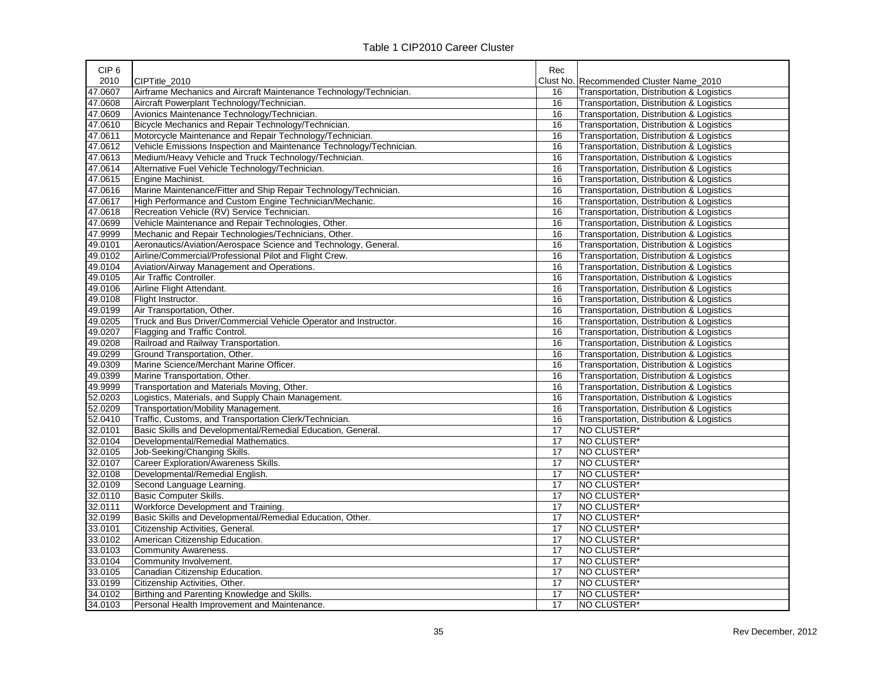Table 1 CIP2010 Career Cluster

| CIP 6 2010 | CIPTitle_2010 | Rec Clust No. | Recommended Cluster Name_2010 |
|---|---|---|---|
| 47.0607 | Airframe Mechanics and Aircraft Maintenance Technology/Technician. | 16 | Transportation, Distribution & Logistics |
| 47.0608 | Aircraft Powerplant Technology/Technician. | 16 | Transportation, Distribution & Logistics |
| 47.0609 | Avionics Maintenance Technology/Technician. | 16 | Transportation, Distribution & Logistics |
| 47.0610 | Bicycle Mechanics and Repair Technology/Technician. | 16 | Transportation, Distribution & Logistics |
| 47.0611 | Motorcycle Maintenance and Repair Technology/Technician. | 16 | Transportation, Distribution & Logistics |
| 47.0612 | Vehicle Emissions Inspection and Maintenance Technology/Technician. | 16 | Transportation, Distribution & Logistics |
| 47.0613 | Medium/Heavy Vehicle and Truck Technology/Technician. | 16 | Transportation, Distribution & Logistics |
| 47.0614 | Alternative Fuel Vehicle Technology/Technician. | 16 | Transportation, Distribution & Logistics |
| 47.0615 | Engine Machinist. | 16 | Transportation, Distribution & Logistics |
| 47.0616 | Marine Maintenance/Fitter and Ship Repair Technology/Technician. | 16 | Transportation, Distribution & Logistics |
| 47.0617 | High Performance and Custom Engine Technician/Mechanic. | 16 | Transportation, Distribution & Logistics |
| 47.0618 | Recreation Vehicle (RV) Service Technician. | 16 | Transportation, Distribution & Logistics |
| 47.0699 | Vehicle Maintenance and Repair Technologies, Other. | 16 | Transportation, Distribution & Logistics |
| 47.9999 | Mechanic and Repair Technologies/Technicians, Other. | 16 | Transportation, Distribution & Logistics |
| 49.0101 | Aeronautics/Aviation/Aerospace Science and Technology, General. | 16 | Transportation, Distribution & Logistics |
| 49.0102 | Airline/Commercial/Professional Pilot and Flight Crew. | 16 | Transportation, Distribution & Logistics |
| 49.0104 | Aviation/Airway Management and Operations. | 16 | Transportation, Distribution & Logistics |
| 49.0105 | Air Traffic Controller. | 16 | Transportation, Distribution & Logistics |
| 49.0106 | Airline Flight Attendant. | 16 | Transportation, Distribution & Logistics |
| 49.0108 | Flight Instructor. | 16 | Transportation, Distribution & Logistics |
| 49.0199 | Air Transportation, Other. | 16 | Transportation, Distribution & Logistics |
| 49.0205 | Truck and Bus Driver/Commercial Vehicle Operator and Instructor. | 16 | Transportation, Distribution & Logistics |
| 49.0207 | Flagging and Traffic Control. | 16 | Transportation, Distribution & Logistics |
| 49.0208 | Railroad and Railway Transportation. | 16 | Transportation, Distribution & Logistics |
| 49.0299 | Ground Transportation, Other. | 16 | Transportation, Distribution & Logistics |
| 49.0309 | Marine Science/Merchant Marine Officer. | 16 | Transportation, Distribution & Logistics |
| 49.0399 | Marine Transportation, Other. | 16 | Transportation, Distribution & Logistics |
| 49.9999 | Transportation and Materials Moving, Other. | 16 | Transportation, Distribution & Logistics |
| 52.0203 | Logistics, Materials, and Supply Chain Management. | 16 | Transportation, Distribution & Logistics |
| 52.0209 | Transportation/Mobility Management. | 16 | Transportation, Distribution & Logistics |
| 52.0410 | Traffic, Customs, and Transportation Clerk/Technician. | 16 | Transportation, Distribution & Logistics |
| 32.0101 | Basic Skills and Developmental/Remedial Education, General. | 17 | NO CLUSTER* |
| 32.0104 | Developmental/Remedial Mathematics. | 17 | NO CLUSTER* |
| 32.0105 | Job-Seeking/Changing Skills. | 17 | NO CLUSTER* |
| 32.0107 | Career Exploration/Awareness Skills. | 17 | NO CLUSTER* |
| 32.0108 | Developmental/Remedial English. | 17 | NO CLUSTER* |
| 32.0109 | Second Language Learning. | 17 | NO CLUSTER* |
| 32.0110 | Basic Computer Skills. | 17 | NO CLUSTER* |
| 32.0111 | Workforce Development and Training. | 17 | NO CLUSTER* |
| 32.0199 | Basic Skills and Developmental/Remedial Education, Other. | 17 | NO CLUSTER* |
| 33.0101 | Citizenship Activities, General. | 17 | NO CLUSTER* |
| 33.0102 | American Citizenship Education. | 17 | NO CLUSTER* |
| 33.0103 | Community Awareness. | 17 | NO CLUSTER* |
| 33.0104 | Community Involvement. | 17 | NO CLUSTER* |
| 33.0105 | Canadian Citizenship Education. | 17 | NO CLUSTER* |
| 33.0199 | Citizenship Activities, Other. | 17 | NO CLUSTER* |
| 34.0102 | Birthing and Parenting Knowledge and Skills. | 17 | NO CLUSTER* |
| 34.0103 | Personal Health Improvement and Maintenance. | 17 | NO CLUSTER* |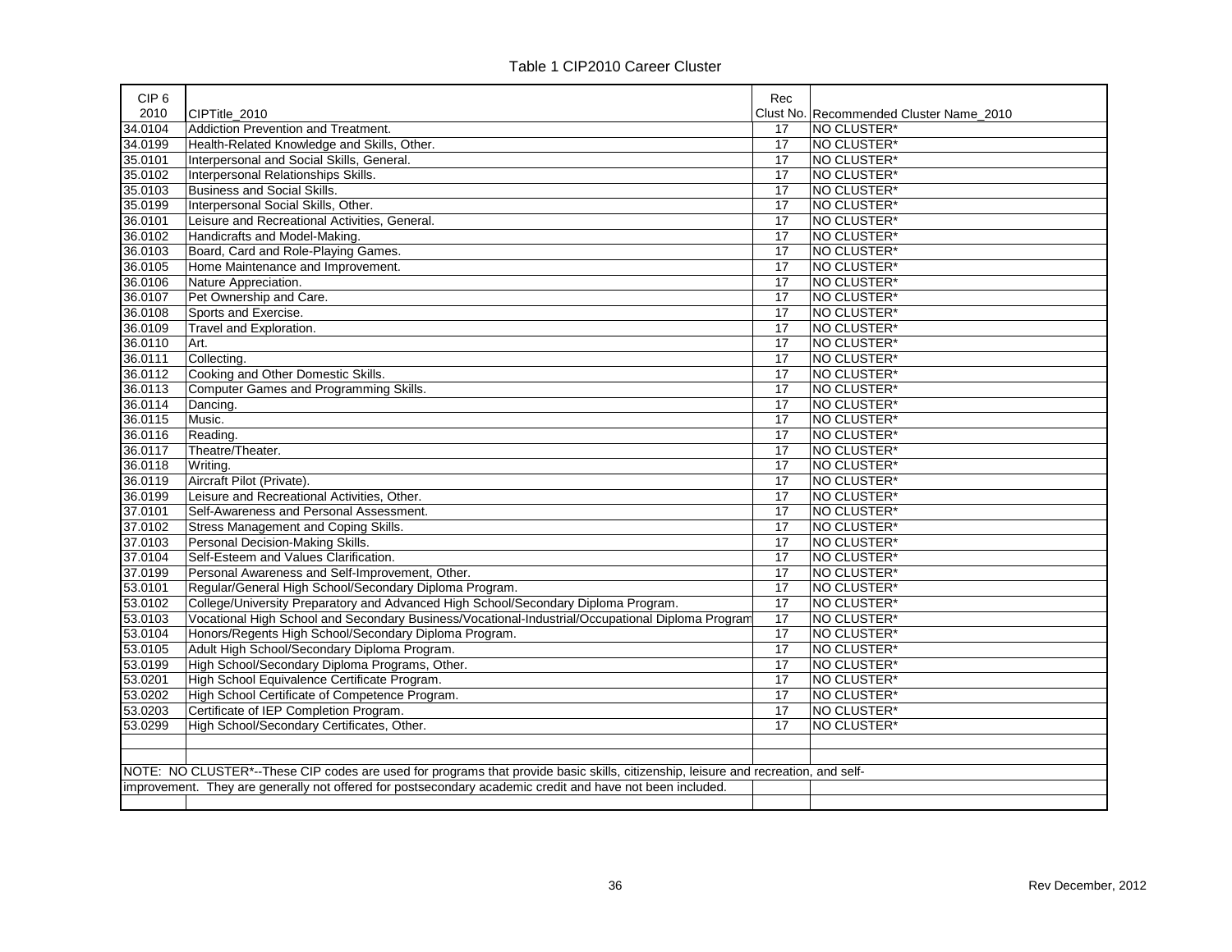Table 1 CIP2010 Career Cluster

| CIP 6 2010 | CIPTitle_2010 | Rec Clust No. | Recommended Cluster Name_2010 |
|---|---|---|---|
| 34.0104 | Addiction Prevention and Treatment. | 17 | NO CLUSTER* |
| 34.0199 | Health-Related Knowledge and Skills, Other. | 17 | NO CLUSTER* |
| 35.0101 | Interpersonal and Social Skills, General. | 17 | NO CLUSTER* |
| 35.0102 | Interpersonal Relationships Skills. | 17 | NO CLUSTER* |
| 35.0103 | Business and Social Skills. | 17 | NO CLUSTER* |
| 35.0199 | Interpersonal Social Skills, Other. | 17 | NO CLUSTER* |
| 36.0101 | Leisure and Recreational Activities, General. | 17 | NO CLUSTER* |
| 36.0102 | Handicrafts and Model-Making. | 17 | NO CLUSTER* |
| 36.0103 | Board, Card and Role-Playing Games. | 17 | NO CLUSTER* |
| 36.0105 | Home Maintenance and Improvement. | 17 | NO CLUSTER* |
| 36.0106 | Nature Appreciation. | 17 | NO CLUSTER* |
| 36.0107 | Pet Ownership and Care. | 17 | NO CLUSTER* |
| 36.0108 | Sports and Exercise. | 17 | NO CLUSTER* |
| 36.0109 | Travel and Exploration. | 17 | NO CLUSTER* |
| 36.0110 | Art. | 17 | NO CLUSTER* |
| 36.0111 | Collecting. | 17 | NO CLUSTER* |
| 36.0112 | Cooking and Other Domestic Skills. | 17 | NO CLUSTER* |
| 36.0113 | Computer Games and Programming Skills. | 17 | NO CLUSTER* |
| 36.0114 | Dancing. | 17 | NO CLUSTER* |
| 36.0115 | Music. | 17 | NO CLUSTER* |
| 36.0116 | Reading. | 17 | NO CLUSTER* |
| 36.0117 | Theatre/Theater. | 17 | NO CLUSTER* |
| 36.0118 | Writing. | 17 | NO CLUSTER* |
| 36.0119 | Aircraft Pilot (Private). | 17 | NO CLUSTER* |
| 36.0199 | Leisure and Recreational Activities, Other. | 17 | NO CLUSTER* |
| 37.0101 | Self-Awareness and Personal Assessment. | 17 | NO CLUSTER* |
| 37.0102 | Stress Management and Coping Skills. | 17 | NO CLUSTER* |
| 37.0103 | Personal Decision-Making Skills. | 17 | NO CLUSTER* |
| 37.0104 | Self-Esteem and Values Clarification. | 17 | NO CLUSTER* |
| 37.0199 | Personal Awareness and Self-Improvement, Other. | 17 | NO CLUSTER* |
| 53.0101 | Regular/General High School/Secondary Diploma Program. | 17 | NO CLUSTER* |
| 53.0102 | College/University Preparatory and Advanced High School/Secondary Diploma Program. | 17 | NO CLUSTER* |
| 53.0103 | Vocational High School and Secondary Business/Vocational-Industrial/Occupational Diploma Program | 17 | NO CLUSTER* |
| 53.0104 | Honors/Regents High School/Secondary Diploma Program. | 17 | NO CLUSTER* |
| 53.0105 | Adult High School/Secondary Diploma Program. | 17 | NO CLUSTER* |
| 53.0199 | High School/Secondary Diploma Programs, Other. | 17 | NO CLUSTER* |
| 53.0201 | High School Equivalence Certificate Program. | 17 | NO CLUSTER* |
| 53.0202 | High School Certificate of Competence Program. | 17 | NO CLUSTER* |
| 53.0203 | Certificate of IEP Completion Program. | 17 | NO CLUSTER* |
| 53.0299 | High School/Secondary Certificates, Other. | 17 | NO CLUSTER* |

NOTE: NO CLUSTER*--These CIP codes are used for programs that provide basic skills, citizenship, leisure and recreation, and self-improvement. They are generally not offered for postsecondary academic credit and have not been included.

Rev December, 2012